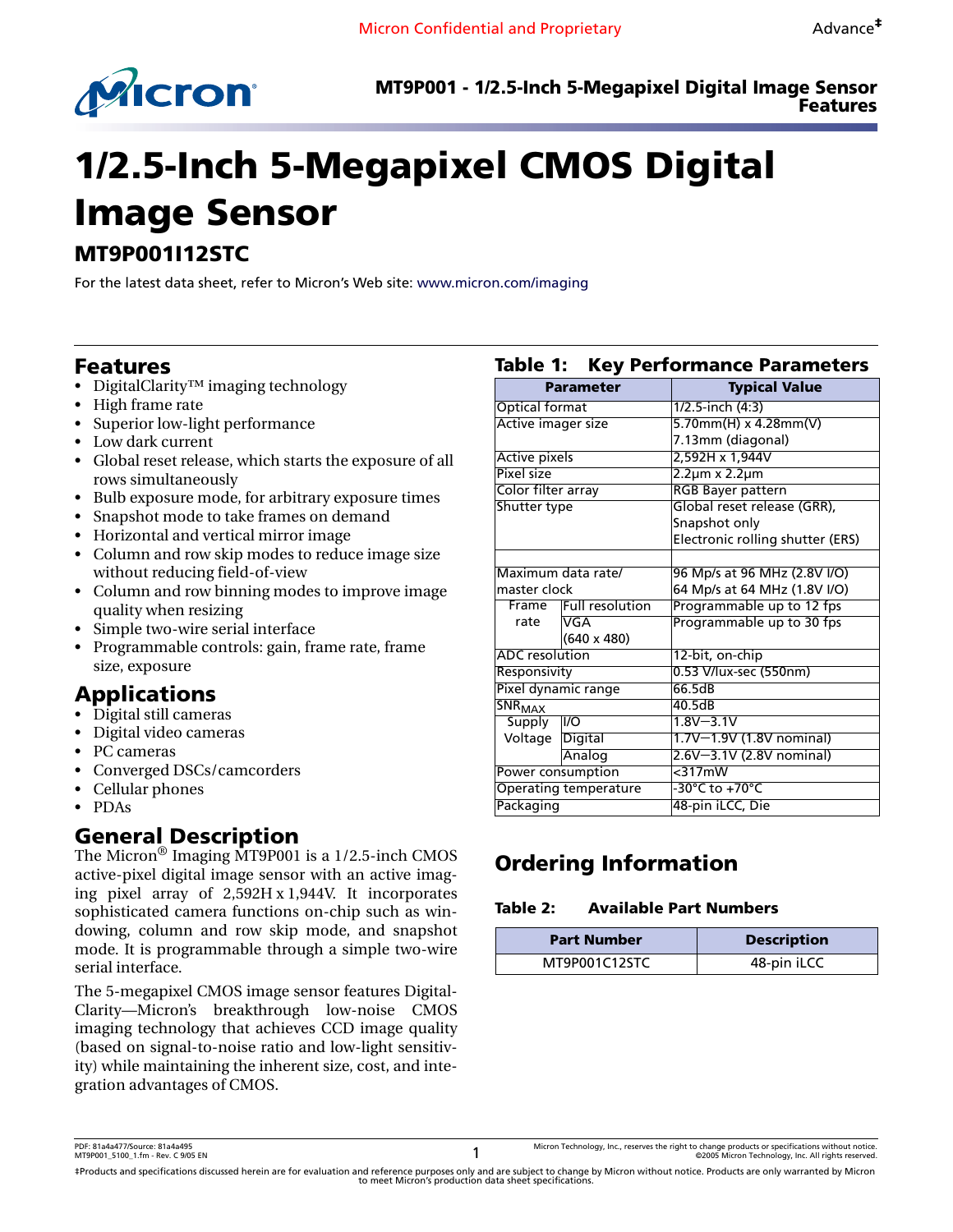# 1/2.5-Inch 5-Megapixel CMOS Digital Image Sensor

## MT9P001I12STC

For the latest data sheet, refer to Micron's Web site: www.micron.com/imaging

## Features

- DigitalClarity™ imaging technology
- High frame rate
- Superior low-light performance
- Low dark current
- Global reset release, which starts the exposure of all rows simultaneously
- Bulb exposure mode, for arbitrary exposure times
- Snapshot mode to take frames on demand
- Horizontal and vertical mirror image
- Column and row skip modes to reduce image size without reducing field-of-view
- Column and row binning modes to improve image quality when resizing
- Simple two-wire serial interface
- Programmable controls: gain, frame rate, frame size, exposure

## Applications

- Digital still cameras
- Digital video cameras
- PC cameras
- Converged DSCs/camcorders
- Cellular phones
- PDAs

## General Description

The Micron® Imaging MT9P001 is a 1/2.5-inch CMOS active-pixel digital image sensor with an active imaging pixel array of 2,592H x 1,944V. It incorporates sophisticated camera functions on-chip such as windowing, column and row skip mode, and snapshot mode. It is programmable through a simple two-wire serial interface.

The 5-megapixel CMOS image sensor features DigitalClarity—Micron's breakthrough low-noise CMOS imaging technology that achieves CCD image quality (based on signal-to-noise ratio and low-light sensitivity) while maintaining the inherent size, cost, and integration advantages of CMOS.

**Table 1: Key Performance Parameters**

| Parameter | | Typical Value |
|---|---|---|
| Optical format | | 1/2.5-inch (4:3) |
| Active imager size | | 5.70mm(H) x 4.28mm(V)<br>7.13mm (diagonal) |
| Active pixels | | 2,592H x 1,944V |
| Pixel size | | 2.2µm x 2.2µm |
| Color filter array | | RGB Bayer pattern |
| Shutter type | | Global reset release (GRR),<br>Snapshot only<br>Electronic rolling shutter (ERS) |
| Maximum data rate/ master clock | | 96 Mp/s at 96 MHz (2.8V I/O)<br>64 Mp/s at 64 MHz (1.8V I/O) |
| Frame rate | Full resolution | Programmable up to 12 fps |
| | VGA (640 x 480) | Programmable up to 30 fps |
| ADC resolution | | 12-bit, on-chip |
| Responsivity | | 0.53 V/lux-sec (550nm) |
| Pixel dynamic range | | 66.5dB |
| $SNR_{MAX}$ | | 40.5dB |
| Supply Voltage | I/O | 1.8V–3.1V |
| | Digital | 1.7V–1.9V (1.8V nominal) |
| | Analog | 2.6V–3.1V (2.8V nominal) |
| Power consumption | | <317mW |
| Operating temperature | | -30°C to +70°C |
| Packaging | | 48-pin iLCC, Die |

## Ordering Information

**Table 2: Available Part Numbers**

| Part Number | Description |
|---|---|
| MT9P001C12STC | 48-pin iLCC |

‡Products and specifications discussed herein are for evaluation and reference purposes only and are subject to change by Micron without notice. Products are only warranted by Micron to meet Micron's production data sheet specifications.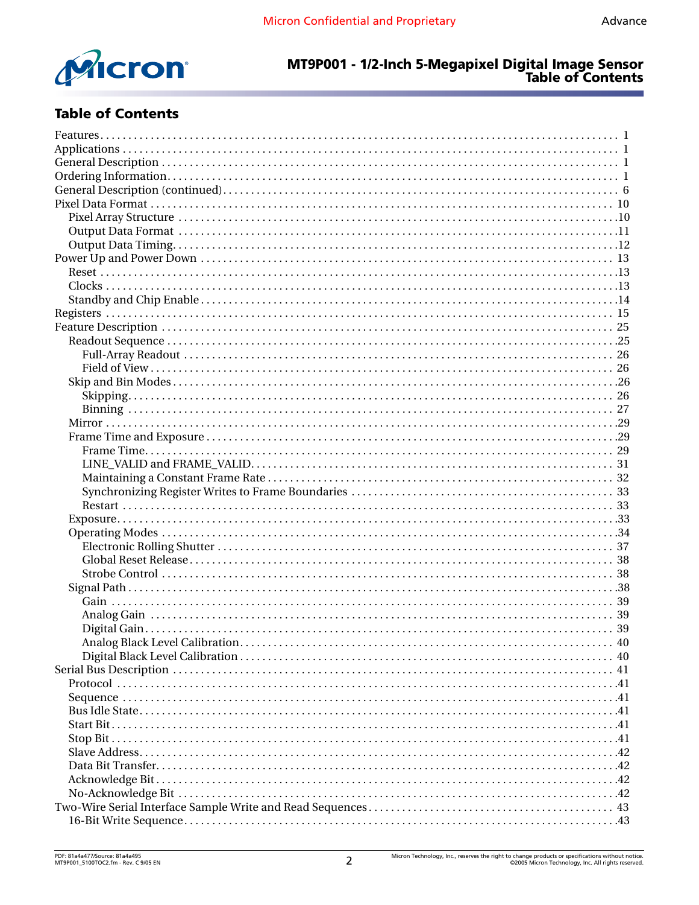# Table of Contents

Features . . . . . . . . . . 1
Applications . . . . . . . . . . 1
General Description . . . . . . . . . . 1
Ordering Information. . . . . . . . . . 1
General Description (continued) . . . . . . . . . . 6
Pixel Data Format . . . . . . . . . . 10
- Pixel Array Structure . . . . . . . . . . 10
- Output Data Format . . . . . . . . . . 11
- Output Data Timing. . . . . . . . . . 12

Power Up and Power Down . . . . . . . . . . 13
- Reset . . . . . . . . . . 13
- Clocks . . . . . . . . . . 13
- Standby and Chip Enable . . . . . . . . . . 14

Registers . . . . . . . . . . 15
Feature Description . . . . . . . . . . 25
- Readout Sequence . . . . . . . . . . 25
  - Full-Array Readout . . . . . . . . . . 26
  - Field of View . . . . . . . . . . 26
- Skip and Bin Modes . . . . . . . . . . 26
  - Skipping. . . . . . . . . . 26
  - Binning . . . . . . . . . . 27
- Mirror . . . . . . . . . . 29
- Frame Time and Exposure . . . . . . . . . . 29
  - Frame Time. . . . . . . . . . 29
  - LINE_VALID and FRAME_VALID. . . . . . . . . . 31
  - Maintaining a Constant Frame Rate . . . . . . . . . . 32
  - Synchronizing Register Writes to Frame Boundaries . . . . . . . . . . 33
  - Restart . . . . . . . . . . 33
- Exposure. . . . . . . . . . 33
- Operating Modes . . . . . . . . . . 34
  - Electronic Rolling Shutter . . . . . . . . . . 37
  - Global Reset Release. . . . . . . . . . 38
  - Strobe Control . . . . . . . . . . 38
- Signal Path . . . . . . . . . . 38
  - Gain . . . . . . . . . . 39
  - Analog Gain . . . . . . . . . . 39
  - Digital Gain. . . . . . . . . . 39
  - Analog Black Level Calibration. . . . . . . . . . 40
  - Digital Black Level Calibration . . . . . . . . . . 40

Serial Bus Description . . . . . . . . . . 41
- Protocol . . . . . . . . . . 41
- Sequence . . . . . . . . . . 41
- Bus Idle State. . . . . . . . . . 41
- Start Bit. . . . . . . . . . 41
- Stop Bit . . . . . . . . . . 41
- Slave Address. . . . . . . . . . 42
- Data Bit Transfer. . . . . . . . . . 42
- Acknowledge Bit . . . . . . . . . . 42
- No-Acknowledge Bit . . . . . . . . . . 42

Two-Wire Serial Interface Sample Write and Read Sequences . . . . . . . . . . 43
- 16-Bit Write Sequence . . . . . . . . . . 43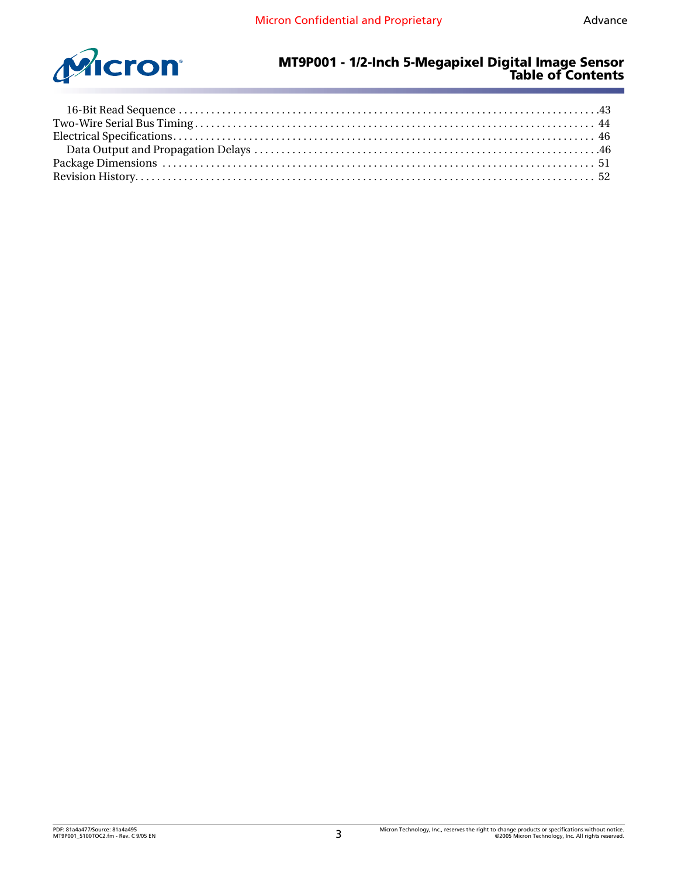- 16-Bit Read Sequence .....43
- Two-Wire Serial Bus Timing ..... 44
- Electrical Specifications..... 46
  - Data Output and Propagation Delays .....46
- Package Dimensions ..... 51
- Revision History..... 52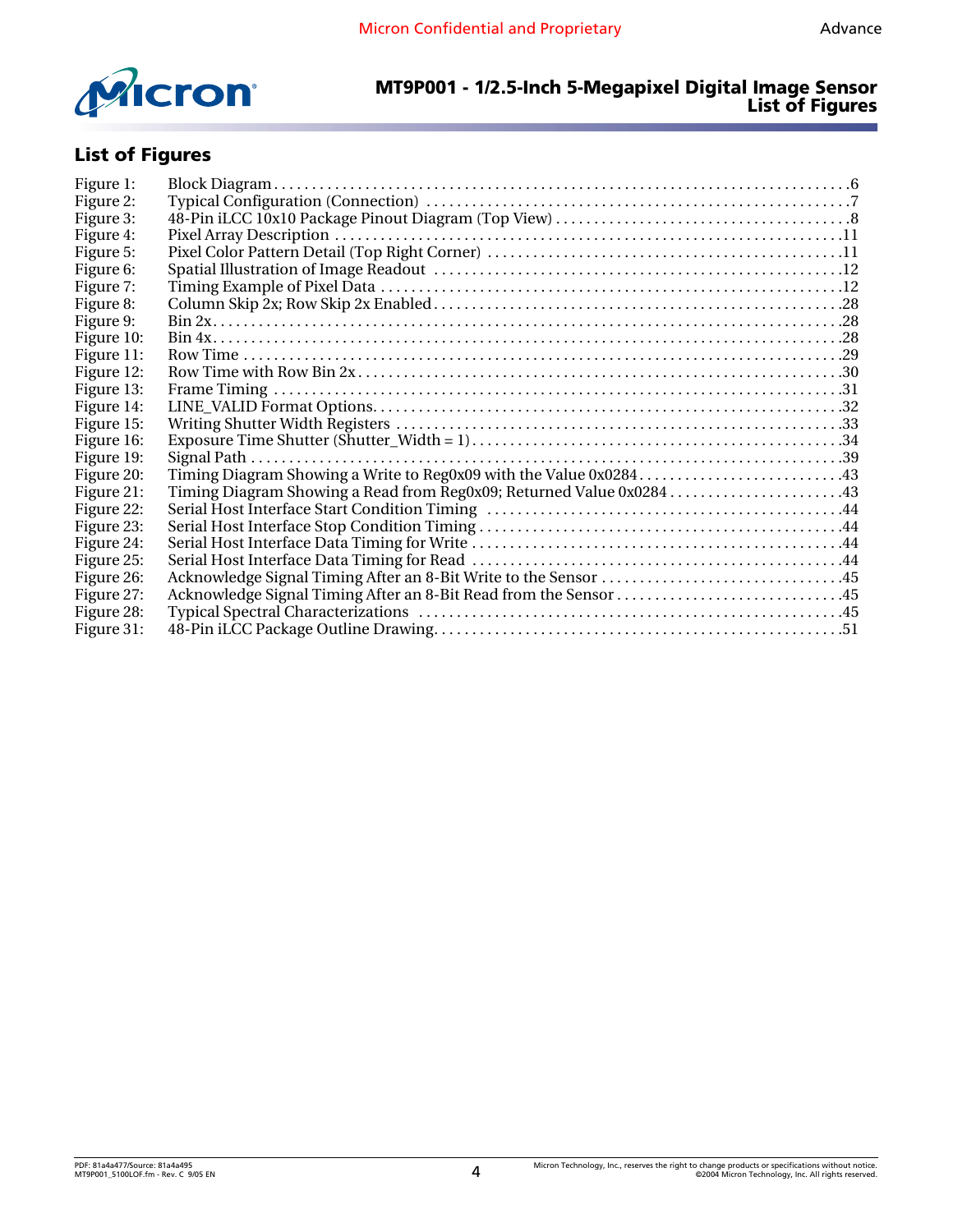## List of Figures

| | | |
|---|---|---|
| Figure 1: | Block Diagram | 6 |
| Figure 2: | Typical Configuration (Connection) | 7 |
| Figure 3: | 48-Pin iLCC 10x10 Package Pinout Diagram (Top View) | 8 |
| Figure 4: | Pixel Array Description | 11 |
| Figure 5: | Pixel Color Pattern Detail (Top Right Corner) | 11 |
| Figure 6: | Spatial Illustration of Image Readout | 12 |
| Figure 7: | Timing Example of Pixel Data | 12 |
| Figure 8: | Column Skip 2x; Row Skip 2x Enabled | 28 |
| Figure 9: | Bin 2x | 28 |
| Figure 10: | Bin 4x | 28 |
| Figure 11: | Row Time | 29 |
| Figure 12: | Row Time with Row Bin 2x | 30 |
| Figure 13: | Frame Timing | 31 |
| Figure 14: | LINE_VALID Format Options | 32 |
| Figure 15: | Writing Shutter Width Registers | 33 |
| Figure 16: | Exposure Time Shutter (Shutter_Width = 1) | 34 |
| Figure 19: | Signal Path | 39 |
| Figure 20: | Timing Diagram Showing a Write to Reg0x09 with the Value 0x0284 | 43 |
| Figure 21: | Timing Diagram Showing a Read from Reg0x09; Returned Value 0x0284 | 43 |
| Figure 22: | Serial Host Interface Start Condition Timing | 44 |
| Figure 23: | Serial Host Interface Stop Condition Timing | 44 |
| Figure 24: | Serial Host Interface Data Timing for Write | 44 |
| Figure 25: | Serial Host Interface Data Timing for Read | 44 |
| Figure 26: | Acknowledge Signal Timing After an 8-Bit Write to the Sensor | 45 |
| Figure 27: | Acknowledge Signal Timing After an 8-Bit Read from the Sensor | 45 |
| Figure 28: | Typical Spectral Characterizations | 45 |
| Figure 31: | 48-Pin iLCC Package Outline Drawing | 51 |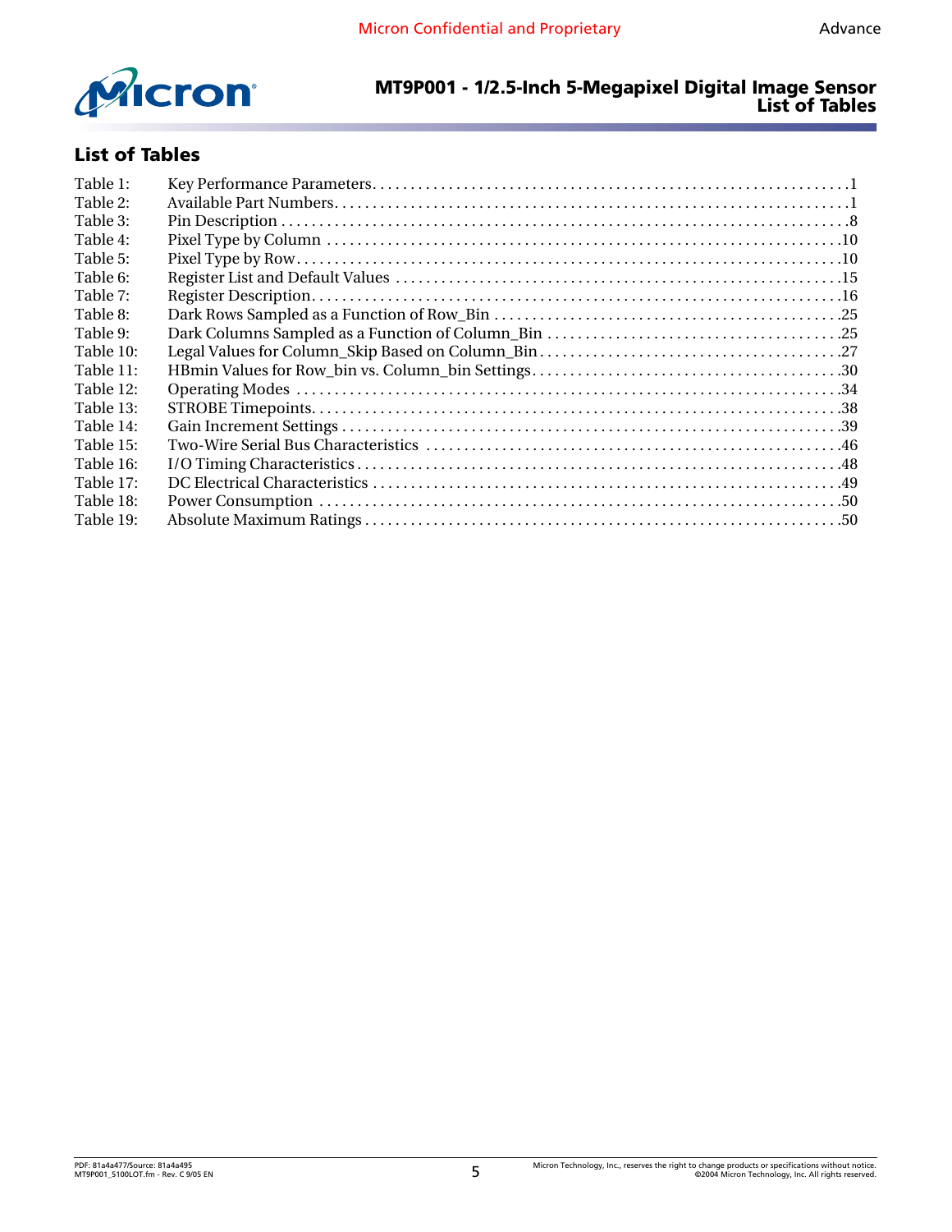## List of Tables

| | | |
|---|---|---|
| Table 1: | Key Performance Parameters | 1 |
| Table 2: | Available Part Numbers | 1 |
| Table 3: | Pin Description | 8 |
| Table 4: | Pixel Type by Column | 10 |
| Table 5: | Pixel Type by Row | 10 |
| Table 6: | Register List and Default Values | 15 |
| Table 7: | Register Description | 16 |
| Table 8: | Dark Rows Sampled as a Function of Row_Bin | 25 |
| Table 9: | Dark Columns Sampled as a Function of Column_Bin | 25 |
| Table 10: | Legal Values for Column_Skip Based on Column_Bin | 27 |
| Table 11: | HBmin Values for Row_bin vs. Column_bin Settings | 30 |
| Table 12: | Operating Modes | 34 |
| Table 13: | STROBE Timepoints | 38 |
| Table 14: | Gain Increment Settings | 39 |
| Table 15: | Two-Wire Serial Bus Characteristics | 46 |
| Table 16: | I/O Timing Characteristics | 48 |
| Table 17: | DC Electrical Characteristics | 49 |
| Table 18: | Power Consumption | 50 |
| Table 19: | Absolute Maximum Ratings | 50 |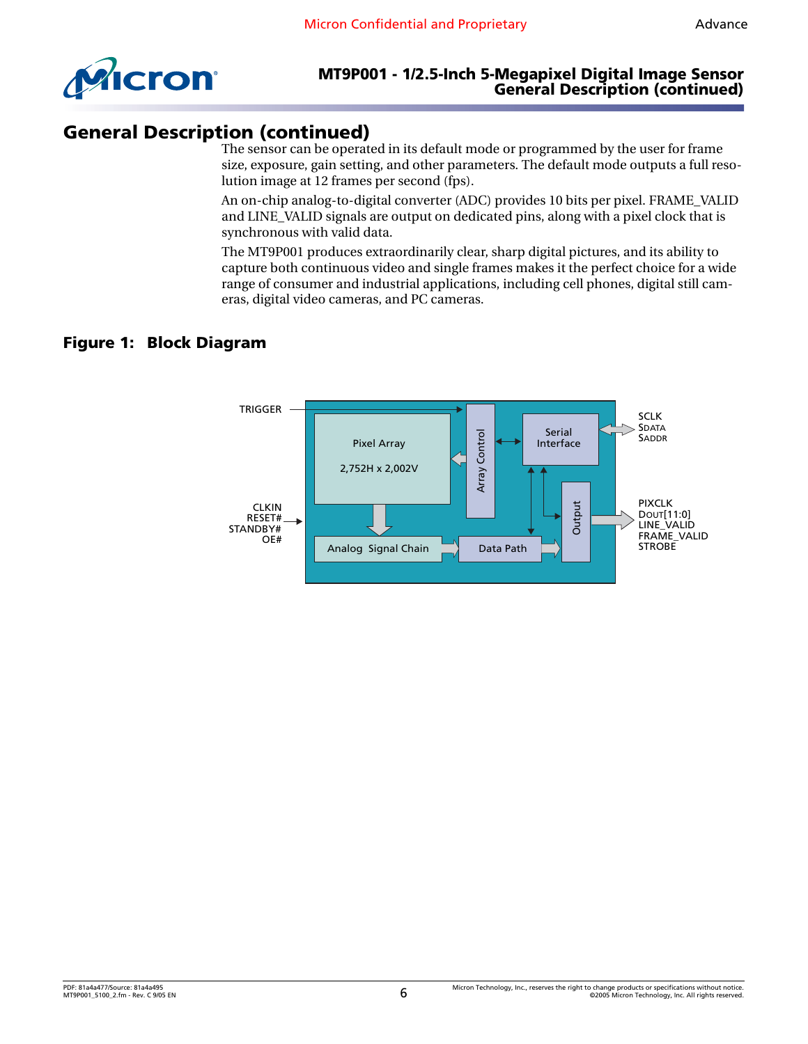## General Description (continued)

The sensor can be operated in its default mode or programmed by the user for frame size, exposure, gain setting, and other parameters. The default mode outputs a full resolution image at 12 frames per second (fps).

An on-chip analog-to-digital converter (ADC) provides 10 bits per pixel. FRAME_VALID and LINE_VALID signals are output on dedicated pins, along with a pixel clock that is synchronous with valid data.

The MT9P001 produces extraordinarily clear, sharp digital pictures, and its ability to capture both continuous video and single frames makes it the perfect choice for a wide range of consumer and industrial applications, including cell phones, digital still cameras, digital video cameras, and PC cameras.

### Figure 1: Block Diagram

TRIGGER

CLKIN
RESET#
STANDBY#
OE#

Pixel Array
2,752H x 2,002V

Array Control

Serial Interface

Analog Signal Chain

Data Path

Output

SCLK
SDATA
SADDR

PIXCLK
DOUT[11:0]
LINE_VALID
FRAME_VALID
STROBE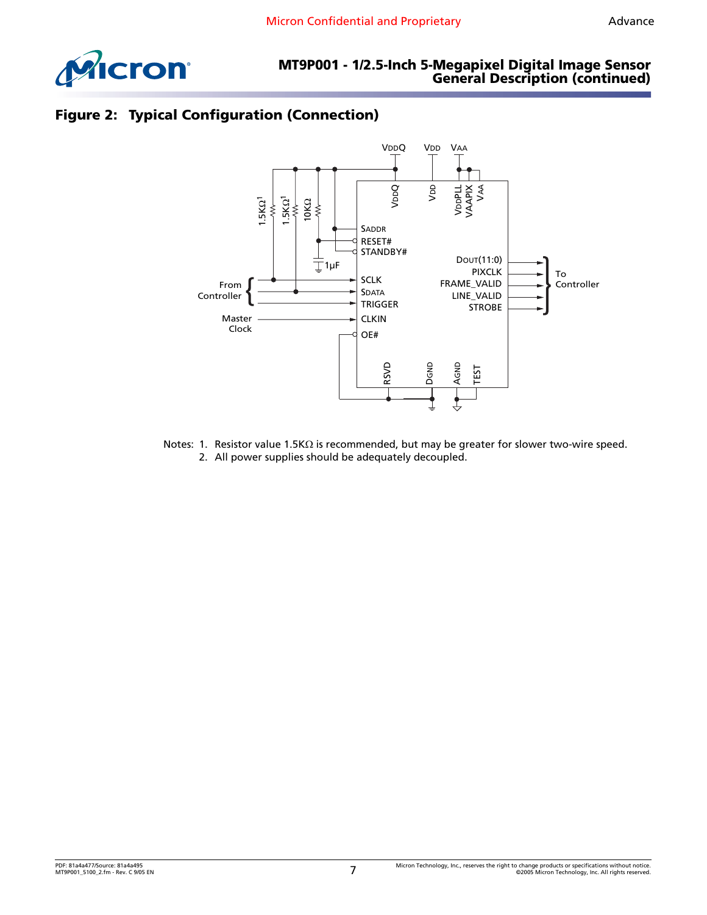## Figure 2: Typical Configuration (Connection)

Notes: 1. Resistor value 1.5KΩ is recommended, but may be greater for slower two-wire speed.
2. All power supplies should be adequately decoupled.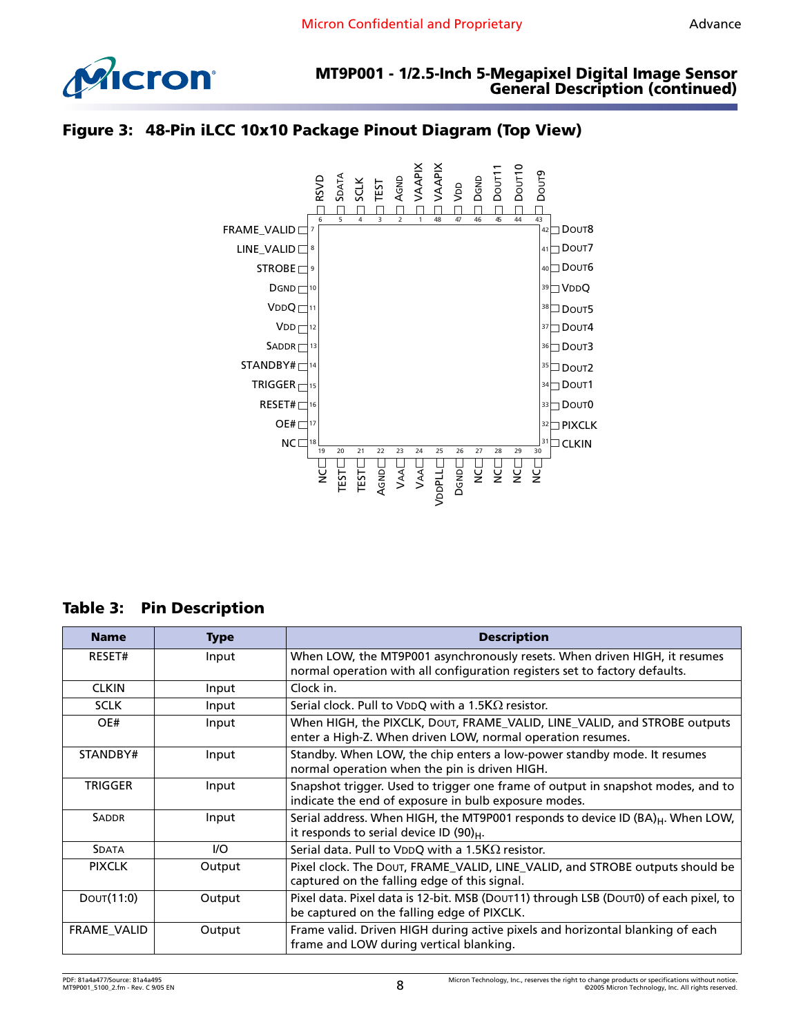# Figure 3: 48-Pin iLCC 10x10 Package Pinout Diagram (Top View)

| Pin | Name |
|---|---|
| 1 | VAAPIX |
| 2 | AGND |
| 3 | TEST |
| 4 | SCLK |
| 5 | SDATA |
| 6 | RSVD |
| 7 | FRAME_VALID |
| 8 | LINE_VALID |
| 9 | STROBE |
| 10 | DGND |
| 11 | VDDQ |
| 12 | VDD |
| 13 | SADDR |
| 14 | STANDBY# |
| 15 | TRIGGER |
| 16 | RESET# |
| 17 | OE# |
| 18 | NC |
| 19 | NC |
| 20 | TEST |
| 21 | TEST |
| 22 | AGND |
| 23 | VAA |
| 24 | VAA |
| 25 | VDDPLL |
| 26 | DGND |
| 27 | NC |
| 28 | NC |
| 29 | NC |
| 30 | NC |
| 31 | CLKIN |
| 32 | PIXCLK |
| 33 | DOUT0 |
| 34 | DOUT1 |
| 35 | DOUT2 |
| 36 | DOUT3 |
| 37 | DOUT4 |
| 38 | DOUT5 |
| 39 | VDDQ |
| 40 | DOUT6 |
| 41 | DOUT7 |
| 42 | DOUT8 |
| 43 | DOUT9 |
| 44 | DOUT10 |
| 45 | DOUT11 |
| 46 | DGND |
| 47 | VDD |
| 48 | VAAPIX |

# Table 3: Pin Description

| Name | Type | Description |
|---|---|---|
| RESET# | Input | When LOW, the MT9P001 asynchronously resets. When driven HIGH, it resumes normal operation with all configuration registers set to factory defaults. |
| CLKIN | Input | Clock in. |
| SCLK | Input | Serial clock. Pull to VDDQ with a 1.5KΩ resistor. |
| OE# | Input | When HIGH, the PIXCLK, DOUT, FRAME_VALID, LINE_VALID, and STROBE outputs enter a High-Z. When driven LOW, normal operation resumes. |
| STANDBY# | Input | Standby. When LOW, the chip enters a low-power standby mode. It resumes normal operation when the pin is driven HIGH. |
| TRIGGER | Input | Snapshot trigger. Used to trigger one frame of output in snapshot modes, and to indicate the end of exposure in bulb exposure modes. |
| SADDR | Input | Serial address. When HIGH, the MT9P001 responds to device ID $(BA)_H$. When LOW, it responds to serial device ID $(90)_H$. |
| SDATA | I/O | Serial data. Pull to VDDQ with a 1.5KΩ resistor. |
| PIXCLK | Output | Pixel clock. The DOUT, FRAME_VALID, LINE_VALID, and STROBE outputs should be captured on the falling edge of this signal. |
| DOUT(11:0) | Output | Pixel data. Pixel data is 12-bit. MSB (DOUT11) through LSB (DOUT0) of each pixel, to be captured on the falling edge of PIXCLK. |
| FRAME_VALID | Output | Frame valid. Driven HIGH during active pixels and horizontal blanking of each frame and LOW during vertical blanking. |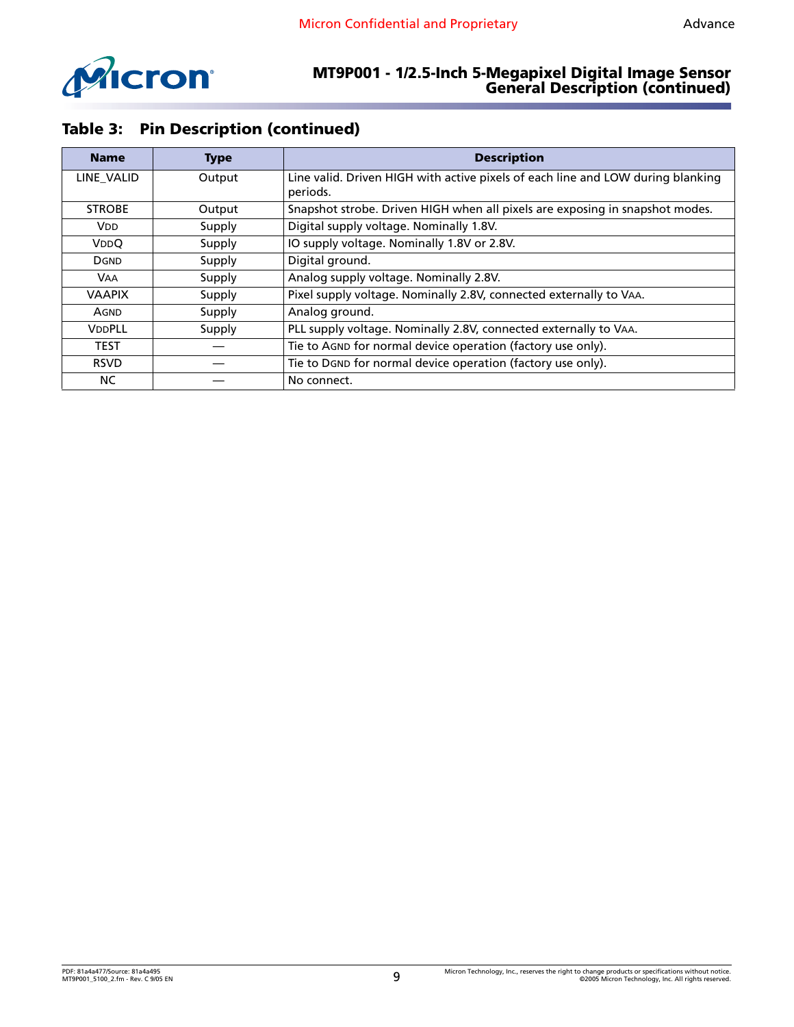## Table 3: Pin Description (continued)

| Name | Type | Description |
| --- | --- | --- |
| LINE_VALID | Output | Line valid. Driven HIGH with active pixels of each line and LOW during blanking periods. |
| STROBE | Output | Snapshot strobe. Driven HIGH when all pixels are exposing in snapshot modes. |
| VDD | Supply | Digital supply voltage. Nominally 1.8V. |
| VDDQ | Supply | IO supply voltage. Nominally 1.8V or 2.8V. |
| DGND | Supply | Digital ground. |
| VAA | Supply | Analog supply voltage. Nominally 2.8V. |
| VAAPIX | Supply | Pixel supply voltage. Nominally 2.8V, connected externally to VAA. |
| AGND | Supply | Analog ground. |
| VDDPLL | Supply | PLL supply voltage. Nominally 2.8V, connected externally to VAA. |
| TEST | — | Tie to AGND for normal device operation (factory use only). |
| RSVD | — | Tie to DGND for normal device operation (factory use only). |
| NC | — | No connect. |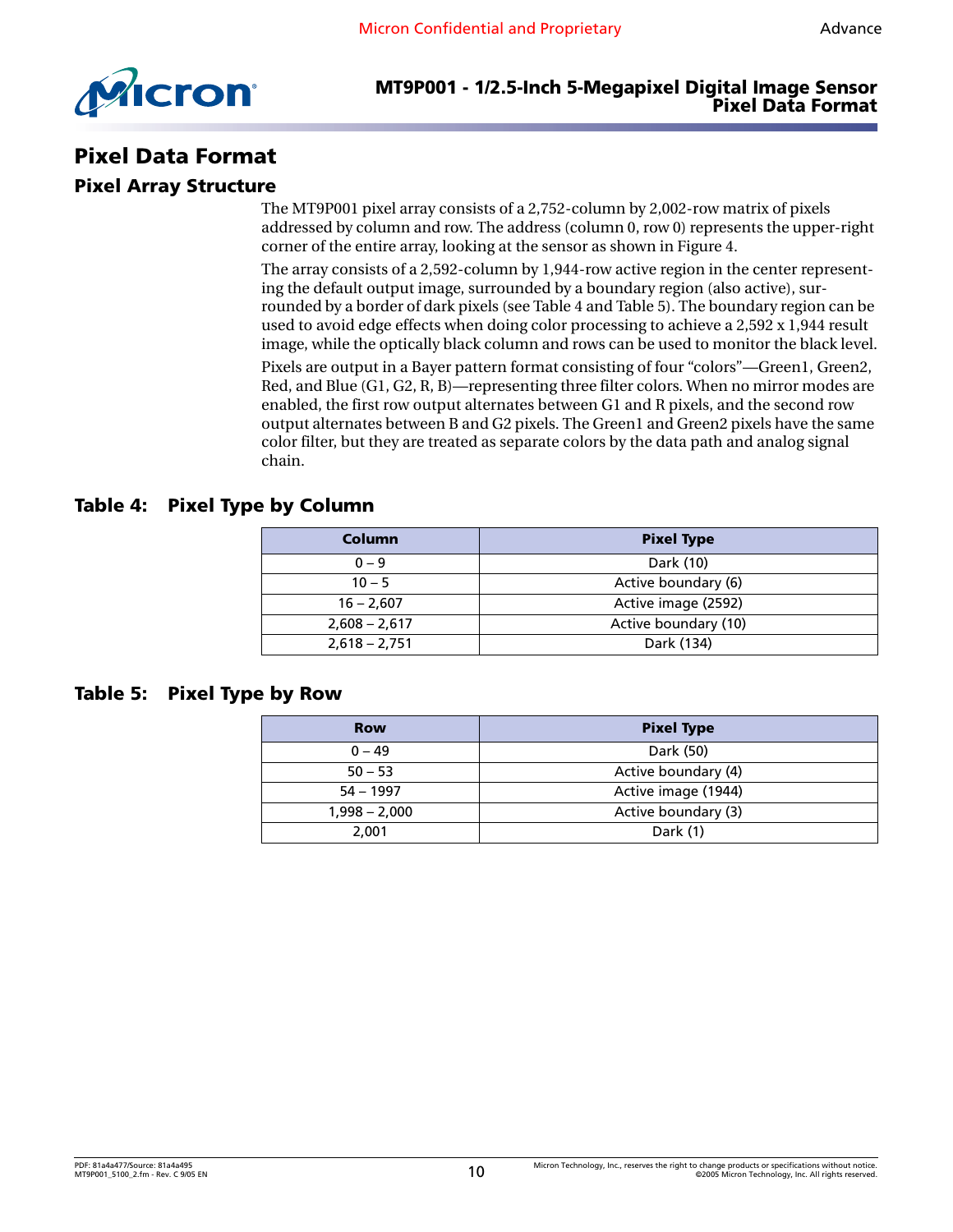# Pixel Data Format

## Pixel Array Structure

The MT9P001 pixel array consists of a 2,752-column by 2,002-row matrix of pixels addressed by column and row. The address (column 0, row 0) represents the upper-right corner of the entire array, looking at the sensor as shown in Figure 4.

The array consists of a 2,592-column by 1,944-row active region in the center representing the default output image, surrounded by a boundary region (also active), surrounded by a border of dark pixels (see Table 4 and Table 5). The boundary region can be used to avoid edge effects when doing color processing to achieve a 2,592 x 1,944 result image, while the optically black column and rows can be used to monitor the black level.

Pixels are output in a Bayer pattern format consisting of four "colors"—Green1, Green2, Red, and Blue (G1, G2, R, B)—representing three filter colors. When no mirror modes are enabled, the first row output alternates between G1 and R pixels, and the second row output alternates between B and G2 pixels. The Green1 and Green2 pixels have the same color filter, but they are treated as separate colors by the data path and analog signal chain.

### Table 4: Pixel Type by Column

| Column | Pixel Type |
|---|---|
| 0 – 9 | Dark (10) |
| 10 – 5 | Active boundary (6) |
| 16 – 2,607 | Active image (2592) |
| 2,608 – 2,617 | Active boundary (10) |
| 2,618 – 2,751 | Dark (134) |

### Table 5: Pixel Type by Row

| Row | Pixel Type |
|---|---|
| 0 – 49 | Dark (50) |
| 50 – 53 | Active boundary (4) |
| 54 – 1997 | Active image (1944) |
| 1,998 – 2,000 | Active boundary (3) |
| 2,001 | Dark (1) |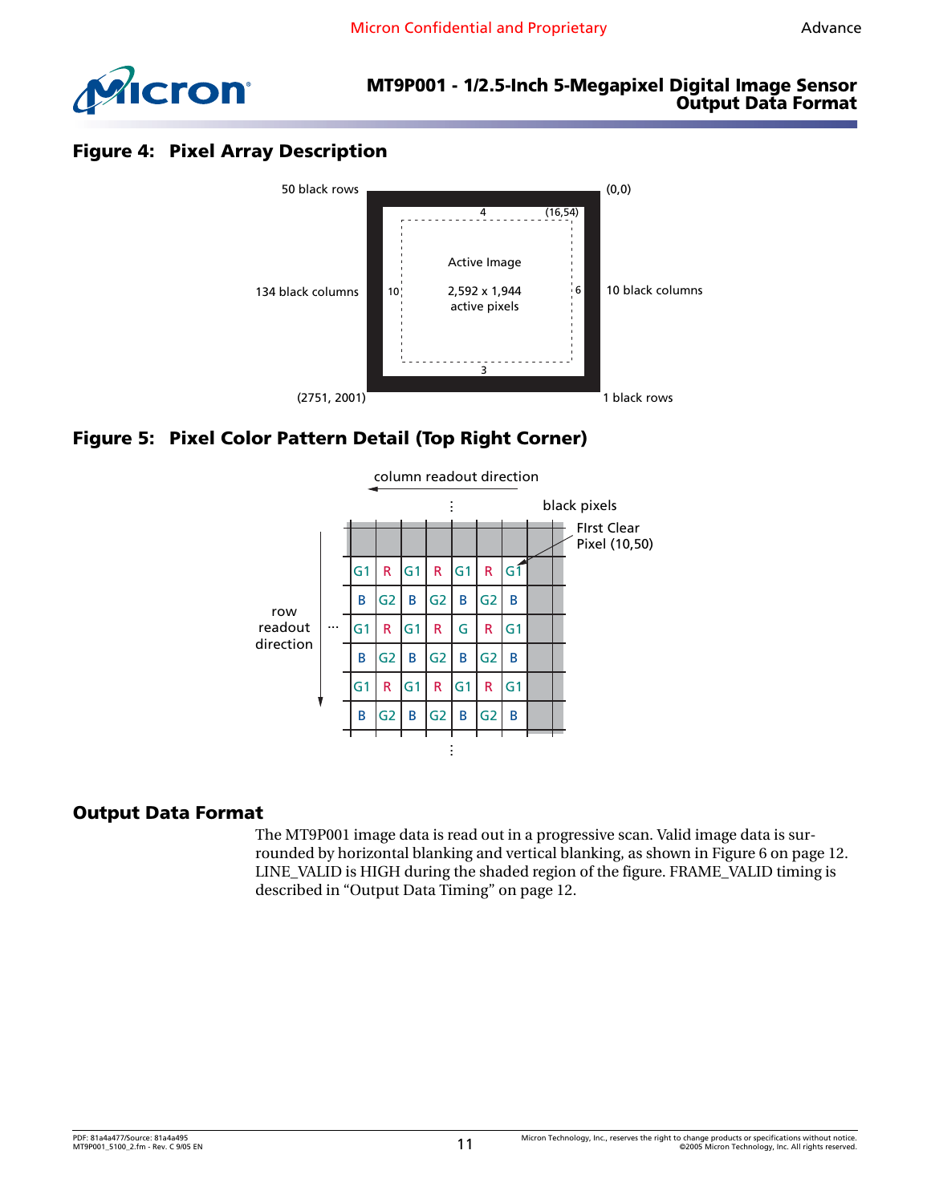## Figure 4: Pixel Array Description

50 black rows

(0,0)

4

(16,54)

Active Image

134 black columns

10

2,592 x 1,944 active pixels

6

10 black columns

3

(2751, 2001)

1 black rows

## Figure 5: Pixel Color Pattern Detail (Top Right Corner)

column readout direction

black pixels

FIrst Clear Pixel (10,50)

row readout direction

| G1 | R | G1 | R | G1 | R | G1 |
|---|---|---|---|---|---|---|
| B | G2 | B | G2 | B | G2 | B |
| G1 | R | G1 | R | G | R | G1 |
| B | G2 | B | G2 | B | G2 | B |
| G1 | R | G1 | R | G1 | R | G1 |
| B | G2 | B | G2 | B | G2 | B |

## Output Data Format

The MT9P001 image data is read out in a progressive scan. Valid image data is surrounded by horizontal blanking and vertical blanking, as shown in Figure 6 on page 12. LINE_VALID is HIGH during the shaded region of the figure. FRAME_VALID timing is described in "Output Data Timing" on page 12.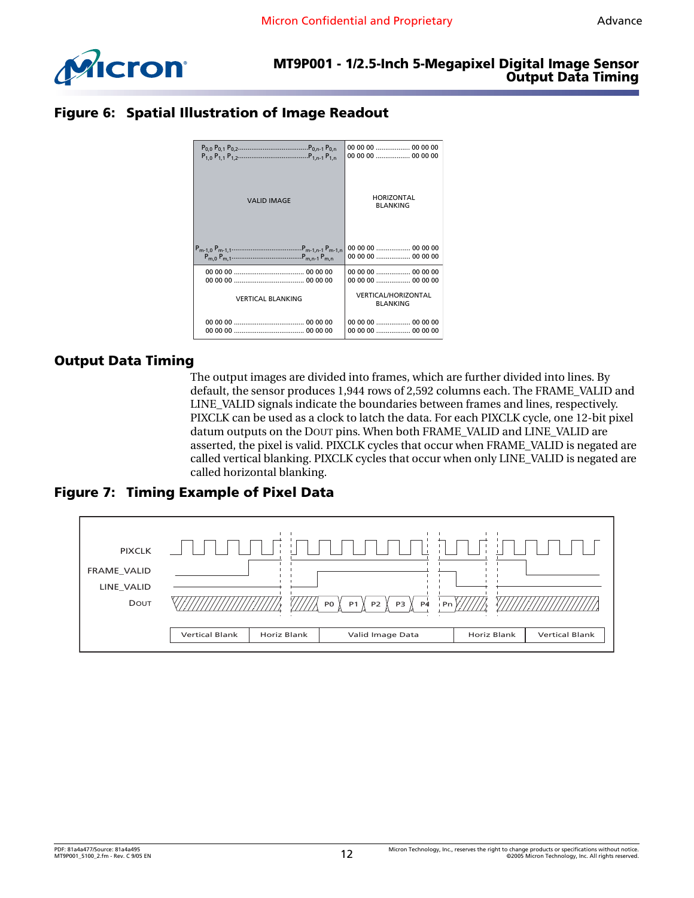## Figure 6: Spatial Illustration of Image Readout

| $P_{0,0}$ $P_{0,1}$ $P_{0,2}$....................................$P_{0,n-1}$ $P_{0,n}$<br>$P_{1,0}$ $P_{1,1}$ $P_{1,2}$....................................$P_{1,n-1}$ $P_{1,n}$<br><br>VALID IMAGE<br><br>$P_{m-1,0}$ $P_{m-1,1}$....................................$P_{m-1,n-1}$ $P_{m-1,n}$<br>$P_{m,0}$ $P_{m,1}$....................................$P_{m,n-1}$ $P_{m,n}$ | 00 00 00 ................. 00 00 00<br>00 00 00 ................. 00 00 00<br><br>HORIZONTAL BLANKING<br><br>00 00 00 ................. 00 00 00<br>00 00 00 ................. 00 00 00 |
|---|---|
| 00 00 00 ..................................... 00 00 00<br>00 00 00 ..................................... 00 00 00<br><br>VERTICAL BLANKING<br><br>00 00 00 ..................................... 00 00 00<br>00 00 00 ..................................... 00 00 00 | 00 00 00 ................. 00 00 00<br>00 00 00 ................. 00 00 00<br><br>VERTICAL/HORIZONTAL BLANKING<br><br>00 00 00 ................. 00 00 00<br>00 00 00 ................. 00 00 00 |

## Output Data Timing

The output images are divided into frames, which are further divided into lines. By default, the sensor produces 1,944 rows of 2,592 columns each. The FRAME_VALID and LINE_VALID signals indicate the boundaries between frames and lines, respectively. PIXCLK can be used as a clock to latch the data. For each PIXCLK cycle, one 12-bit pixel datum outputs on the DOUT pins. When both FRAME_VALID and LINE_VALID are asserted, the pixel is valid. PIXCLK cycles that occur when FRAME_VALID is negated are called vertical blanking. PIXCLK cycles that occur when only LINE_VALID is negated are called horizontal blanking.

## Figure 7: Timing Example of Pixel Data

PIXCLK
FRAME_VALID
LINE_VALID
DOUT

P0 P1 P2 P3 P4 Pn

| Vertical Blank | Horiz Blank | Valid Image Data | Horiz Blank | Vertical Blank |
|---|---|---|---|---|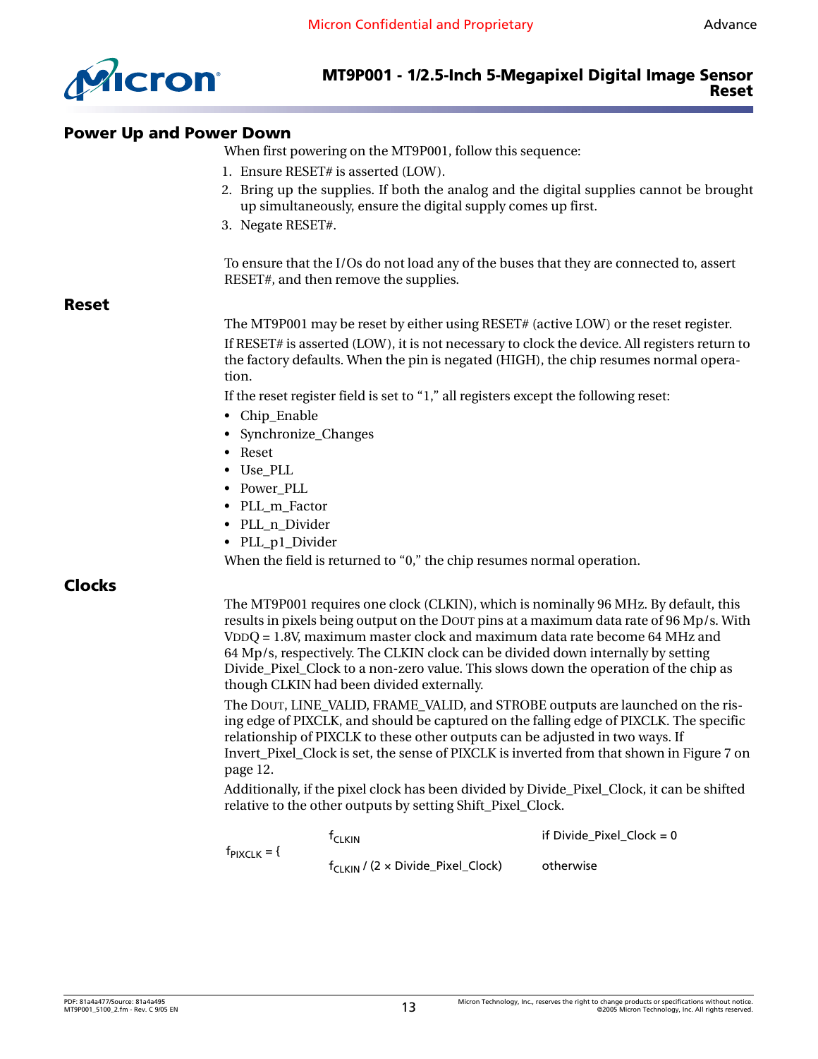## Power Up and Power Down

When first powering on the MT9P001, follow this sequence:

1. Ensure RESET# is asserted (LOW).
2. Bring up the supplies. If both the analog and the digital supplies cannot be brought up simultaneously, ensure the digital supply comes up first.
3. Negate RESET#.

To ensure that the I/Os do not load any of the buses that they are connected to, assert RESET#, and then remove the supplies.

## Reset

The MT9P001 may be reset by either using RESET# (active LOW) or the reset register.

If RESET# is asserted (LOW), it is not necessary to clock the device. All registers return to the factory defaults. When the pin is negated (HIGH), the chip resumes normal operation.

If the reset register field is set to "1," all registers except the following reset:

- Chip_Enable
- Synchronize_Changes
- Reset
- Use_PLL
- Power_PLL
- PLL_m_Factor
- PLL_n_Divider
- PLL_p1_Divider

When the field is returned to "0," the chip resumes normal operation.

## Clocks

The MT9P001 requires one clock (CLKIN), which is nominally 96 MHz. By default, this results in pixels being output on the DOUT pins at a maximum data rate of 96 Mp/s. With VDDQ = 1.8V, maximum master clock and maximum data rate become 64 MHz and 64 Mp/s, respectively. The CLKIN clock can be divided down internally by setting Divide_Pixel_Clock to a non-zero value. This slows down the operation of the chip as though CLKIN had been divided externally.

The DOUT, LINE_VALID, FRAME_VALID, and STROBE outputs are launched on the rising edge of PIXCLK, and should be captured on the falling edge of PIXCLK. The specific relationship of PIXCLK to these other outputs can be adjusted in two ways. If Invert_Pixel_Clock is set, the sense of PIXCLK is inverted from that shown in Figure 7 on page 12.

Additionally, if the pixel clock has been divided by Divide_Pixel_Clock, it can be shifted relative to the other outputs by setting Shift_Pixel_Clock.

$$f_{PIXCLK} = \begin{cases} f_{CLKIN} & \text{if Divide\_Pixel\_Clock} = 0 \\ f_{CLKIN} / (2 \times \text{Divide\_Pixel\_Clock}) & \text{otherwise} \end{cases}$$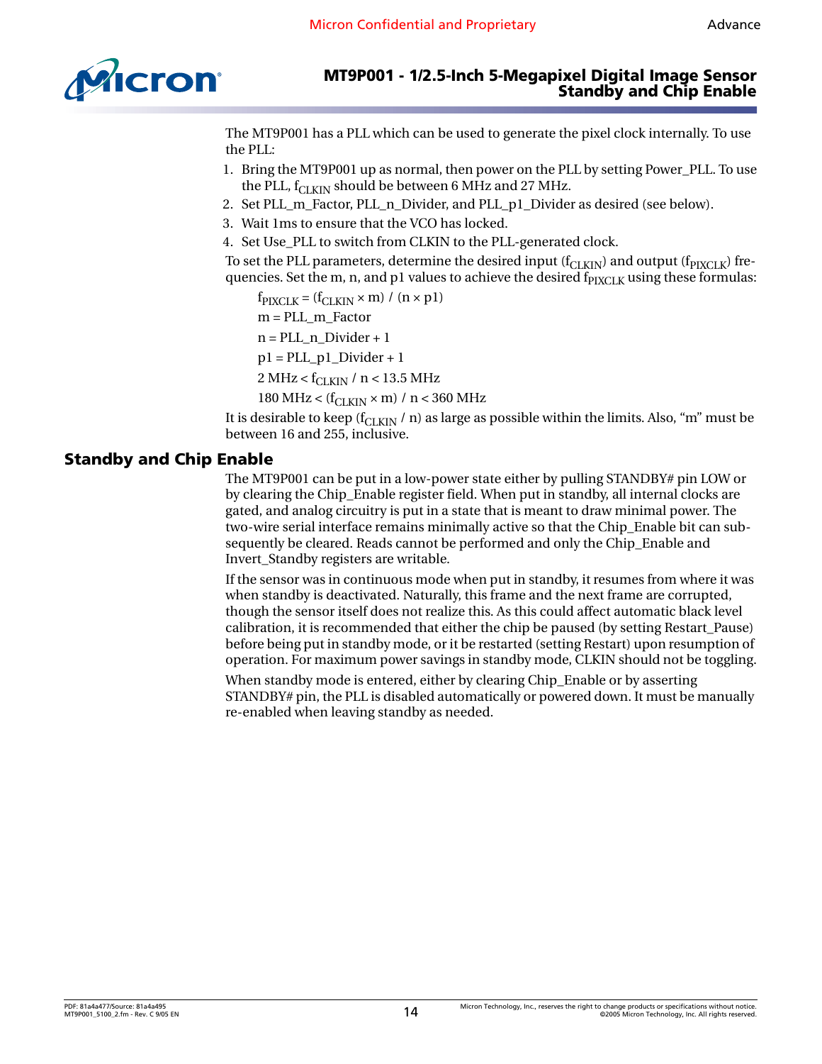The MT9P001 has a PLL which can be used to generate the pixel clock internally. To use the PLL:

1. Bring the MT9P001 up as normal, then power on the PLL by setting Power_PLL. To use the PLL, $f_{CLKIN}$ should be between 6 MHz and 27 MHz.
2. Set PLL_m_Factor, PLL_n_Divider, and PLL_p1_Divider as desired (see below).
3. Wait 1ms to ensure that the VCO has locked.
4. Set Use_PLL to switch from CLKIN to the PLL-generated clock.

To set the PLL parameters, determine the desired input ($f_{CLKIN}$) and output ($f_{PIXCLK}$) frequencies. Set the m, n, and p1 values to achieve the desired $f_{PIXCLK}$ using these formulas:

$$f_{PIXCLK} = (f_{CLKIN} \times m) / (n \times p1)$$

$$m = PLL\_m\_Factor$$

$$n = PLL\_n\_Divider + 1$$

$$p1 = PLL\_p1\_Divider + 1$$

$$2 \text{ MHz} < f_{CLKIN} / n < 13.5 \text{ MHz}$$

$$180 \text{ MHz} < (f_{CLKIN} \times m) / n < 360 \text{ MHz}$$

It is desirable to keep ($f_{CLKIN}$ / n) as large as possible within the limits. Also, "m" must be between 16 and 255, inclusive.

## Standby and Chip Enable

The MT9P001 can be put in a low-power state either by pulling STANDBY# pin LOW or by clearing the Chip_Enable register field. When put in standby, all internal clocks are gated, and analog circuitry is put in a state that is meant to draw minimal power. The two-wire serial interface remains minimally active so that the Chip_Enable bit can subsequently be cleared. Reads cannot be performed and only the Chip_Enable and Invert_Standby registers are writable.

If the sensor was in continuous mode when put in standby, it resumes from where it was when standby is deactivated. Naturally, this frame and the next frame are corrupted, though the sensor itself does not realize this. As this could affect automatic black level calibration, it is recommended that either the chip be paused (by setting Restart_Pause) before being put in standby mode, or it be restarted (setting Restart) upon resumption of operation. For maximum power savings in standby mode, CLKIN should not be toggling.

When standby mode is entered, either by clearing Chip_Enable or by asserting STANDBY# pin, the PLL is disabled automatically or powered down. It must be manually re-enabled when leaving standby as needed.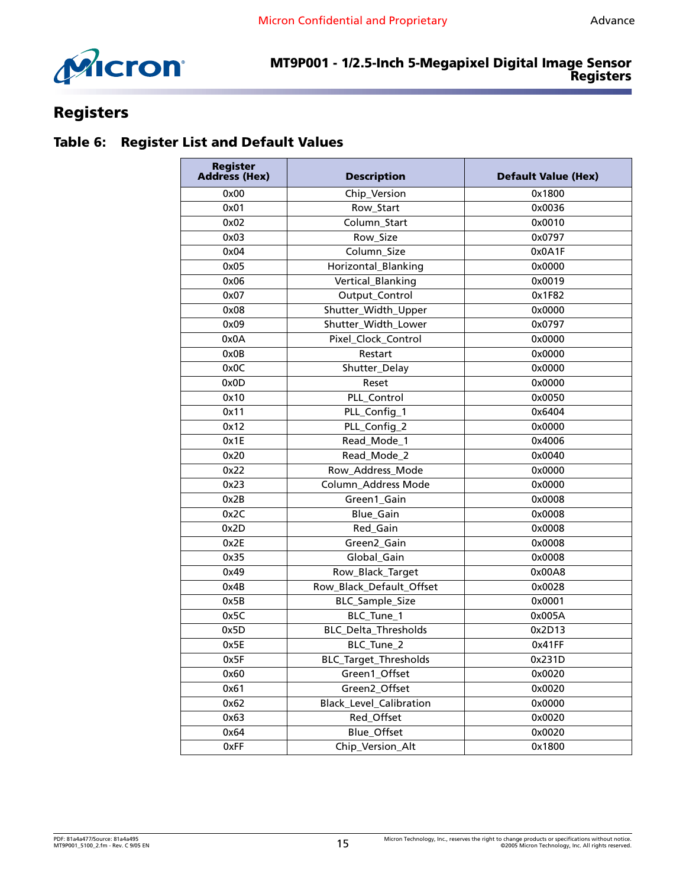# Registers

## Table 6: Register List and Default Values

| Register Address (Hex) | Description | Default Value (Hex) |
|---|---|---|
| 0x00 | Chip_Version | 0x1800 |
| 0x01 | Row_Start | 0x0036 |
| 0x02 | Column_Start | 0x0010 |
| 0x03 | Row_Size | 0x0797 |
| 0x04 | Column_Size | 0x0A1F |
| 0x05 | Horizontal_Blanking | 0x0000 |
| 0x06 | Vertical_Blanking | 0x0019 |
| 0x07 | Output_Control | 0x1F82 |
| 0x08 | Shutter_Width_Upper | 0x0000 |
| 0x09 | Shutter_Width_Lower | 0x0797 |
| 0x0A | Pixel_Clock_Control | 0x0000 |
| 0x0B | Restart | 0x0000 |
| 0x0C | Shutter_Delay | 0x0000 |
| 0x0D | Reset | 0x0000 |
| 0x10 | PLL_Control | 0x0050 |
| 0x11 | PLL_Config_1 | 0x6404 |
| 0x12 | PLL_Config_2 | 0x0000 |
| 0x1E | Read_Mode_1 | 0x4006 |
| 0x20 | Read_Mode_2 | 0x0040 |
| 0x22 | Row_Address_Mode | 0x0000 |
| 0x23 | Column_Address Mode | 0x0000 |
| 0x2B | Green1_Gain | 0x0008 |
| 0x2C | Blue_Gain | 0x0008 |
| 0x2D | Red_Gain | 0x0008 |
| 0x2E | Green2_Gain | 0x0008 |
| 0x35 | Global_Gain | 0x0008 |
| 0x49 | Row_Black_Target | 0x00A8 |
| 0x4B | Row_Black_Default_Offset | 0x0028 |
| 0x5B | BLC_Sample_Size | 0x0001 |
| 0x5C | BLC_Tune_1 | 0x005A |
| 0x5D | BLC_Delta_Thresholds | 0x2D13 |
| 0x5E | BLC_Tune_2 | 0x41FF |
| 0x5F | BLC_Target_Thresholds | 0x231D |
| 0x60 | Green1_Offset | 0x0020 |
| 0x61 | Green2_Offset | 0x0020 |
| 0x62 | Black_Level_Calibration | 0x0000 |
| 0x63 | Red_Offset | 0x0020 |
| 0x64 | Blue_Offset | 0x0020 |
| 0xFF | Chip_Version_Alt | 0x1800 |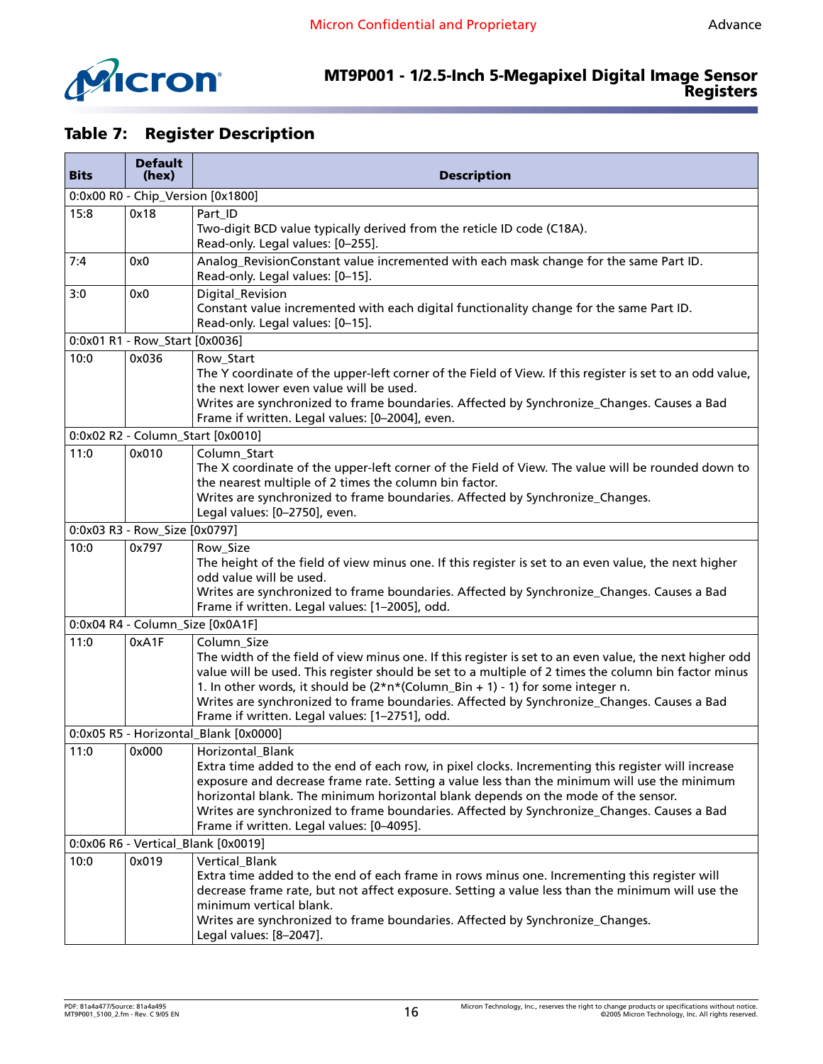## Table 7: Register Description

| Bits | Default (hex) | Description |
|---|---|---|
| 0:0x00 R0 - Chip_Version [0x1800] | | |
| 15:8 | 0x18 | Part_ID<br>Two-digit BCD value typically derived from the reticle ID code (C18A).<br>Read-only. Legal values: [0–255]. |
| 7:4 | 0x0 | Analog_RevisionConstant value incremented with each mask change for the same Part ID.<br>Read-only. Legal values: [0–15]. |
| 3:0 | 0x0 | Digital_Revision<br>Constant value incremented with each digital functionality change for the same Part ID.<br>Read-only. Legal values: [0–15]. |
| 0:0x01 R1 - Row_Start [0x0036] | | |
| 10:0 | 0x036 | Row_Start<br>The Y coordinate of the upper-left corner of the Field of View. If this register is set to an odd value, the next lower even value will be used.<br>Writes are synchronized to frame boundaries. Affected by Synchronize_Changes. Causes a Bad Frame if written. Legal values: [0–2004], even. |
| 0:0x02 R2 - Column_Start [0x0010] | | |
| 11:0 | 0x010 | Column_Start<br>The X coordinate of the upper-left corner of the Field of View. The value will be rounded down to the nearest multiple of 2 times the column bin factor.<br>Writes are synchronized to frame boundaries. Affected by Synchronize_Changes.<br>Legal values: [0–2750], even. |
| 0:0x03 R3 - Row_Size [0x0797] | | |
| 10:0 | 0x797 | Row_Size<br>The height of the field of view minus one. If this register is set to an even value, the next higher odd value will be used.<br>Writes are synchronized to frame boundaries. Affected by Synchronize_Changes. Causes a Bad Frame if written. Legal values: [1–2005], odd. |
| 0:0x04 R4 - Column_Size [0x0A1F] | | |
| 11:0 | 0xA1F | Column_Size<br>The width of the field of view minus one. If this register is set to an even value, the next higher odd value will be used. This register should be set to a multiple of 2 times the column bin factor minus 1. In other words, it should be (2*n*(Column_Bin + 1) - 1) for some integer n.<br>Writes are synchronized to frame boundaries. Affected by Synchronize_Changes. Causes a Bad Frame if written. Legal values: [1–2751], odd. |
| 0:0x05 R5 - Horizontal_Blank [0x0000] | | |
| 11:0 | 0x000 | Horizontal_Blank<br>Extra time added to the end of each row, in pixel clocks. Incrementing this register will increase exposure and decrease frame rate. Setting a value less than the minimum will use the minimum horizontal blank. The minimum horizontal blank depends on the mode of the sensor.<br>Writes are synchronized to frame boundaries. Affected by Synchronize_Changes. Causes a Bad Frame if written. Legal values: [0–4095]. |
| 0:0x06 R6 - Vertical_Blank [0x0019] | | |
| 10:0 | 0x019 | Vertical_Blank<br>Extra time added to the end of each frame in rows minus one. Incrementing this register will decrease frame rate, but not affect exposure. Setting a value less than the minimum will use the minimum vertical blank.<br>Writes are synchronized to frame boundaries. Affected by Synchronize_Changes.<br>Legal values: [8–2047]. |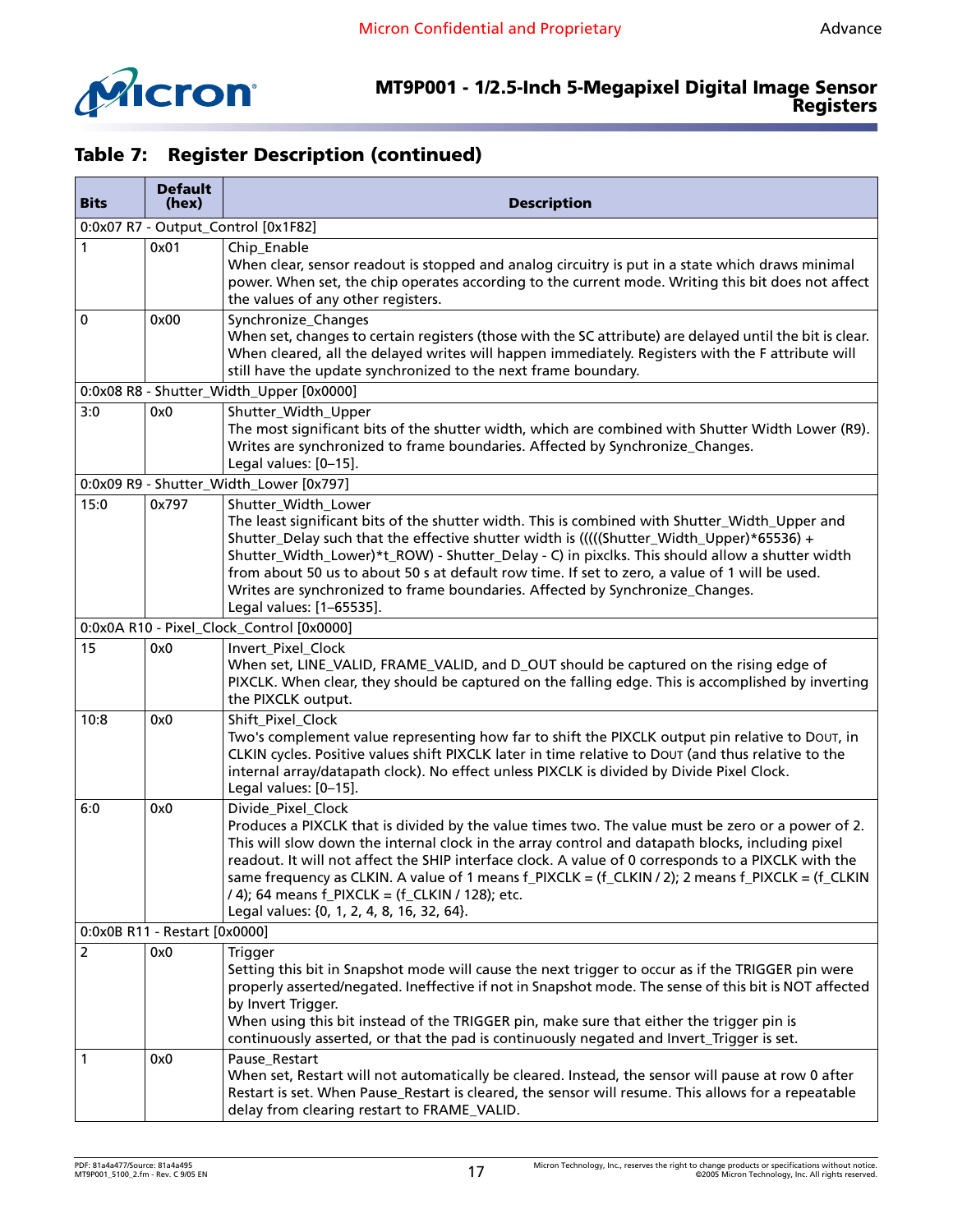## Table 7: Register Description (continued)

| Bits | Default (hex) | Description |
|---|---|---|
| 0:0x07 R7 - Output_Control [0x1F82] | | |
| 1 | 0x01 | Chip_Enable<br>When clear, sensor readout is stopped and analog circuitry is put in a state which draws minimal power. When set, the chip operates according to the current mode. Writing this bit does not affect the values of any other registers. |
| 0 | 0x00 | Synchronize_Changes<br>When set, changes to certain registers (those with the SC attribute) are delayed until the bit is clear. When cleared, all the delayed writes will happen immediately. Registers with the F attribute will still have the update synchronized to the next frame boundary. |
| 0:0x08 R8 - Shutter_Width_Upper [0x0000] | | |
| 3:0 | 0x0 | Shutter_Width_Upper<br>The most significant bits of the shutter width, which are combined with Shutter Width Lower (R9). Writes are synchronized to frame boundaries. Affected by Synchronize_Changes.<br>Legal values: [0–15]. |
| 0:0x09 R9 - Shutter_Width_Lower [0x797] | | |
| 15:0 | 0x797 | Shutter_Width_Lower<br>The least significant bits of the shutter width. This is combined with Shutter_Width_Upper and Shutter_Delay such that the effective shutter width is (((((Shutter_Width_Upper)*65536) + Shutter_Width_Lower)*t_ROW) - Shutter_Delay - C) in pixclks. This should allow a shutter width from about 50 us to about 50 s at default row time. If set to zero, a value of 1 will be used. Writes are synchronized to frame boundaries. Affected by Synchronize_Changes.<br>Legal values: [1–65535]. |
| 0:0x0A R10 - Pixel_Clock_Control [0x0000] | | |
| 15 | 0x0 | Invert_Pixel_Clock<br>When set, LINE_VALID, FRAME_VALID, and D_OUT should be captured on the rising edge of PIXCLK. When clear, they should be captured on the falling edge. This is accomplished by inverting the PIXCLK output. |
| 10:8 | 0x0 | Shift_Pixel_Clock<br>Two's complement value representing how far to shift the PIXCLK output pin relative to DOUT, in CLKIN cycles. Positive values shift PIXCLK later in time relative to DOUT (and thus relative to the internal array/datapath clock). No effect unless PIXCLK is divided by Divide Pixel Clock.<br>Legal values: [0–15]. |
| 6:0 | 0x0 | Divide_Pixel_Clock<br>Produces a PIXCLK that is divided by the value times two. The value must be zero or a power of 2. This will slow down the internal clock in the array control and datapath blocks, including pixel readout. It will not affect the SHIP interface clock. A value of 0 corresponds to a PIXCLK with the same frequency as CLKIN. A value of 1 means f_PIXCLK = (f_CLKIN / 2); 2 means f_PIXCLK = (f_CLKIN / 4); 64 means f_PIXCLK = (f_CLKIN / 128); etc.<br>Legal values: {0, 1, 2, 4, 8, 16, 32, 64}. |
| 0:0x0B R11 - Restart [0x0000] | | |
| 2 | 0x0 | Trigger<br>Setting this bit in Snapshot mode will cause the next trigger to occur as if the TRIGGER pin were properly asserted/negated. Ineffective if not in Snapshot mode. The sense of this bit is NOT affected by Invert Trigger.<br>When using this bit instead of the TRIGGER pin, make sure that either the trigger pin is continuously asserted, or that the pad is continuously negated and Invert_Trigger is set. |
| 1 | 0x0 | Pause_Restart<br>When set, Restart will not automatically be cleared. Instead, the sensor will pause at row 0 after Restart is set. When Pause_Restart is cleared, the sensor will resume. This allows for a repeatable delay from clearing restart to FRAME_VALID. |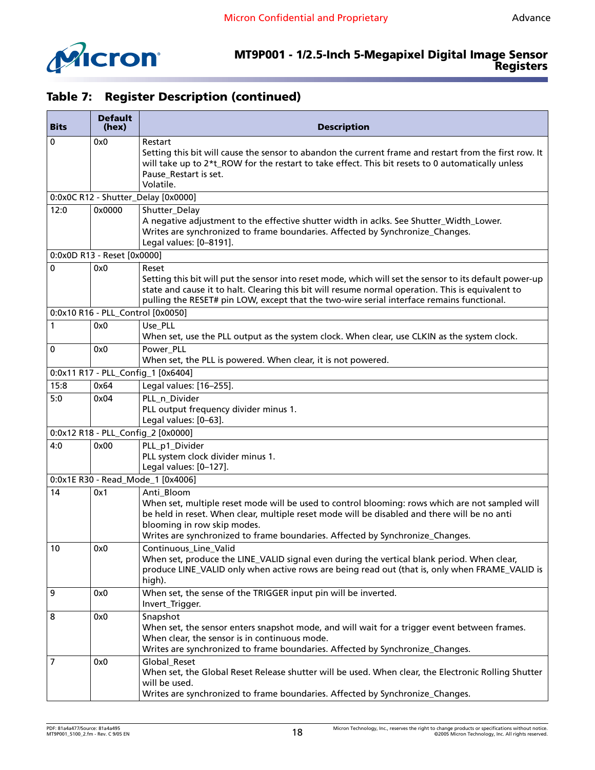## Table 7: Register Description (continued)

| Bits | Default (hex) | Description |
|---|---|---|
| 0 | 0x0 | Restart<br>Setting this bit will cause the sensor to abandon the current frame and restart from the first row. It will take up to 2*t_ROW for the restart to take effect. This bit resets to 0 automatically unless Pause_Restart is set.<br>Volatile. |
| 0:0x0C R12 - Shutter_Delay [0x0000] | | |
| 12:0 | 0x0000 | Shutter_Delay<br>A negative adjustment to the effective shutter width in aclks. See Shutter_Width_Lower.<br>Writes are synchronized to frame boundaries. Affected by Synchronize_Changes.<br>Legal values: [0–8191]. |
| 0:0x0D R13 - Reset [0x0000] | | |
| 0 | 0x0 | Reset<br>Setting this bit will put the sensor into reset mode, which will set the sensor to its default power-up state and cause it to halt. Clearing this bit will resume normal operation. This is equivalent to pulling the RESET# pin LOW, except that the two-wire serial interface remains functional. |
| 0:0x10 R16 - PLL_Control [0x0050] | | |
| 1 | 0x0 | Use_PLL<br>When set, use the PLL output as the system clock. When clear, use CLKIN as the system clock. |
| 0 | 0x0 | Power_PLL<br>When set, the PLL is powered. When clear, it is not powered. |
| 0:0x11 R17 - PLL_Config_1 [0x6404] | | |
| 15:8 | 0x64 | Legal values: [16–255]. |
| 5:0 | 0x04 | PLL_n_Divider<br>PLL output frequency divider minus 1.<br>Legal values: [0–63]. |
| 0:0x12 R18 - PLL_Config_2 [0x0000] | | |
| 4:0 | 0x00 | PLL_p1_Divider<br>PLL system clock divider minus 1.<br>Legal values: [0–127]. |
| 0:0x1E R30 - Read_Mode_1 [0x4006] | | |
| 14 | 0x1 | Anti_Bloom<br>When set, multiple reset mode will be used to control blooming: rows which are not sampled will be held in reset. When clear, multiple reset mode will be disabled and there will be no anti blooming in row skip modes.<br>Writes are synchronized to frame boundaries. Affected by Synchronize_Changes. |
| 10 | 0x0 | Continuous_Line_Valid<br>When set, produce the LINE_VALID signal even during the vertical blank period. When clear, produce LINE_VALID only when active rows are being read out (that is, only when FRAME_VALID is high). |
| 9 | 0x0 | When set, the sense of the TRIGGER input pin will be inverted.<br>Invert_Trigger. |
| 8 | 0x0 | Snapshot<br>When set, the sensor enters snapshot mode, and will wait for a trigger event between frames. When clear, the sensor is in continuous mode.<br>Writes are synchronized to frame boundaries. Affected by Synchronize_Changes. |
| 7 | 0x0 | Global_Reset<br>When set, the Global Reset Release shutter will be used. When clear, the Electronic Rolling Shutter will be used.<br>Writes are synchronized to frame boundaries. Affected by Synchronize_Changes. |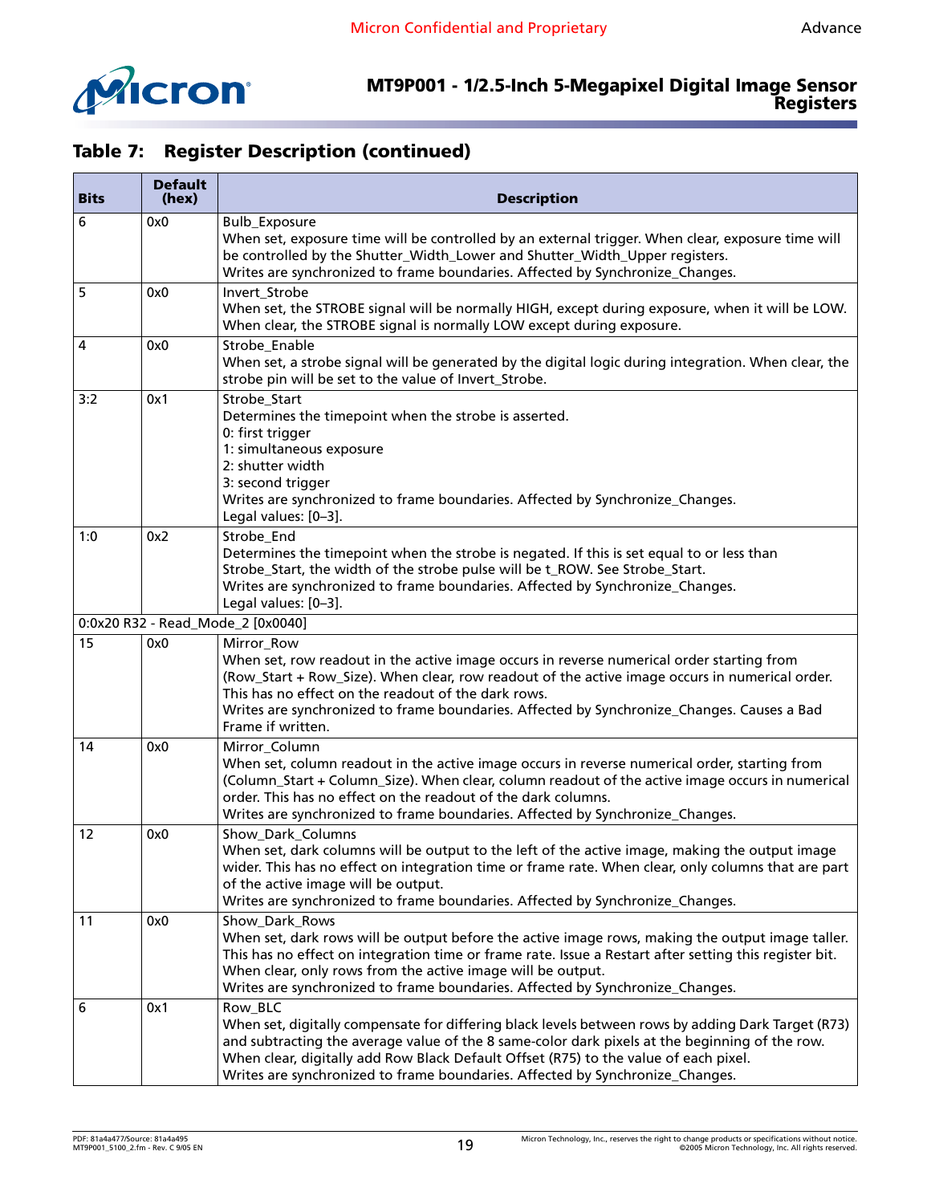## Table 7: Register Description (continued)

| Bits | Default (hex) | Description |
|---|---|---|
| 6 | 0x0 | Bulb_Exposure<br>When set, exposure time will be controlled by an external trigger. When clear, exposure time will be controlled by the Shutter_Width_Lower and Shutter_Width_Upper registers.<br>Writes are synchronized to frame boundaries. Affected by Synchronize_Changes. |
| 5 | 0x0 | Invert_Strobe<br>When set, the STROBE signal will be normally HIGH, except during exposure, when it will be LOW. When clear, the STROBE signal is normally LOW except during exposure. |
| 4 | 0x0 | Strobe_Enable<br>When set, a strobe signal will be generated by the digital logic during integration. When clear, the strobe pin will be set to the value of Invert_Strobe. |
| 3:2 | 0x1 | Strobe_Start<br>Determines the timepoint when the strobe is asserted.<br>0: first trigger<br>1: simultaneous exposure<br>2: shutter width<br>3: second trigger<br>Writes are synchronized to frame boundaries. Affected by Synchronize_Changes.<br>Legal values: [0–3]. |
| 1:0 | 0x2 | Strobe_End<br>Determines the timepoint when the strobe is negated. If this is set equal to or less than Strobe_Start, the width of the strobe pulse will be t_ROW. See Strobe_Start.<br>Writes are synchronized to frame boundaries. Affected by Synchronize_Changes.<br>Legal values: [0–3]. |
| 0:0x20 R32 - Read_Mode_2 [0x0040] | | |
| 15 | 0x0 | Mirror_Row<br>When set, row readout in the active image occurs in reverse numerical order starting from (Row_Start + Row_Size). When clear, row readout of the active image occurs in numerical order. This has no effect on the readout of the dark rows.<br>Writes are synchronized to frame boundaries. Affected by Synchronize_Changes. Causes a Bad Frame if written. |
| 14 | 0x0 | Mirror_Column<br>When set, column readout in the active image occurs in reverse numerical order, starting from (Column_Start + Column_Size). When clear, column readout of the active image occurs in numerical order. This has no effect on the readout of the dark columns.<br>Writes are synchronized to frame boundaries. Affected by Synchronize_Changes. |
| 12 | 0x0 | Show_Dark_Columns<br>When set, dark columns will be output to the left of the active image, making the output image wider. This has no effect on integration time or frame rate. When clear, only columns that are part of the active image will be output.<br>Writes are synchronized to frame boundaries. Affected by Synchronize_Changes. |
| 11 | 0x0 | Show_Dark_Rows<br>When set, dark rows will be output before the active image rows, making the output image taller. This has no effect on integration time or frame rate. Issue a Restart after setting this register bit. When clear, only rows from the active image will be output.<br>Writes are synchronized to frame boundaries. Affected by Synchronize_Changes. |
| 6 | 0x1 | Row_BLC<br>When set, digitally compensate for differing black levels between rows by adding Dark Target (R73) and subtracting the average value of the 8 same-color dark pixels at the beginning of the row. When clear, digitally add Row Black Default Offset (R75) to the value of each pixel.<br>Writes are synchronized to frame boundaries. Affected by Synchronize_Changes. |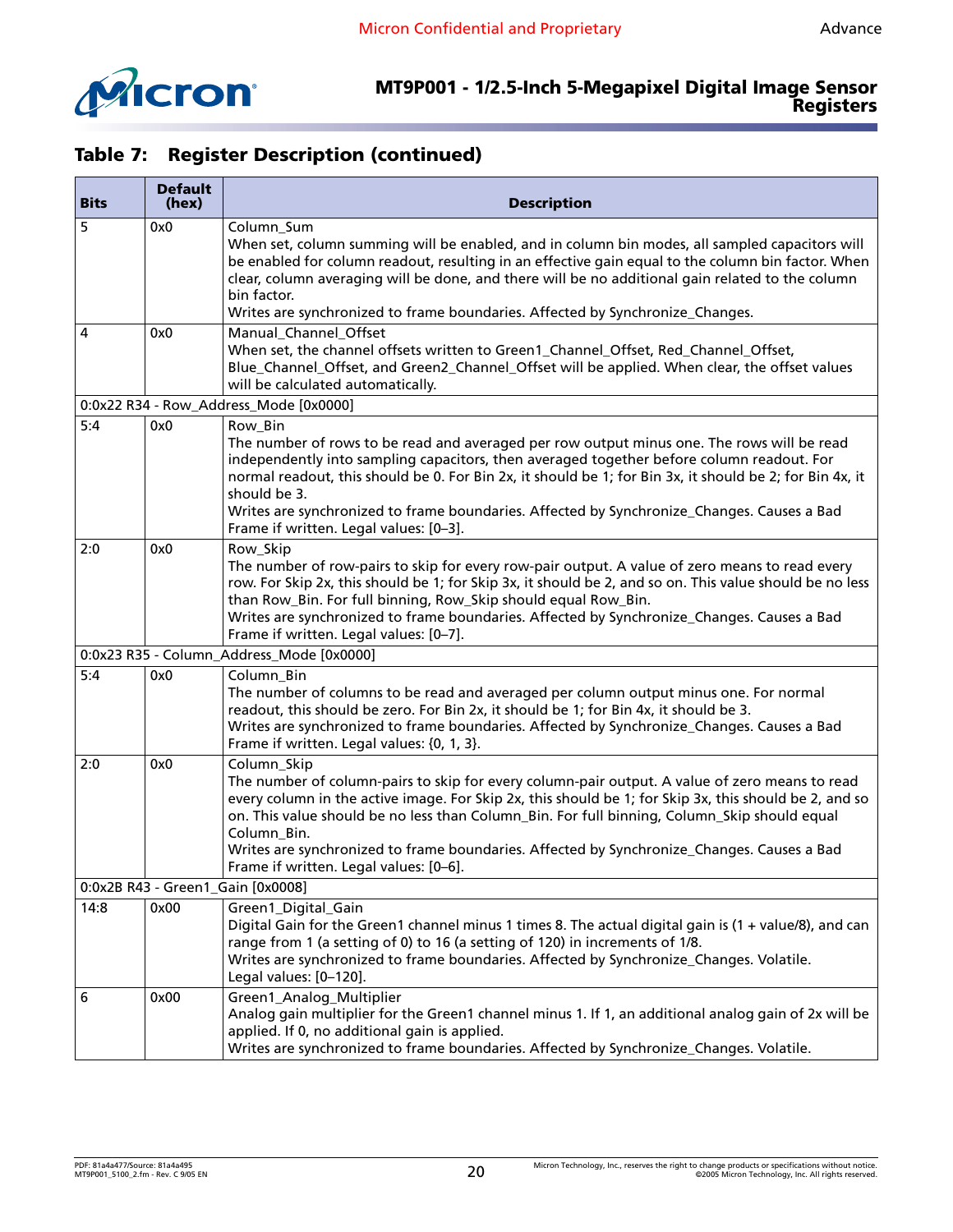## Table 7: Register Description (continued)

| Bits | Default (hex) | Description |
|---|---|---|
| 5 | 0x0 | Column_Sum<br>When set, column summing will be enabled, and in column bin modes, all sampled capacitors will be enabled for column readout, resulting in an effective gain equal to the column bin factor. When clear, column averaging will be done, and there will be no additional gain related to the column bin factor.<br>Writes are synchronized to frame boundaries. Affected by Synchronize_Changes. |
| 4 | 0x0 | Manual_Channel_Offset<br>When set, the channel offsets written to Green1_Channel_Offset, Red_Channel_Offset, Blue_Channel_Offset, and Green2_Channel_Offset will be applied. When clear, the offset values will be calculated automatically. |
| 0:0x22 R34 - Row_Address_Mode [0x0000] | | |
| 5:4 | 0x0 | Row_Bin<br>The number of rows to be read and averaged per row output minus one. The rows will be read independently into sampling capacitors, then averaged together before column readout. For normal readout, this should be 0. For Bin 2x, it should be 1; for Bin 3x, it should be 2; for Bin 4x, it should be 3.<br>Writes are synchronized to frame boundaries. Affected by Synchronize_Changes. Causes a Bad Frame if written. Legal values: [0–3]. |
| 2:0 | 0x0 | Row_Skip<br>The number of row-pairs to skip for every row-pair output. A value of zero means to read every row. For Skip 2x, this should be 1; for Skip 3x, it should be 2, and so on. This value should be no less than Row_Bin. For full binning, Row_Skip should equal Row_Bin.<br>Writes are synchronized to frame boundaries. Affected by Synchronize_Changes. Causes a Bad Frame if written. Legal values: [0–7]. |
| 0:0x23 R35 - Column_Address_Mode [0x0000] | | |
| 5:4 | 0x0 | Column_Bin<br>The number of columns to be read and averaged per column output minus one. For normal readout, this should be zero. For Bin 2x, it should be 1; for Bin 4x, it should be 3.<br>Writes are synchronized to frame boundaries. Affected by Synchronize_Changes. Causes a Bad Frame if written. Legal values: {0, 1, 3}. |
| 2:0 | 0x0 | Column_Skip<br>The number of column-pairs to skip for every column-pair output. A value of zero means to read every column in the active image. For Skip 2x, this should be 1; for Skip 3x, this should be 2, and so on. This value should be no less than Column_Bin. For full binning, Column_Skip should equal Column_Bin.<br>Writes are synchronized to frame boundaries. Affected by Synchronize_Changes. Causes a Bad Frame if written. Legal values: [0–6]. |
| 0:0x2B R43 - Green1_Gain [0x0008] | | |
| 14:8 | 0x00 | Green1_Digital_Gain<br>Digital Gain for the Green1 channel minus 1 times 8. The actual digital gain is (1 + value/8), and can range from 1 (a setting of 0) to 16 (a setting of 120) in increments of 1/8.<br>Writes are synchronized to frame boundaries. Affected by Synchronize_Changes. Volatile.<br>Legal values: [0–120]. |
| 6 | 0x00 | Green1_Analog_Multiplier<br>Analog gain multiplier for the Green1 channel minus 1. If 1, an additional analog gain of 2x will be applied. If 0, no additional gain is applied.<br>Writes are synchronized to frame boundaries. Affected by Synchronize_Changes. Volatile. |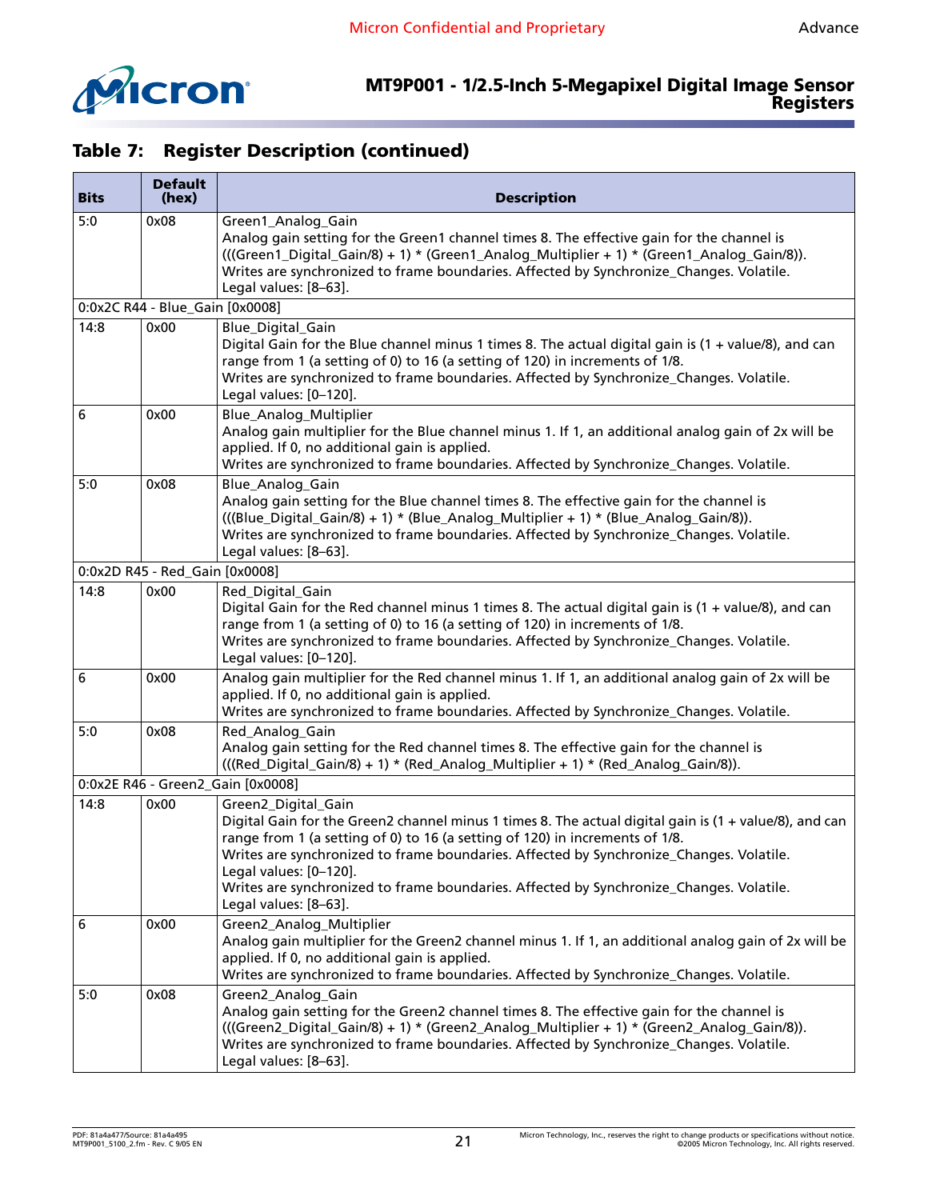## Table 7: Register Description (continued)

| Bits | Default (hex) | Description |
|---|---|---|
| 5:0 | 0x08 | Green1_Analog_Gain<br>Analog gain setting for the Green1 channel times 8. The effective gain for the channel is (((Green1_Digital_Gain/8) + 1) * (Green1_Analog_Multiplier + 1) * (Green1_Analog_Gain/8)).<br>Writes are synchronized to frame boundaries. Affected by Synchronize_Changes. Volatile.<br>Legal values: [8–63]. |
| 0:0x2C R44 - Blue_Gain [0x0008] | | |
| 14:8 | 0x00 | Blue_Digital_Gain<br>Digital Gain for the Blue channel minus 1 times 8. The actual digital gain is (1 + value/8), and can range from 1 (a setting of 0) to 16 (a setting of 120) in increments of 1/8.<br>Writes are synchronized to frame boundaries. Affected by Synchronize_Changes. Volatile.<br>Legal values: [0–120]. |
| 6 | 0x00 | Blue_Analog_Multiplier<br>Analog gain multiplier for the Blue channel minus 1. If 1, an additional analog gain of 2x will be applied. If 0, no additional gain is applied.<br>Writes are synchronized to frame boundaries. Affected by Synchronize_Changes. Volatile. |
| 5:0 | 0x08 | Blue_Analog_Gain<br>Analog gain setting for the Blue channel times 8. The effective gain for the channel is (((Blue_Digital_Gain/8) + 1) * (Blue_Analog_Multiplier + 1) * (Blue_Analog_Gain/8)).<br>Writes are synchronized to frame boundaries. Affected by Synchronize_Changes. Volatile.<br>Legal values: [8–63]. |
| 0:0x2D R45 - Red_Gain [0x0008] | | |
| 14:8 | 0x00 | Red_Digital_Gain<br>Digital Gain for the Red channel minus 1 times 8. The actual digital gain is (1 + value/8), and can range from 1 (a setting of 0) to 16 (a setting of 120) in increments of 1/8.<br>Writes are synchronized to frame boundaries. Affected by Synchronize_Changes. Volatile.<br>Legal values: [0–120]. |
| 6 | 0x00 | Analog gain multiplier for the Red channel minus 1. If 1, an additional analog gain of 2x will be applied. If 0, no additional gain is applied.<br>Writes are synchronized to frame boundaries. Affected by Synchronize_Changes. Volatile. |
| 5:0 | 0x08 | Red_Analog_Gain<br>Analog gain setting for the Red channel times 8. The effective gain for the channel is (((Red_Digital_Gain/8) + 1) * (Red_Analog_Multiplier + 1) * (Red_Analog_Gain/8)). |
| 0:0x2E R46 - Green2_Gain [0x0008] | | |
| 14:8 | 0x00 | Green2_Digital_Gain<br>Digital Gain for the Green2 channel minus 1 times 8. The actual digital gain is (1 + value/8), and can range from 1 (a setting of 0) to 16 (a setting of 120) in increments of 1/8.<br>Writes are synchronized to frame boundaries. Affected by Synchronize_Changes. Volatile.<br>Legal values: [0–120].<br>Writes are synchronized to frame boundaries. Affected by Synchronize_Changes. Volatile.<br>Legal values: [8–63]. |
| 6 | 0x00 | Green2_Analog_Multiplier<br>Analog gain multiplier for the Green2 channel minus 1. If 1, an additional analog gain of 2x will be applied. If 0, no additional gain is applied.<br>Writes are synchronized to frame boundaries. Affected by Synchronize_Changes. Volatile. |
| 5:0 | 0x08 | Green2_Analog_Gain<br>Analog gain setting for the Green2 channel times 8. The effective gain for the channel is (((Green2_Digital_Gain/8) + 1) * (Green2_Analog_Multiplier + 1) * (Green2_Analog_Gain/8)).<br>Writes are synchronized to frame boundaries. Affected by Synchronize_Changes. Volatile.<br>Legal values: [8–63]. |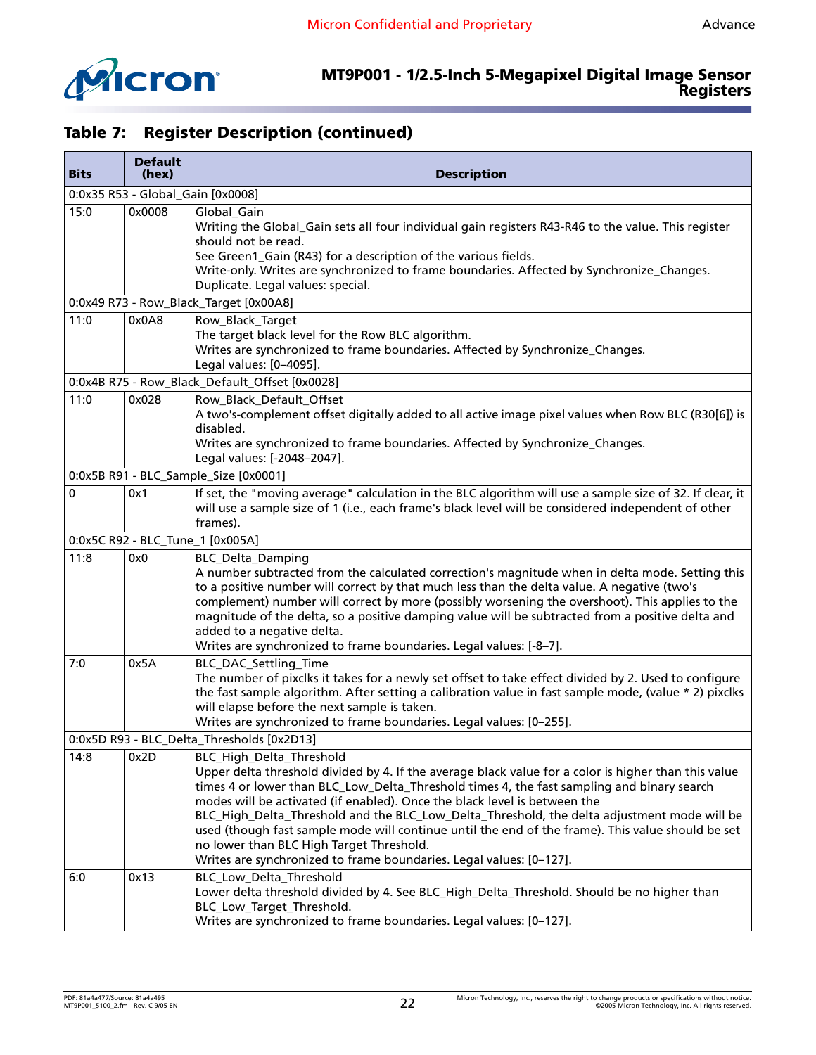## Table 7: Register Description (continued)

| Bits | Default (hex) | Description |
|---|---|---|
| 0:0x35 R53 - Global_Gain [0x0008] | | |
| 15:0 | 0x0008 | Global_Gain<br>Writing the Global_Gain sets all four individual gain registers R43-R46 to the value. This register should not be read.<br>See Green1_Gain (R43) for a description of the various fields.<br>Write-only. Writes are synchronized to frame boundaries. Affected by Synchronize_Changes. Duplicate. Legal values: special. |
| 0:0x49 R73 - Row_Black_Target [0x00A8] | | |
| 11:0 | 0x0A8 | Row_Black_Target<br>The target black level for the Row BLC algorithm.<br>Writes are synchronized to frame boundaries. Affected by Synchronize_Changes.<br>Legal values: [0–4095]. |
| 0:0x4B R75 - Row_Black_Default_Offset [0x0028] | | |
| 11:0 | 0x028 | Row_Black_Default_Offset<br>A two's-complement offset digitally added to all active image pixel values when Row BLC (R30[6]) is disabled.<br>Writes are synchronized to frame boundaries. Affected by Synchronize_Changes.<br>Legal values: [-2048–2047]. |
| 0:0x5B R91 - BLC_Sample_Size [0x0001] | | |
| 0 | 0x1 | If set, the "moving average" calculation in the BLC algorithm will use a sample size of 32. If clear, it will use a sample size of 1 (i.e., each frame's black level will be considered independent of other frames). |
| 0:0x5C R92 - BLC_Tune_1 [0x005A] | | |
| 11:8 | 0x0 | BLC_Delta_Damping<br>A number subtracted from the calculated correction's magnitude when in delta mode. Setting this to a positive number will correct by that much less than the delta value. A negative (two's complement) number will correct by more (possibly worsening the overshoot). This applies to the magnitude of the delta, so a positive damping value will be subtracted from a positive delta and added to a negative delta.<br>Writes are synchronized to frame boundaries. Legal values: [-8–7]. |
| 7:0 | 0x5A | BLC_DAC_Settling_Time<br>The number of pixclks it takes for a newly set offset to take effect divided by 2. Used to configure the fast sample algorithm. After setting a calibration value in fast sample mode, (value * 2) pixclks will elapse before the next sample is taken.<br>Writes are synchronized to frame boundaries. Legal values: [0–255]. |
| 0:0x5D R93 - BLC_Delta_Thresholds [0x2D13] | | |
| 14:8 | 0x2D | BLC_High_Delta_Threshold<br>Upper delta threshold divided by 4. If the average black value for a color is higher than this value times 4 or lower than BLC_Low_Delta_Threshold times 4, the fast sampling and binary search modes will be activated (if enabled). Once the black level is between the BLC_High_Delta_Threshold and the BLC_Low_Delta_Threshold, the delta adjustment mode will be used (though fast sample mode will continue until the end of the frame). This value should be set no lower than BLC High Target Threshold.<br>Writes are synchronized to frame boundaries. Legal values: [0–127]. |
| 6:0 | 0x13 | BLC_Low_Delta_Threshold<br>Lower delta threshold divided by 4. See BLC_High_Delta_Threshold. Should be no higher than BLC_Low_Target_Threshold.<br>Writes are synchronized to frame boundaries. Legal values: [0–127]. |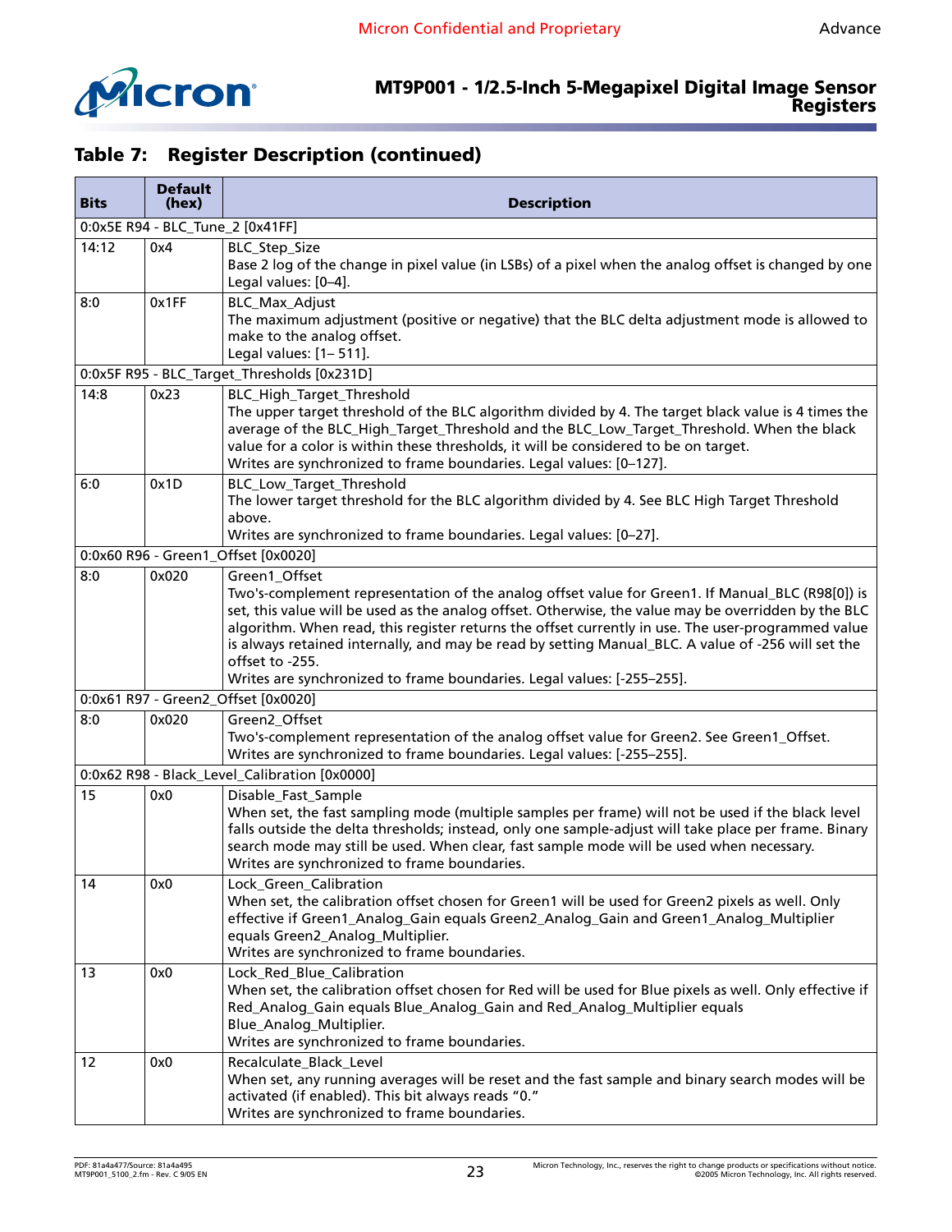## Table 7: Register Description (continued)

| Bits | Default (hex) | Description |
|---|---|---|
| 0:0x5E R94 - BLC_Tune_2 [0x41FF] | | |
| 14:12 | 0x4 | BLC_Step_Size<br>Base 2 log of the change in pixel value (in LSBs) of a pixel when the analog offset is changed by one<br>Legal values: [0–4]. |
| 8:0 | 0x1FF | BLC_Max_Adjust<br>The maximum adjustment (positive or negative) that the BLC delta adjustment mode is allowed to make to the analog offset.<br>Legal values: [1– 511]. |
| 0:0x5F R95 - BLC_Target_Thresholds [0x231D] | | |
| 14:8 | 0x23 | BLC_High_Target_Threshold<br>The upper target threshold of the BLC algorithm divided by 4. The target black value is 4 times the average of the BLC_High_Target_Threshold and the BLC_Low_Target_Threshold. When the black value for a color is within these thresholds, it will be considered to be on target.<br>Writes are synchronized to frame boundaries. Legal values: [0–127]. |
| 6:0 | 0x1D | BLC_Low_Target_Threshold<br>The lower target threshold for the BLC algorithm divided by 4. See BLC High Target Threshold above.<br>Writes are synchronized to frame boundaries. Legal values: [0–27]. |
| 0:0x60 R96 - Green1_Offset [0x0020] | | |
| 8:0 | 0x020 | Green1_Offset<br>Two's-complement representation of the analog offset value for Green1. If Manual_BLC (R98[0]) is set, this value will be used as the analog offset. Otherwise, the value may be overridden by the BLC algorithm. When read, this register returns the offset currently in use. The user-programmed value is always retained internally, and may be read by setting Manual_BLC. A value of -256 will set the offset to -255.<br>Writes are synchronized to frame boundaries. Legal values: [-255–255]. |
| 0:0x61 R97 - Green2_Offset [0x0020] | | |
| 8:0 | 0x020 | Green2_Offset<br>Two's-complement representation of the analog offset value for Green2. See Green1_Offset.<br>Writes are synchronized to frame boundaries. Legal values: [-255–255]. |
| 0:0x62 R98 - Black_Level_Calibration [0x0000] | | |
| 15 | 0x0 | Disable_Fast_Sample<br>When set, the fast sampling mode (multiple samples per frame) will not be used if the black level falls outside the delta thresholds; instead, only one sample-adjust will take place per frame. Binary search mode may still be used. When clear, fast sample mode will be used when necessary.<br>Writes are synchronized to frame boundaries. |
| 14 | 0x0 | Lock_Green_Calibration<br>When set, the calibration offset chosen for Green1 will be used for Green2 pixels as well. Only effective if Green1_Analog_Gain equals Green2_Analog_Gain and Green1_Analog_Multiplier equals Green2_Analog_Multiplier.<br>Writes are synchronized to frame boundaries. |
| 13 | 0x0 | Lock_Red_Blue_Calibration<br>When set, the calibration offset chosen for Red will be used for Blue pixels as well. Only effective if Red_Analog_Gain equals Blue_Analog_Gain and Red_Analog_Multiplier equals Blue_Analog_Multiplier.<br>Writes are synchronized to frame boundaries. |
| 12 | 0x0 | Recalculate_Black_Level<br>When set, any running averages will be reset and the fast sample and binary search modes will be activated (if enabled). This bit always reads "0."<br>Writes are synchronized to frame boundaries. |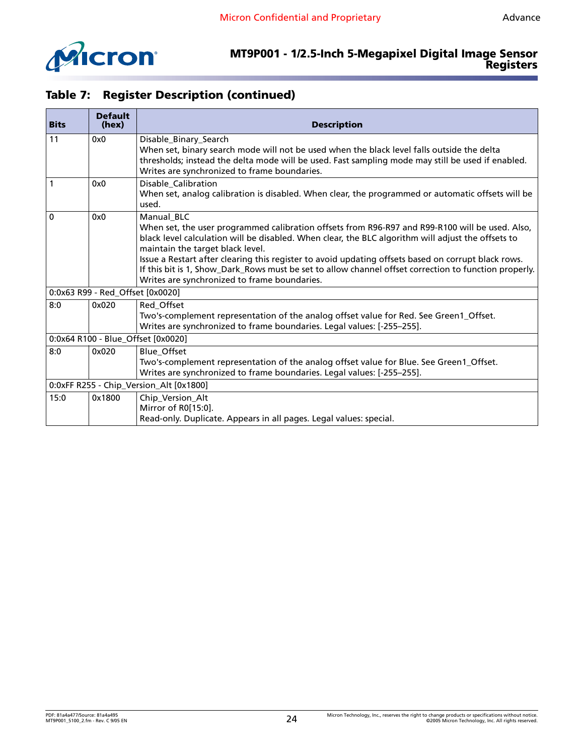## Table 7: Register Description (continued)

| Bits | Default (hex) | Description |
|---|---|---|
| 11 | 0x0 | Disable_Binary_Search<br>When set, binary search mode will not be used when the black level falls outside the delta thresholds; instead the delta mode will be used. Fast sampling mode may still be used if enabled. Writes are synchronized to frame boundaries. |
| 1 | 0x0 | Disable_Calibration<br>When set, analog calibration is disabled. When clear, the programmed or automatic offsets will be used. |
| 0 | 0x0 | Manual_BLC<br>When set, the user programmed calibration offsets from R96-R97 and R99-R100 will be used. Also, black level calculation will be disabled. When clear, the BLC algorithm will adjust the offsets to maintain the target black level.<br>Issue a Restart after clearing this register to avoid updating offsets based on corrupt black rows.<br>If this bit is 1, Show_Dark_Rows must be set to allow channel offset correction to function properly. Writes are synchronized to frame boundaries. |
| 0:0x63 R99 - Red_Offset [0x0020] | | |
| 8:0 | 0x020 | Red_Offset<br>Two's-complement representation of the analog offset value for Red. See Green1_Offset.<br>Writes are synchronized to frame boundaries. Legal values: [-255–255]. |
| 0:0x64 R100 - Blue_Offset [0x0020] | | |
| 8:0 | 0x020 | Blue_Offset<br>Two's-complement representation of the analog offset value for Blue. See Green1_Offset.<br>Writes are synchronized to frame boundaries. Legal values: [-255–255]. |
| 0:0xFF R255 - Chip_Version_Alt [0x1800] | | |
| 15:0 | 0x1800 | Chip_Version_Alt<br>Mirror of R0[15:0].<br>Read-only. Duplicate. Appears in all pages. Legal values: special. |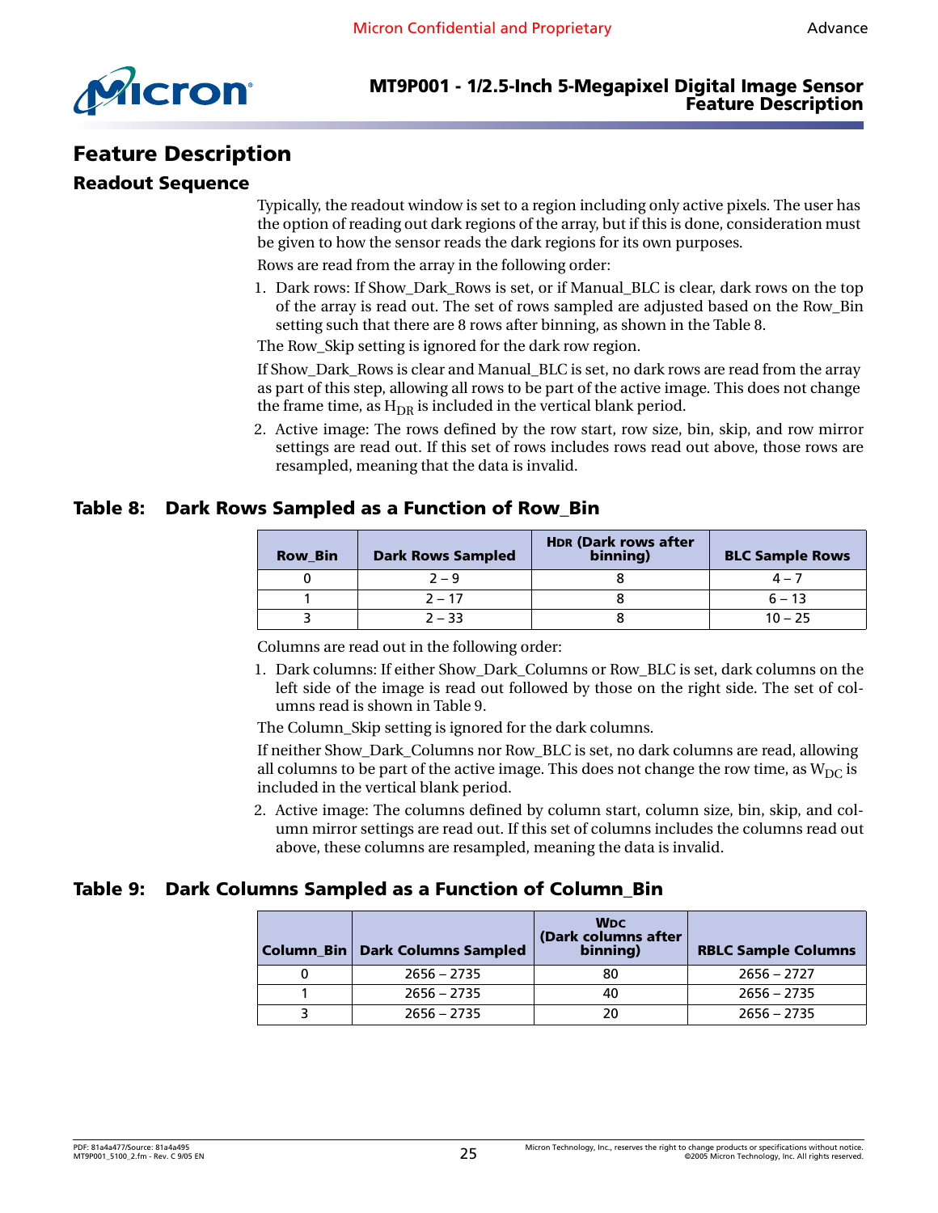# Feature Description

## Readout Sequence

Typically, the readout window is set to a region including only active pixels. The user has the option of reading out dark regions of the array, but if this is done, consideration must be given to how the sensor reads the dark regions for its own purposes.

Rows are read from the array in the following order:

1. Dark rows: If Show_Dark_Rows is set, or if Manual_BLC is clear, dark rows on the top of the array is read out. The set of rows sampled are adjusted based on the Row_Bin setting such that there are 8 rows after binning, as shown in the Table 8.

The Row_Skip setting is ignored for the dark row region.

If Show_Dark_Rows is clear and Manual_BLC is set, no dark rows are read from the array as part of this step, allowing all rows to be part of the active image. This does not change the frame time, as $H_{DR}$ is included in the vertical blank period.

2. Active image: The rows defined by the row start, row size, bin, skip, and row mirror settings are read out. If this set of rows includes rows read out above, those rows are resampled, meaning that the data is invalid.

### Table 8: Dark Rows Sampled as a Function of Row_Bin

| Row_Bin | Dark Rows Sampled | HDR (Dark rows after binning) | BLC Sample Rows |
|---|---|---|---|
| 0 | 2 – 9 | 8 | 4 – 7 |
| 1 | 2 – 17 | 8 | 6 – 13 |
| 3 | 2 – 33 | 8 | 10 – 25 |

Columns are read out in the following order:

1. Dark columns: If either Show_Dark_Columns or Row_BLC is set, dark columns on the left side of the image is read out followed by those on the right side. The set of columns read is shown in Table 9.

The Column_Skip setting is ignored for the dark columns.

If neither Show_Dark_Columns nor Row_BLC is set, no dark columns are read, allowing all columns to be part of the active image. This does not change the row time, as $W_{DC}$ is included in the vertical blank period.

2. Active image: The columns defined by column start, column size, bin, skip, and column mirror settings are read out. If this set of columns includes the columns read out above, these columns are resampled, meaning the data is invalid.

### Table 9: Dark Columns Sampled as a Function of Column_Bin

| Column_Bin | Dark Columns Sampled | WDC (Dark columns after binning) | RBLC Sample Columns |
|---|---|---|---|
| 0 | 2656 – 2735 | 80 | 2656 – 2727 |
| 1 | 2656 – 2735 | 40 | 2656 – 2735 |
| 3 | 2656 – 2735 | 20 | 2656 – 2735 |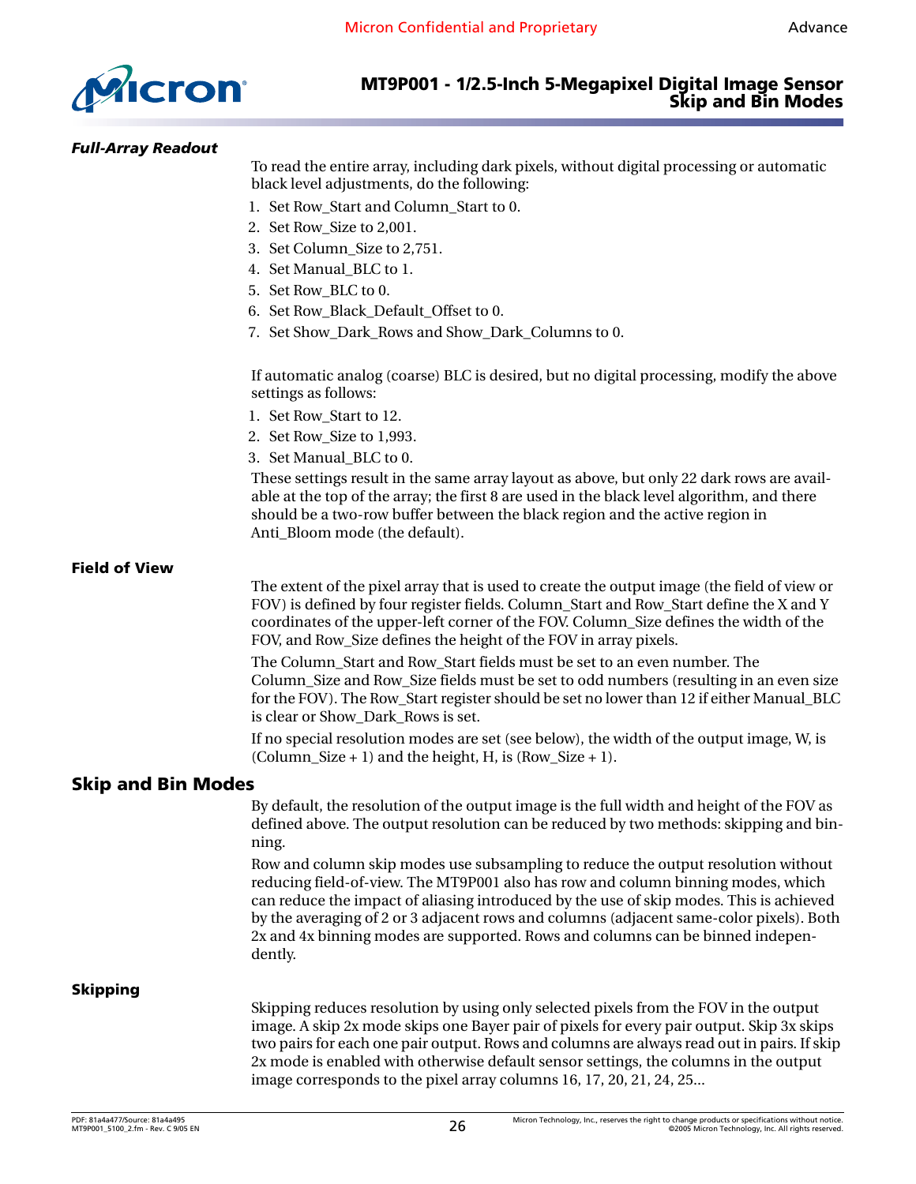#### *Full-Array Readout*

To read the entire array, including dark pixels, without digital processing or automatic black level adjustments, do the following:

1. Set Row_Start and Column_Start to 0.
2. Set Row_Size to 2,001.
3. Set Column_Size to 2,751.
4. Set Manual_BLC to 1.
5. Set Row_BLC to 0.
6. Set Row_Black_Default_Offset to 0.
7. Set Show_Dark_Rows and Show_Dark_Columns to 0.

If automatic analog (coarse) BLC is desired, but no digital processing, modify the above settings as follows:

1. Set Row_Start to 12.
2. Set Row_Size to 1,993.
3. Set Manual_BLC to 0.

These settings result in the same array layout as above, but only 22 dark rows are available at the top of the array; the first 8 are used in the black level algorithm, and there should be a two-row buffer between the black region and the active region in Anti_Bloom mode (the default).

#### Field of View

The extent of the pixel array that is used to create the output image (the field of view or FOV) is defined by four register fields. Column_Start and Row_Start define the X and Y coordinates of the upper-left corner of the FOV. Column_Size defines the width of the FOV, and Row_Size defines the height of the FOV in array pixels.

The Column_Start and Row_Start fields must be set to an even number. The Column_Size and Row_Size fields must be set to odd numbers (resulting in an even size for the FOV). The Row_Start register should be set no lower than 12 if either Manual_BLC is clear or Show_Dark_Rows is set.

If no special resolution modes are set (see below), the width of the output image, W, is (Column_Size + 1) and the height, H, is (Row_Size + 1).

## Skip and Bin Modes

By default, the resolution of the output image is the full width and height of the FOV as defined above. The output resolution can be reduced by two methods: skipping and binning.

Row and column skip modes use subsampling to reduce the output resolution without reducing field-of-view. The MT9P001 also has row and column binning modes, which can reduce the impact of aliasing introduced by the use of skip modes. This is achieved by the averaging of 2 or 3 adjacent rows and columns (adjacent same-color pixels). Both 2x and 4x binning modes are supported. Rows and columns can be binned independently.

#### Skipping

Skipping reduces resolution by using only selected pixels from the FOV in the output image. A skip 2x mode skips one Bayer pair of pixels for every pair output. Skip 3x skips two pairs for each one pair output. Rows and columns are always read out in pairs. If skip 2x mode is enabled with otherwise default sensor settings, the columns in the output image corresponds to the pixel array columns 16, 17, 20, 21, 24, 25...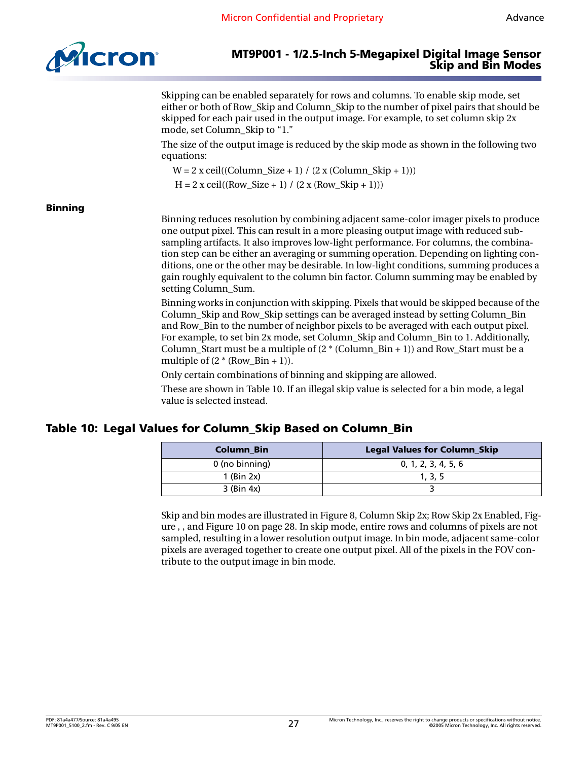Skipping can be enabled separately for rows and columns. To enable skip mode, set either or both of Row_Skip and Column_Skip to the number of pixel pairs that should be skipped for each pair used in the output image. For example, to set column skip 2x mode, set Column_Skip to "1."

The size of the output image is reduced by the skip mode as shown in the following two equations:

$$W = 2 \times \text{ceil}((\text{Column\_Size} + 1) / (2 \times (\text{Column\_Skip} + 1)))$$

$$H = 2 \times \text{ceil}((\text{Row\_Size} + 1) / (2 \times (\text{Row\_Skip} + 1)))$$

## Binning

Binning reduces resolution by combining adjacent same-color imager pixels to produce one output pixel. This can result in a more pleasing output image with reduced subsampling artifacts. It also improves low-light performance. For columns, the combination step can be either an averaging or summing operation. Depending on lighting conditions, one or the other may be desirable. In low-light conditions, summing produces a gain roughly equivalent to the column bin factor. Column summing may be enabled by setting Column_Sum.

Binning works in conjunction with skipping. Pixels that would be skipped because of the Column_Skip and Row_Skip settings can be averaged instead by setting Column_Bin and Row_Bin to the number of neighbor pixels to be averaged with each output pixel. For example, to set bin 2x mode, set Column_Skip and Column_Bin to 1. Additionally, Column_Start must be a multiple of (2 * (Column_Bin + 1)) and Row_Start must be a multiple of (2 * (Row_Bin + 1)).

Only certain combinations of binning and skipping are allowed.

These are shown in Table 10. If an illegal skip value is selected for a bin mode, a legal value is selected instead.

### Table 10: Legal Values for Column_Skip Based on Column_Bin

| Column_Bin | Legal Values for Column_Skip |
|---|---|
| 0 (no binning) | 0, 1, 2, 3, 4, 5, 6 |
| 1 (Bin 2x) | 1, 3, 5 |
| 3 (Bin 4x) | 3 |

Skip and bin modes are illustrated in Figure 8, Column Skip 2x; Row Skip 2x Enabled, Figure , , and Figure 10 on page 28. In skip mode, entire rows and columns of pixels are not sampled, resulting in a lower resolution output image. In bin mode, adjacent same-color pixels are averaged together to create one output pixel. All of the pixels in the FOV contribute to the output image in bin mode.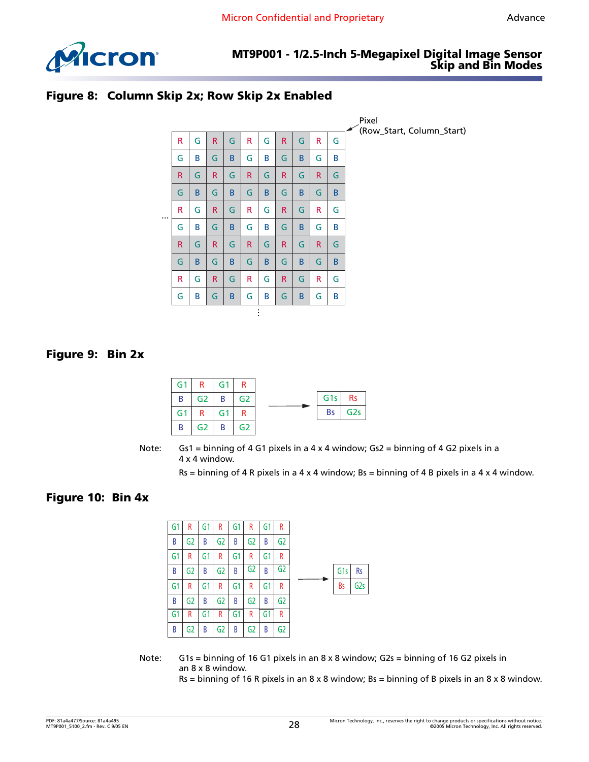## Figure 8: Column Skip 2x; Row Skip 2x Enabled

Pixel (Row_Start, Column_Start)

| R | G | R | G | R | G | R | G | R | G |
|---|---|---|---|---|---|---|---|---|---|
| G | B | G | B | G | B | G | B | G | B |
| R | G | R | G | R | G | R | G | R | G |
| G | B | G | B | G | B | G | B | G | B |
| R | G | R | G | R | G | R | G | R | G |
| G | B | G | B | G | B | G | B | G | B |
| R | G | R | G | R | G | R | G | R | G |
| G | B | G | B | G | B | G | B | G | B |
| R | G | R | G | R | G | R | G | R | G |
| G | B | G | B | G | B | G | B | G | B |

## Figure 9: Bin 2x

| G1 | R | G1 | R |
|---|---|---|---|
| B | G2 | B | G2 |
| G1 | R | G1 | R |
| B | G2 | B | G2 |

→

| G1s | Rs |
|---|---|
| Bs | G2s |

Note: Gs1 = binning of 4 G1 pixels in a 4 x 4 window; Gs2 = binning of 4 G2 pixels in a 4 x 4 window.

Rs = binning of 4 R pixels in a 4 x 4 window; Bs = binning of 4 B pixels in a 4 x 4 window.

## Figure 10: Bin 4x

| G1 | R | G1 | R | G1 | R | G1 | R |
|---|---|---|---|---|---|---|---|
| B | G2 | B | G2 | B | G2 | B | G2 |
| G1 | R | G1 | R | G1 | R | G1 | R |
| B | G2 | B | G2 | B | G2 | B | G2 |
| G1 | R | G1 | R | G1 | R | G1 | R |
| B | G2 | B | G2 | B | G2 | B | G2 |
| G1 | R | G1 | R | G1 | R | G1 | R |
| B | G2 | B | G2 | B | G2 | B | G2 |

→

| G1s | Rs |
|---|---|
| Bs | G2s |

Note: G1s = binning of 16 G1 pixels in an 8 x 8 window; G2s = binning of 16 G2 pixels in an 8 x 8 window.
Rs = binning of 16 R pixels in an 8 x 8 window; Bs = binning of B pixels in an 8 x 8 window.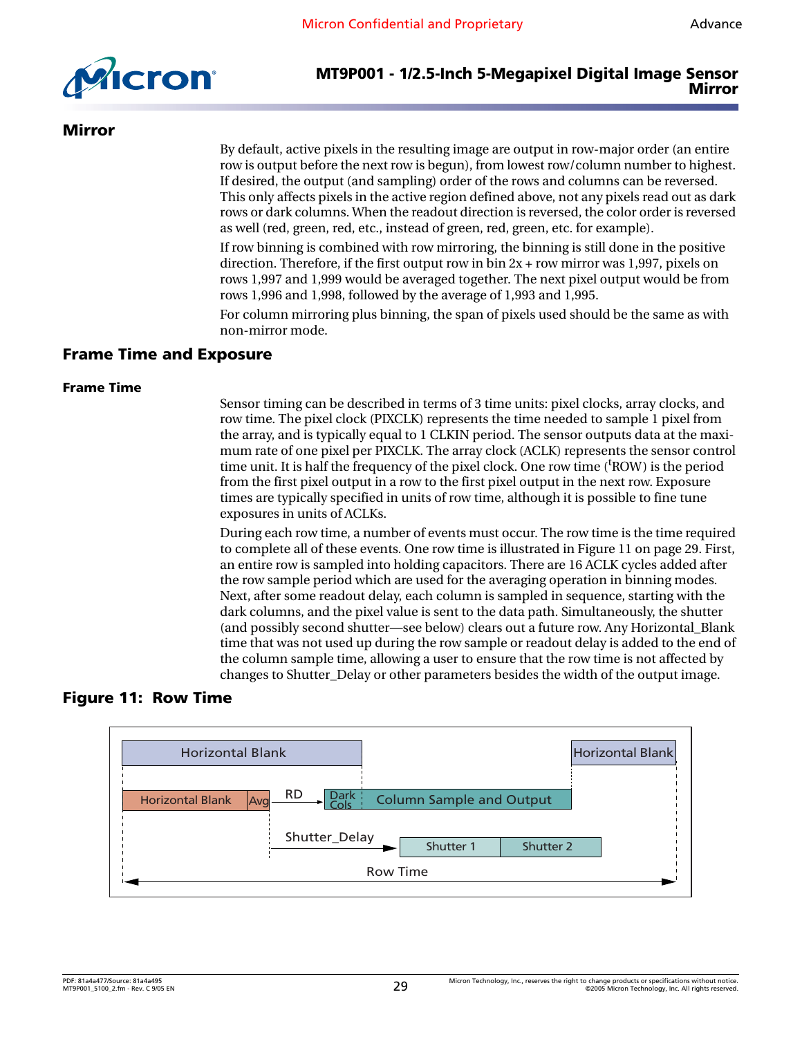## Mirror

By default, active pixels in the resulting image are output in row-major order (an entire row is output before the next row is begun), from lowest row/column number to highest. If desired, the output (and sampling) order of the rows and columns can be reversed. This only affects pixels in the active region defined above, not any pixels read out as dark rows or dark columns. When the readout direction is reversed, the color order is reversed as well (red, green, red, etc., instead of green, red, green, etc. for example).

If row binning is combined with row mirroring, the binning is still done in the positive direction. Therefore, if the first output row in bin 2x + row mirror was 1,997, pixels on rows 1,997 and 1,999 would be averaged together. The next pixel output would be from rows 1,996 and 1,998, followed by the average of 1,993 and 1,995.

For column mirroring plus binning, the span of pixels used should be the same as with non-mirror mode.

## Frame Time and Exposure

### Frame Time

Sensor timing can be described in terms of 3 time units: pixel clocks, array clocks, and row time. The pixel clock (PIXCLK) represents the time needed to sample 1 pixel from the array, and is typically equal to 1 CLKIN period. The sensor outputs data at the maximum rate of one pixel per PIXCLK. The array clock (ACLK) represents the sensor control time unit. It is half the frequency of the pixel clock. One row time ($^{t}$ROW) is the period from the first pixel output in a row to the first pixel output in the next row. Exposure times are typically specified in units of row time, although it is possible to fine tune exposures in units of ACLKs.

During each row time, a number of events must occur. The row time is the time required to complete all of these events. One row time is illustrated in Figure 11 on page 29. First, an entire row is sampled into holding capacitors. There are 16 ACLK cycles added after the row sample period which are used for the averaging operation in binning modes. Next, after some readout delay, each column is sampled in sequence, starting with the dark columns, and the pixel value is sent to the data path. Simultaneously, the shutter (and possibly second shutter—see below) clears out a future row. Any Horizontal_Blank time that was not used up during the row sample or readout delay is added to the end of the column sample time, allowing a user to ensure that the row time is not affected by changes to Shutter_Delay or other parameters besides the width of the output image.

**Figure 11: Row Time**

Horizontal Blank | Horizontal Blank

Horizontal Blank | Avg | RD | Dark Cols | Column Sample and Output

Shutter_Delay | Shutter 1 | Shutter 2

Row Time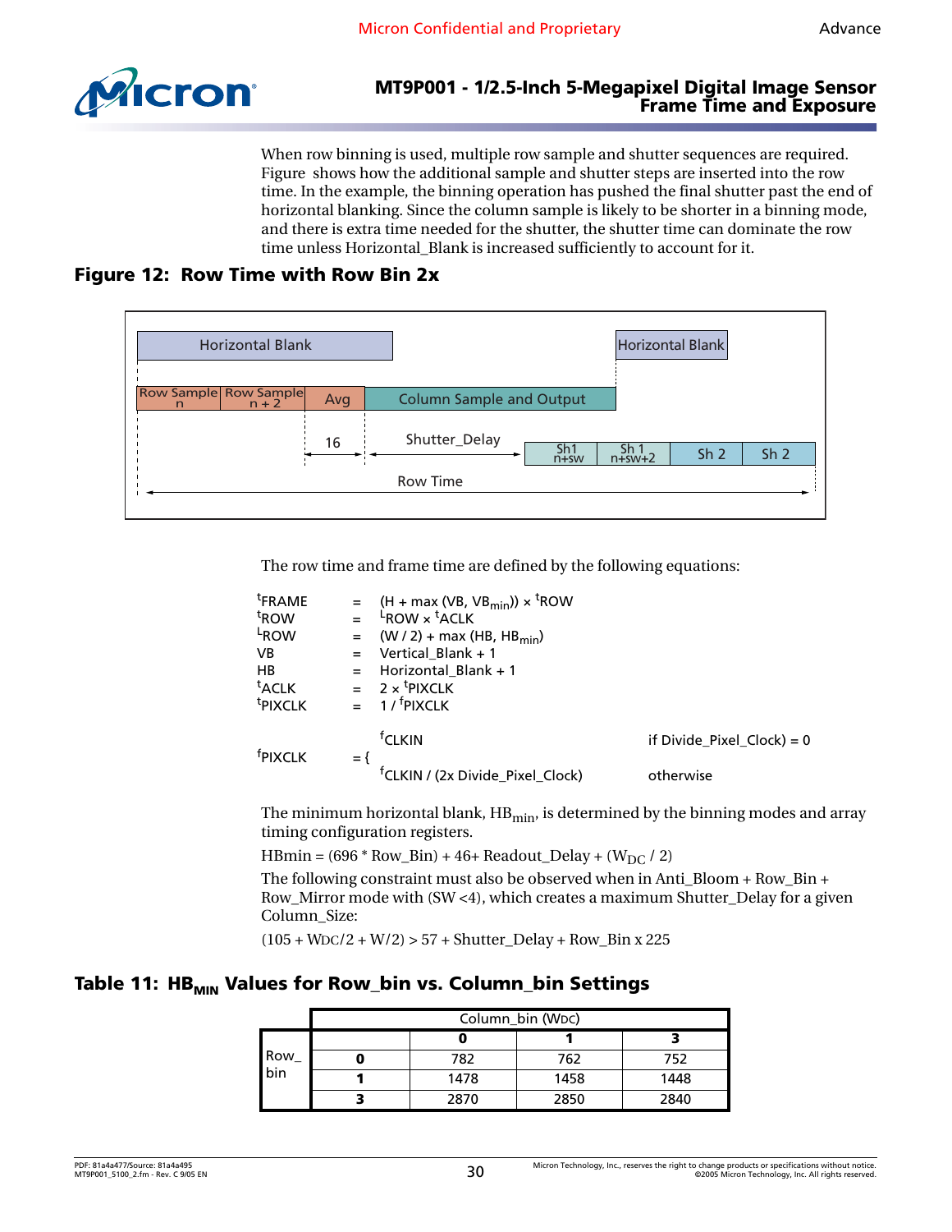When row binning is used, multiple row sample and shutter sequences are required. Figure shows how the additional sample and shutter steps are inserted into the row time. In the example, the binning operation has pushed the final shutter past the end of horizontal blanking. Since the column sample is likely to be shorter in a binning mode, and there is extra time needed for the shutter, the shutter time can dominate the row time unless Horizontal_Blank is increased sufficiently to account for it.

## Figure 12: Row Time with Row Bin 2x

Horizontal Blank | Horizontal Blank

Row Sample n | Row Sample n + 2 | Avg | Column Sample and Output

16 | Shutter_Delay | Sh1 n+sw | Sh 1 n+sw+2 | Sh 2 | Sh 2

Row Time

The row time and frame time are defined by the following equations:

$$^{t}FRAME = (H + \max(VB, VB_{min})) \times {}^{t}ROW$$

$$^{t}ROW = {}^{L}ROW \times {}^{t}ACLK$$

$$^{L}ROW = (W / 2) + \max(HB, HB_{min})$$

$$VB = Vertical\_Blank + 1$$

$$HB = Horizontal\_Blank + 1$$

$$^{t}ACLK = 2 \times {}^{t}PIXCLK$$

$$^{t}PIXCLK = 1 / {}^{f}PIXCLK$$

$$^{f}PIXCLK = \begin{cases} {}^{f}CLKIN & \text{if Divide\_Pixel\_Clock) = 0} \\ {}^{f}CLKIN / (2x\ Divide\_Pixel\_Clock) & \text{otherwise} \end{cases}$$

The minimum horizontal blank, $HB_{min}$, is determined by the binning modes and array timing configuration registers.

HBmin = (696 * Row_Bin) + 46+ Readout_Delay + ($W_{DC}$ / 2)

The following constraint must also be observed when in Anti_Bloom + Row_Bin + Row_Mirror mode with (SW <4), which creates a maximum Shutter_Delay for a given Column_Size:

(105 + WDC/2 + W/2) > 57 + Shutter_Delay + Row_Bin x 225

## Table 11: $HB_{MIN}$ Values for Row_bin vs. Column_bin Settings

| | | Column_bin (WDC) | | |
|---|---|---|---|---|
| | | 0 | 1 | 3 |
| Row_bin | 0 | 782 | 762 | 752 |
| | 1 | 1478 | 1458 | 1448 |
| | 3 | 2870 | 2850 | 2840 |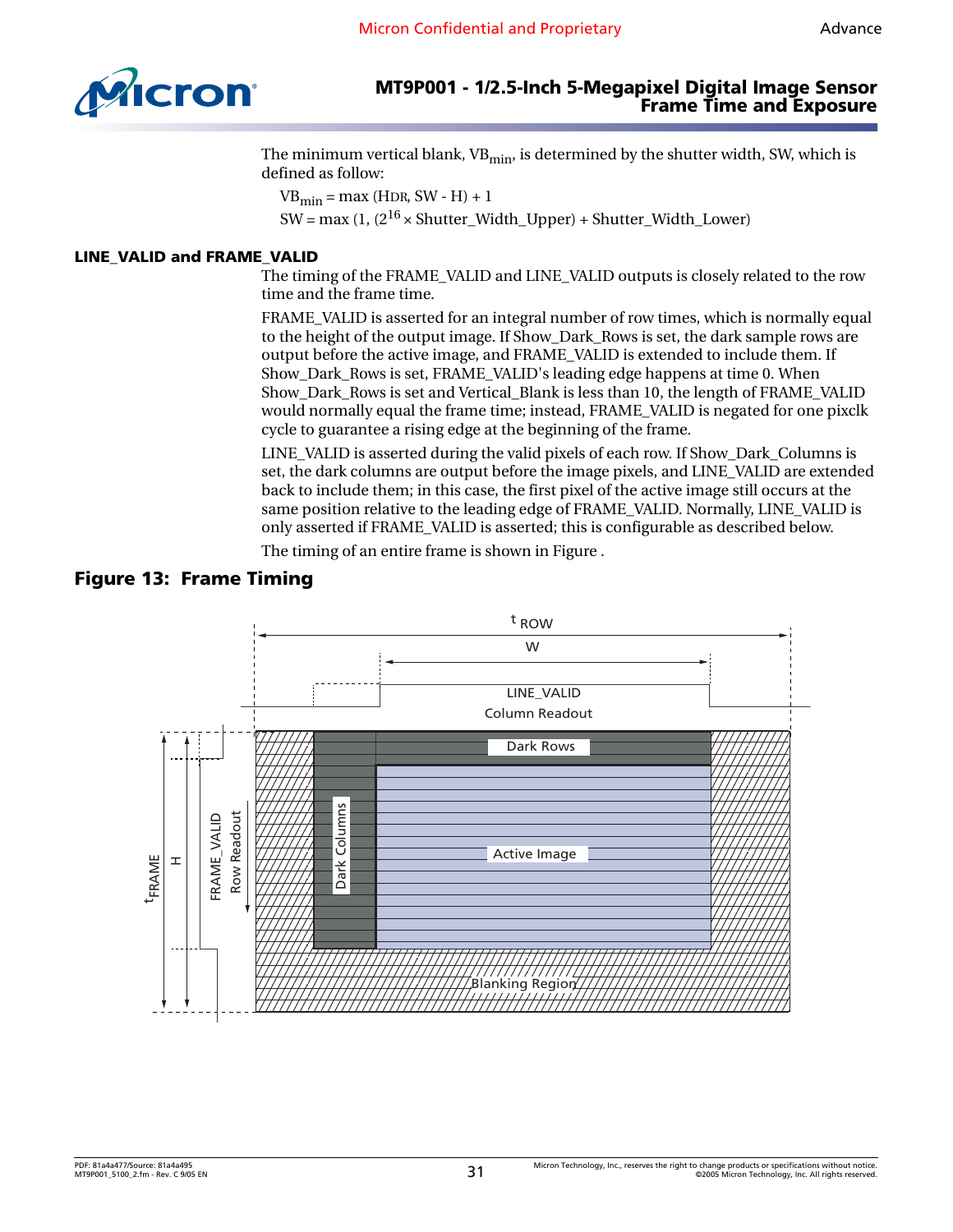The minimum vertical blank, $VB_{min}$, is determined by the shutter width, SW, which is defined as follow:

$VB_{min}$ = max (HDR, SW - H) + 1

SW = max (1, ($2^{16}$ × Shutter_Width_Upper) + Shutter_Width_Lower)

### LINE_VALID and FRAME_VALID

The timing of the FRAME_VALID and LINE_VALID outputs is closely related to the row time and the frame time.

FRAME_VALID is asserted for an integral number of row times, which is normally equal to the height of the output image. If Show_Dark_Rows is set, the dark sample rows are output before the active image, and FRAME_VALID is extended to include them. If Show_Dark_Rows is set, FRAME_VALID's leading edge happens at time 0. When Show_Dark_Rows is set and Vertical_Blank is less than 10, the length of FRAME_VALID would normally equal the frame time; instead, FRAME_VALID is negated for one pixclk cycle to guarantee a rising edge at the beginning of the frame.

LINE_VALID is asserted during the valid pixels of each row. If Show_Dark_Columns is set, the dark columns are output before the image pixels, and LINE_VALID are extended back to include them; in this case, the first pixel of the active image still occurs at the same position relative to the leading edge of FRAME_VALID. Normally, LINE_VALID is only asserted if FRAME_VALID is asserted; this is configurable as described below.

The timing of an entire frame is shown in Figure .

**Figure 13: Frame Timing**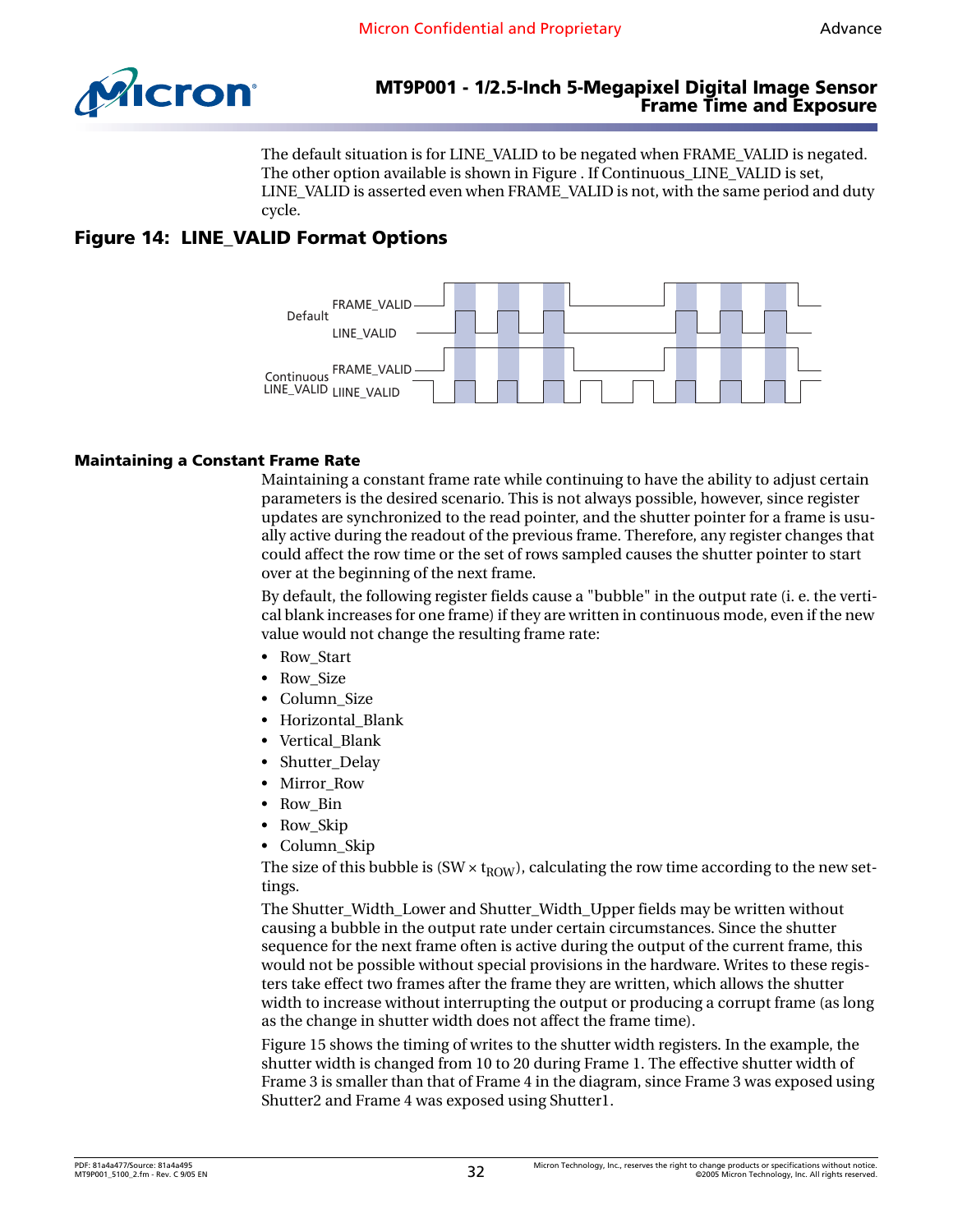The default situation is for LINE_VALID to be negated when FRAME_VALID is negated. The other option available is shown in Figure . If Continuous_LINE_VALID is set, LINE_VALID is asserted even when FRAME_VALID is not, with the same period and duty cycle.

## Figure 14: LINE_VALID Format Options

Default: FRAME_VALID, LINE_VALID

Continuous LINE_VALID: FRAME_VALID, LIINE_VALID

### Maintaining a Constant Frame Rate

Maintaining a constant frame rate while continuing to have the ability to adjust certain parameters is the desired scenario. This is not always possible, however, since register updates are synchronized to the read pointer, and the shutter pointer for a frame is usually active during the readout of the previous frame. Therefore, any register changes that could affect the row time or the set of rows sampled causes the shutter pointer to start over at the beginning of the next frame.

By default, the following register fields cause a "bubble" in the output rate (i. e. the vertical blank increases for one frame) if they are written in continuous mode, even if the new value would not change the resulting frame rate:

- Row_Start
- Row_Size
- Column_Size
- Horizontal_Blank
- Vertical_Blank
- Shutter_Delay
- Mirror_Row
- Row_Bin
- Row_Skip
- Column_Skip

The size of this bubble is ($SW \times t_{ROW}$), calculating the row time according to the new settings.

The Shutter_Width_Lower and Shutter_Width_Upper fields may be written without causing a bubble in the output rate under certain circumstances. Since the shutter sequence for the next frame often is active during the output of the current frame, this would not be possible without special provisions in the hardware. Writes to these registers take effect two frames after the frame they are written, which allows the shutter width to increase without interrupting the output or producing a corrupt frame (as long as the change in shutter width does not affect the frame time).

Figure 15 shows the timing of writes to the shutter width registers. In the example, the shutter width is changed from 10 to 20 during Frame 1. The effective shutter width of Frame 3 is smaller than that of Frame 4 in the diagram, since Frame 3 was exposed using Shutter2 and Frame 4 was exposed using Shutter1.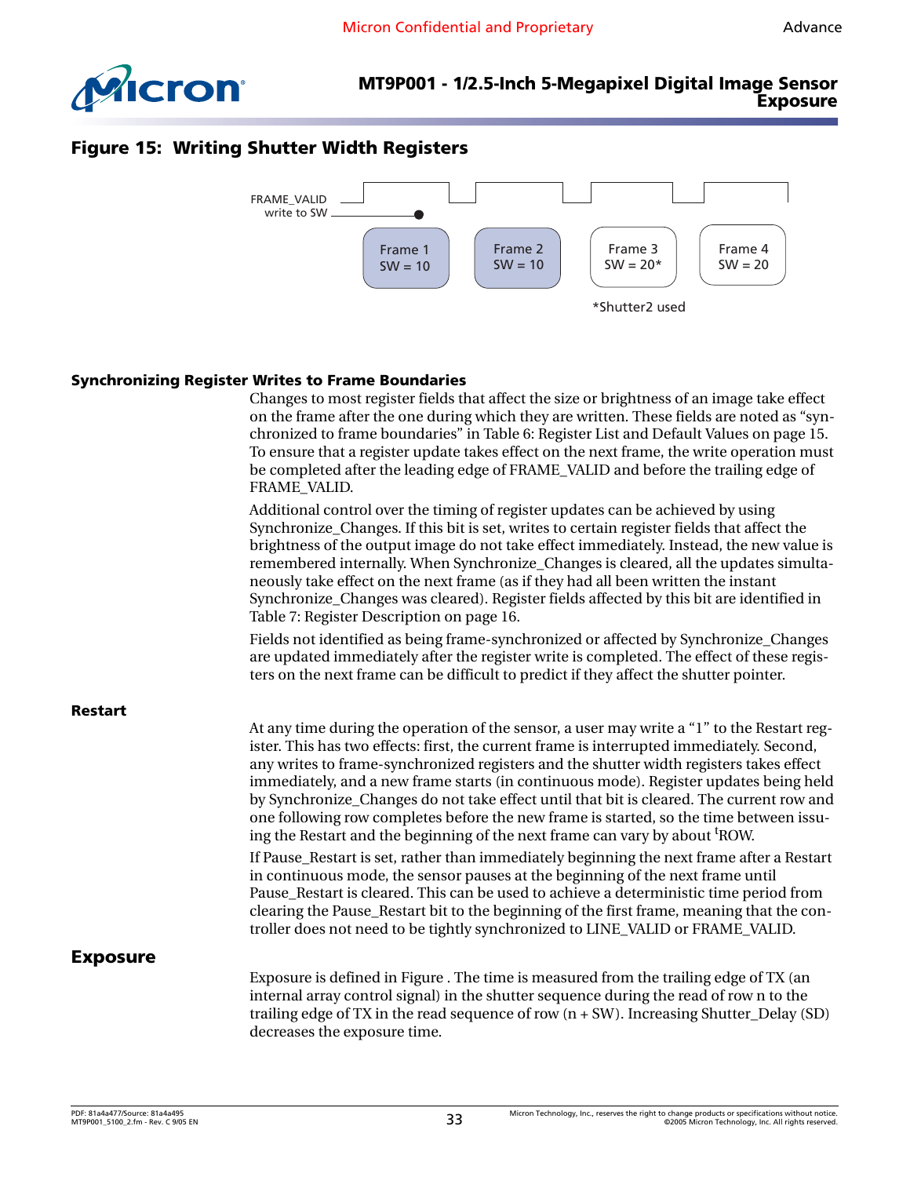## Figure 15: Writing Shutter Width Registers

FRAME_VALID

write to SW

Frame 1 SW = 10

Frame 2 SW = 10

Frame 3 SW = 20*

Frame 4 SW = 20

*Shutter2 used

### Synchronizing Register Writes to Frame Boundaries

Changes to most register fields that affect the size or brightness of an image take effect on the frame after the one during which they are written. These fields are noted as "synchronized to frame boundaries" in Table 6: Register List and Default Values on page 15. To ensure that a register update takes effect on the next frame, the write operation must be completed after the leading edge of FRAME_VALID and before the trailing edge of FRAME_VALID.

Additional control over the timing of register updates can be achieved by using Synchronize_Changes. If this bit is set, writes to certain register fields that affect the brightness of the output image do not take effect immediately. Instead, the new value is remembered internally. When Synchronize_Changes is cleared, all the updates simultaneously take effect on the next frame (as if they had all been written the instant Synchronize_Changes was cleared). Register fields affected by this bit are identified in Table 7: Register Description on page 16.

Fields not identified as being frame-synchronized or affected by Synchronize_Changes are updated immediately after the register write is completed. The effect of these registers on the next frame can be difficult to predict if they affect the shutter pointer.

### Restart

At any time during the operation of the sensor, a user may write a "1" to the Restart register. This has two effects: first, the current frame is interrupted immediately. Second, any writes to frame-synchronized registers and the shutter width registers takes effect immediately, and a new frame starts (in continuous mode). Register updates being held by Synchronize_Changes do not take effect until that bit is cleared. The current row and one following row completes before the new frame is started, so the time between issuing the Restart and the beginning of the next frame can vary by about $^{t}$ROW.

If Pause_Restart is set, rather than immediately beginning the next frame after a Restart in continuous mode, the sensor pauses at the beginning of the next frame until Pause_Restart is cleared. This can be used to achieve a deterministic time period from clearing the Pause_Restart bit to the beginning of the first frame, meaning that the controller does not need to be tightly synchronized to LINE_VALID or FRAME_VALID.

## Exposure

Exposure is defined in Figure . The time is measured from the trailing edge of TX (an internal array control signal) in the shutter sequence during the read of row n to the trailing edge of TX in the read sequence of row (n + SW). Increasing Shutter_Delay (SD) decreases the exposure time.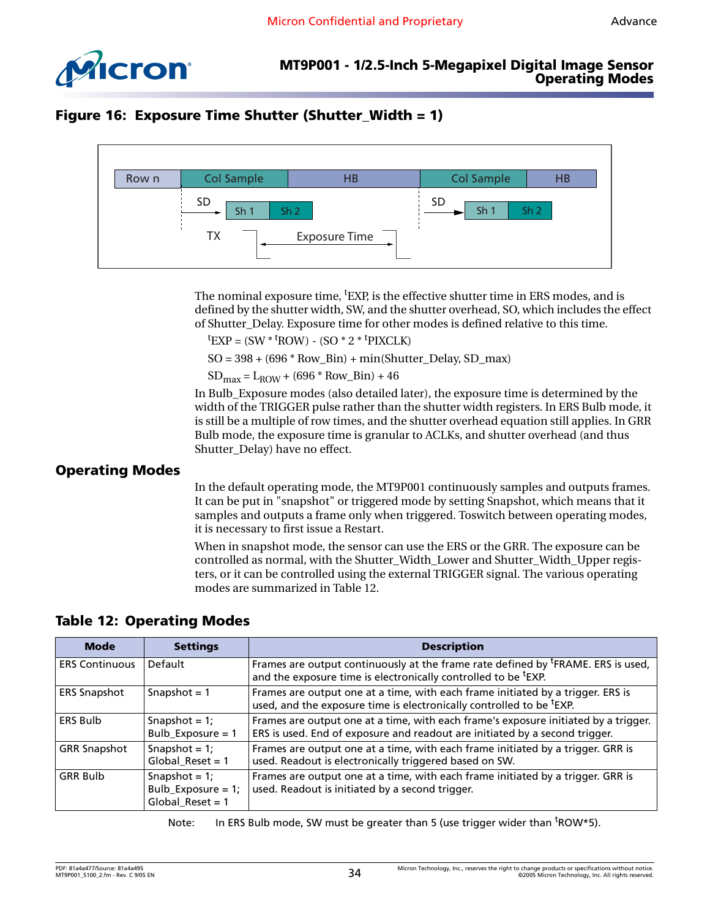## Figure 16: Exposure Time Shutter (Shutter_Width = 1)

| Row n | Col Sample | HB | Col Sample | HB |
|---|---|---|---|---|

SD → Sh 1 | Sh 2 SD → Sh 1 | Sh 2

TX ← Exposure Time →

The nominal exposure time, $^tEXP$, is the effective shutter time in ERS modes, and is defined by the shutter width, SW, and the shutter overhead, SO, which includes the effect of Shutter_Delay. Exposure time for other modes is defined relative to this time.

$$^tEXP = (SW * {^tROW}) - (SO * 2 * {^tPIXCLK})$$

$$SO = 398 + (696 * Row\_Bin) + \min(Shutter\_Delay, SD\_max)$$

$$SD_{max} = L_{ROW} + (696 * Row\_Bin) + 46$$

In Bulb_Exposure modes (also detailed later), the exposure time is determined by the width of the TRIGGER pulse rather than the shutter width registers. In ERS Bulb mode, it is still be a multiple of row times, and the shutter overhead equation still applies. In GRR Bulb mode, the exposure time is granular to ACLKs, and shutter overhead (and thus Shutter_Delay) have no effect.

## Operating Modes

In the default operating mode, the MT9P001 continuously samples and outputs frames. It can be put in "snapshot" or triggered mode by setting Snapshot, which means that it samples and outputs a frame only when triggered. Toswitch between operating modes, it is necessary to first issue a Restart.

When in snapshot mode, the sensor can use the ERS or the GRR. The exposure can be controlled as normal, with the Shutter_Width_Lower and Shutter_Width_Upper registers, or it can be controlled using the external TRIGGER signal. The various operating modes are summarized in Table 12.

### Table 12: Operating Modes

| Mode | Settings | Description |
|---|---|---|
| ERS Continuous | Default | Frames are output continuously at the frame rate defined by $^tFRAME$. ERS is used, and the exposure time is electronically controlled to be $^tEXP$. |
| ERS Snapshot | Snapshot = 1 | Frames are output one at a time, with each frame initiated by a trigger. ERS is used, and the exposure time is electronically controlled to be $^tEXP$. |
| ERS Bulb | Snapshot = 1; Bulb_Exposure = 1 | Frames are output one at a time, with each frame's exposure initiated by a trigger. ERS is used. End of exposure and readout are initiated by a second trigger. |
| GRR Snapshot | Snapshot = 1; Global_Reset = 1 | Frames are output one at a time, with each frame initiated by a trigger. GRR is used. Readout is electronically triggered based on SW. |
| GRR Bulb | Snapshot = 1; Bulb_Exposure = 1; Global_Reset = 1 | Frames are output one at a time, with each frame initiated by a trigger. GRR is used. Readout is initiated by a second trigger. |

Note: In ERS Bulb mode, SW must be greater than 5 (use trigger wider than $^tROW*5$).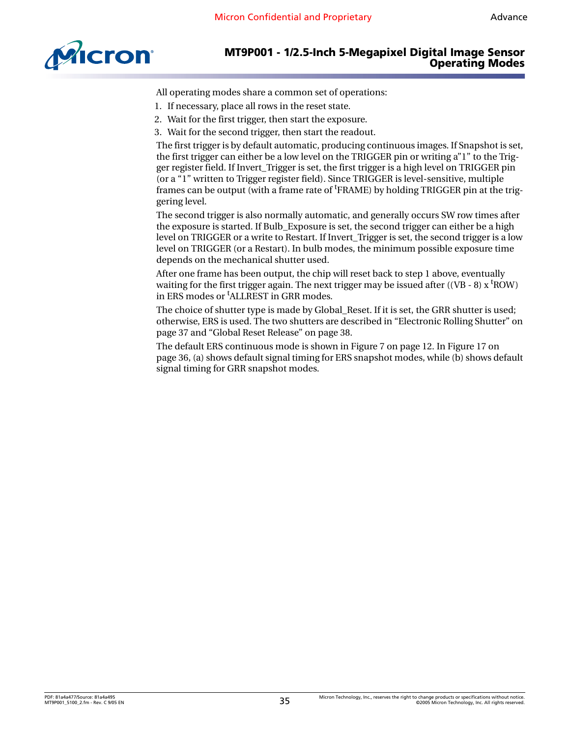All operating modes share a common set of operations:

1. If necessary, place all rows in the reset state.
2. Wait for the first trigger, then start the exposure.
3. Wait for the second trigger, then start the readout.

The first trigger is by default automatic, producing continuous images. If Snapshot is set, the first trigger can either be a low level on the TRIGGER pin or writing a"1" to the Trigger register field. If Invert_Trigger is set, the first trigger is a high level on TRIGGER pin (or a "1" written to Trigger register field). Since TRIGGER is level-sensitive, multiple frames can be output (with a frame rate of $^{t}$FRAME) by holding TRIGGER pin at the triggering level.

The second trigger is also normally automatic, and generally occurs SW row times after the exposure is started. If Bulb_Exposure is set, the second trigger can either be a high level on TRIGGER or a write to Restart. If Invert_Trigger is set, the second trigger is a low level on TRIGGER (or a Restart). In bulb modes, the minimum possible exposure time depends on the mechanical shutter used.

After one frame has been output, the chip will reset back to step 1 above, eventually waiting for the first trigger again. The next trigger may be issued after ((VB - 8) x $^{t}$ROW) in ERS modes or $^{t}$ALLREST in GRR modes.

The choice of shutter type is made by Global_Reset. If it is set, the GRR shutter is used; otherwise, ERS is used. The two shutters are described in "Electronic Rolling Shutter" on page 37 and "Global Reset Release" on page 38.

The default ERS continuous mode is shown in Figure 7 on page 12. In Figure 17 on page 36, (a) shows default signal timing for ERS snapshot modes, while (b) shows default signal timing for GRR snapshot modes.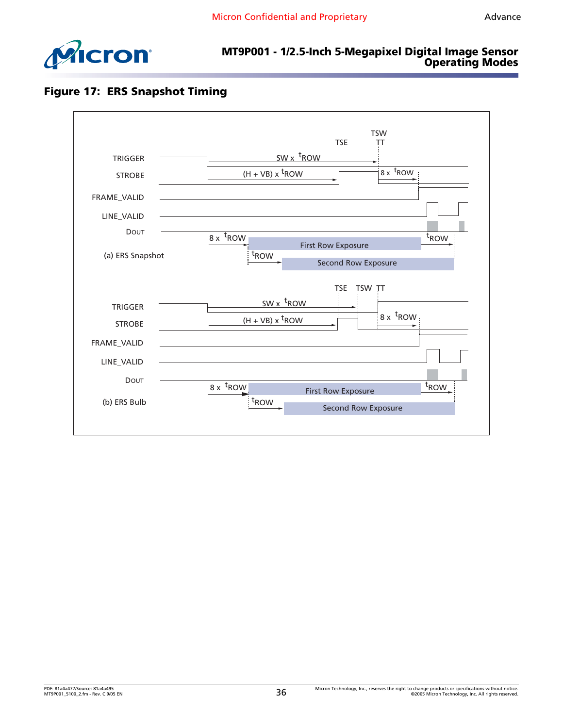## Figure 17: ERS Snapshot Timing

TSE TSW TT

TRIGGER — SW x $^tROW$

STROBE — (H + VB) x $^tROW$ — 8 x $^tROW$

FRAME_VALID

LINE_VALID

DOUT

8 x $^tROW$ — First Row Exposure — $^tROW$

(a) ERS Snapshot — $^tROW$ — Second Row Exposure

TSE TSW TT

TRIGGER — SW x $^tROW$

STROBE — (H + VB) x $^tROW$ — 8 x $^tROW$

FRAME_VALID

LINE_VALID

DOUT

8 x $^tROW$ — First Row Exposure — $^tROW$

(b) ERS Bulb — $^tROW$ — Second Row Exposure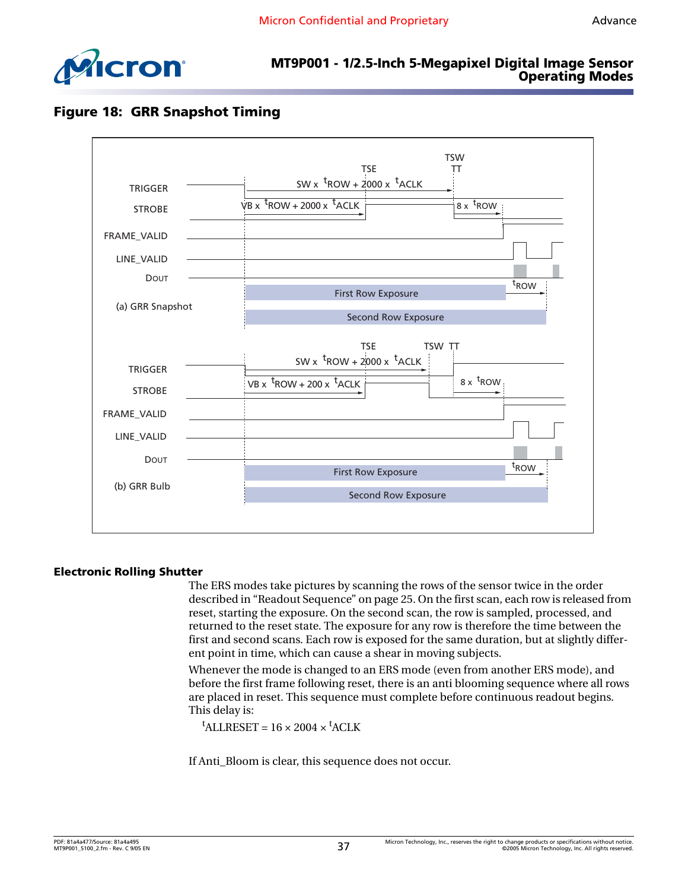## Figure 18: GRR Snapshot Timing

(a) GRR Snapshot

TRIGGER, STROBE, FRAME_VALID, LINE_VALID, DOUT

TSE, TSW, TT

SW x $^t$ROW + 2000 x $^t$ACLK

VB x $^t$ROW + 2000 x $^t$ACLK

8 x $^t$ROW

$^t$ROW

First Row Exposure

Second Row Exposure

(b) GRR Bulb

TRIGGER, STROBE, FRAME_VALID, LINE_VALID, DOUT

TSE, TSW, TT

SW x $^t$ROW + 2000 x $^t$ACLK

VB x $^t$ROW + 200 x $^t$ACLK

8 x $^t$ROW

$^t$ROW

First Row Exposure

Second Row Exposure

### Electronic Rolling Shutter

The ERS modes take pictures by scanning the rows of the sensor twice in the order described in "Readout Sequence" on page 25. On the first scan, each row is released from reset, starting the exposure. On the second scan, the row is sampled, processed, and returned to the reset state. The exposure for any row is therefore the time between the first and second scans. Each row is exposed for the same duration, but at slightly different point in time, which can cause a shear in moving subjects.

Whenever the mode is changed to an ERS mode (even from another ERS mode), and before the first frame following reset, there is an anti blooming sequence where all rows are placed in reset. This sequence must complete before continuous readout begins. This delay is:

$$^t\text{ALLRESET} = 16 \times 2004 \times {}^t\text{ACLK}$$

If Anti_Bloom is clear, this sequence does not occur.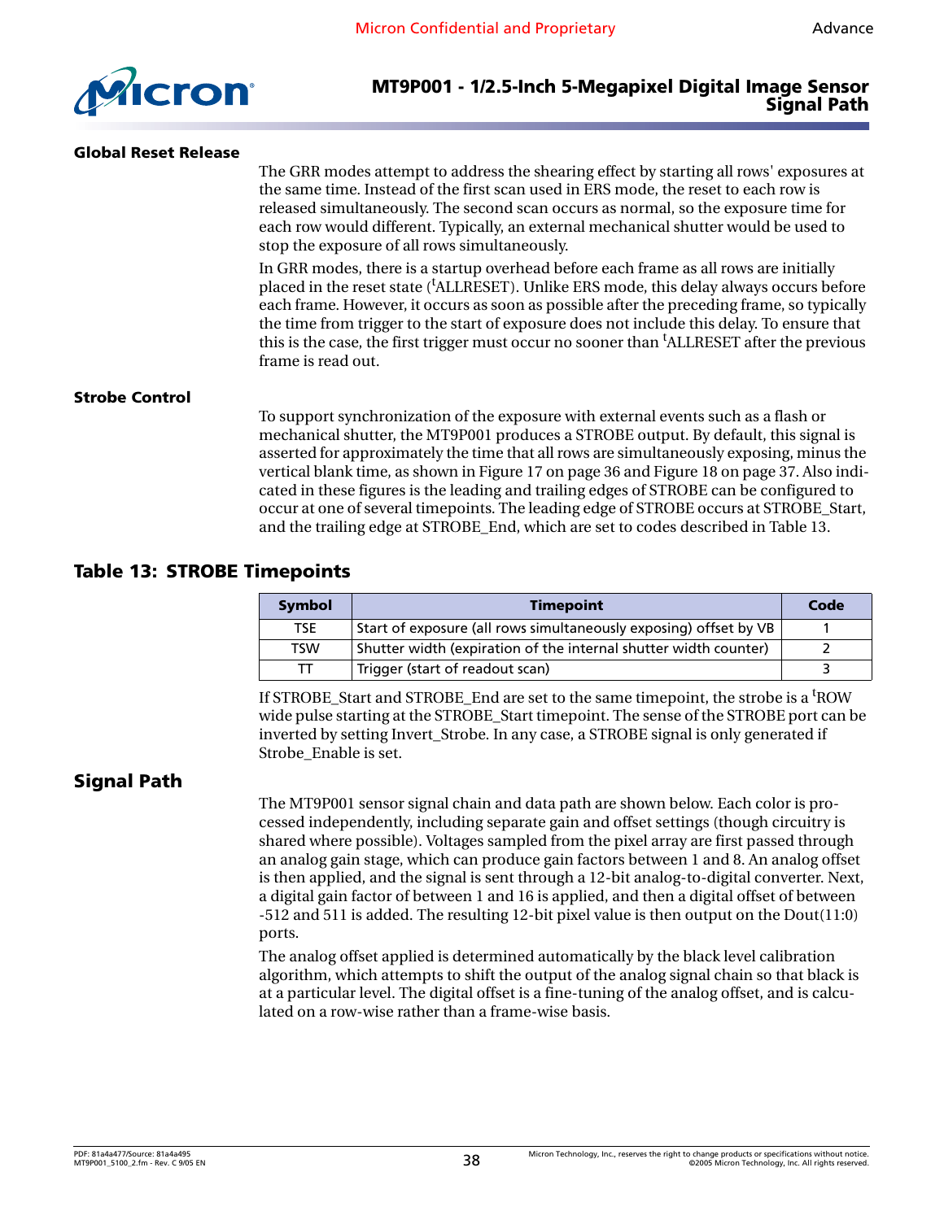### Global Reset Release

The GRR modes attempt to address the shearing effect by starting all rows' exposures at the same time. Instead of the first scan used in ERS mode, the reset to each row is released simultaneously. The second scan occurs as normal, so the exposure time for each row would different. Typically, an external mechanical shutter would be used to stop the exposure of all rows simultaneously.

In GRR modes, there is a startup overhead before each frame as all rows are initially placed in the reset state ($^{t}$ALLRESET). Unlike ERS mode, this delay always occurs before each frame. However, it occurs as soon as possible after the preceding frame, so typically the time from trigger to the start of exposure does not include this delay. To ensure that this is the case, the first trigger must occur no sooner than $^{t}$ALLRESET after the previous frame is read out.

### Strobe Control

To support synchronization of the exposure with external events such as a flash or mechanical shutter, the MT9P001 produces a STROBE output. By default, this signal is asserted for approximately the time that all rows are simultaneously exposing, minus the vertical blank time, as shown in Figure 17 on page 36 and Figure 18 on page 37. Also indicated in these figures is the leading and trailing edges of STROBE can be configured to occur at one of several timepoints. The leading edge of STROBE occurs at STROBE_Start, and the trailing edge at STROBE_End, which are set to codes described in Table 13.

## Table 13: STROBE Timepoints

| Symbol | Timepoint | Code |
|---|---|---|
| TSE | Start of exposure (all rows simultaneously exposing) offset by VB | 1 |
| TSW | Shutter width (expiration of the internal shutter width counter) | 2 |
| TT | Trigger (start of readout scan) | 3 |

If STROBE_Start and STROBE_End are set to the same timepoint, the strobe is a $^{t}$ROW wide pulse starting at the STROBE_Start timepoint. The sense of the STROBE port can be inverted by setting Invert_Strobe. In any case, a STROBE signal is only generated if Strobe_Enable is set.

## Signal Path

The MT9P001 sensor signal chain and data path are shown below. Each color is processed independently, including separate gain and offset settings (though circuitry is shared where possible). Voltages sampled from the pixel array are first passed through an analog gain stage, which can produce gain factors between 1 and 8. An analog offset is then applied, and the signal is sent through a 12-bit analog-to-digital converter. Next, a digital gain factor of between 1 and 16 is applied, and then a digital offset of between -512 and 511 is added. The resulting 12-bit pixel value is then output on the Dout(11:0) ports.

The analog offset applied is determined automatically by the black level calibration algorithm, which attempts to shift the output of the analog signal chain so that black is at a particular level. The digital offset is a fine-tuning of the analog offset, and is calculated on a row-wise rather than a frame-wise basis.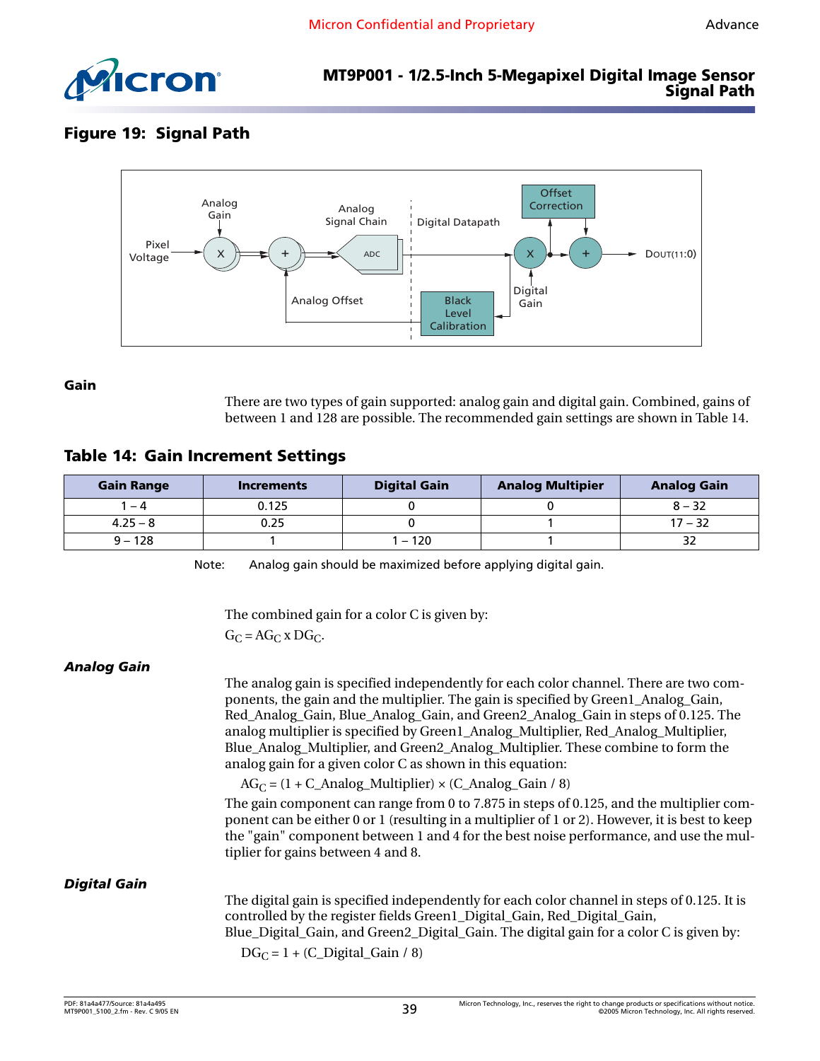## Figure 19: Signal Path

Pixel Voltage → Analog Gain (X) → Analog Offset (+) → Analog Signal Chain (ADC) | Digital Datapath → Digital Gain (X) → Offset Correction (+) → DOUT(11:0)

Black Level Calibration

## Gain

There are two types of gain supported: analog gain and digital gain. Combined, gains of between 1 and 128 are possible. The recommended gain settings are shown in Table 14.

### Table 14: Gain Increment Settings

| Gain Range | Increments | Digital Gain | Analog Multipier | Analog Gain |
|---|---|---|---|---|
| 1 – 4 | 0.125 | 0 | 0 | 8 – 32 |
| 4.25 – 8 | 0.25 | 0 | 1 | 17 – 32 |
| 9 – 128 | 1 | 1 – 120 | 1 | 32 |

Note: Analog gain should be maximized before applying digital gain.

The combined gain for a color C is given by:

$G_C = AG_C \times DG_C$.

### *Analog Gain*

The analog gain is specified independently for each color channel. There are two components, the gain and the multiplier. The gain is specified by Green1_Analog_Gain, Red_Analog_Gain, Blue_Analog_Gain, and Green2_Analog_Gain in steps of 0.125. The analog multiplier is specified by Green1_Analog_Multiplier, Red_Analog_Multiplier, Blue_Analog_Multiplier, and Green2_Analog_Multiplier. These combine to form the analog gain for a given color C as shown in this equation:

$$AG_C = (1 + C\_Analog\_Multiplier) \times (C\_Analog\_Gain / 8)$$

The gain component can range from 0 to 7.875 in steps of 0.125, and the multiplier component can be either 0 or 1 (resulting in a multiplier of 1 or 2). However, it is best to keep the "gain" component between 1 and 4 for the best noise performance, and use the multiplier for gains between 4 and 8.

### *Digital Gain*

The digital gain is specified independently for each color channel in steps of 0.125. It is controlled by the register fields Green1_Digital_Gain, Red_Digital_Gain, Blue_Digital_Gain, and Green2_Digital_Gain. The digital gain for a color C is given by:

$$DG_C = 1 + (C\_Digital\_Gain / 8)$$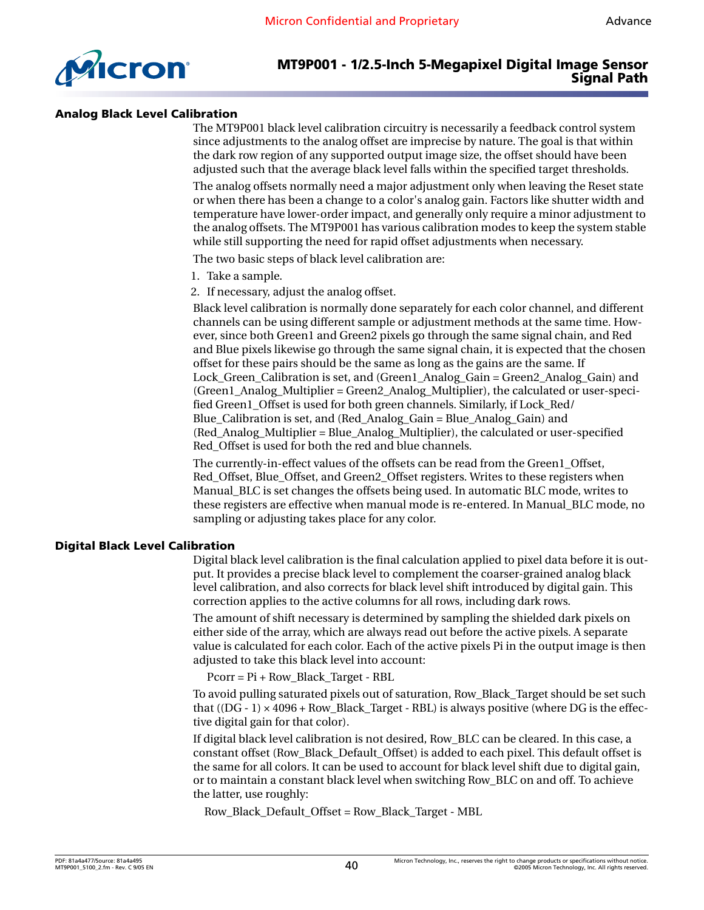### Analog Black Level Calibration

The MT9P001 black level calibration circuitry is necessarily a feedback control system since adjustments to the analog offset are imprecise by nature. The goal is that within the dark row region of any supported output image size, the offset should have been adjusted such that the average black level falls within the specified target thresholds.

The analog offsets normally need a major adjustment only when leaving the Reset state or when there has been a change to a color's analog gain. Factors like shutter width and temperature have lower-order impact, and generally only require a minor adjustment to the analog offsets. The MT9P001 has various calibration modes to keep the system stable while still supporting the need for rapid offset adjustments when necessary.

The two basic steps of black level calibration are:

1. Take a sample.
2. If necessary, adjust the analog offset.

Black level calibration is normally done separately for each color channel, and different channels can be using different sample or adjustment methods at the same time. However, since both Green1 and Green2 pixels go through the same signal chain, and Red and Blue pixels likewise go through the same signal chain, it is expected that the chosen offset for these pairs should be the same as long as the gains are the same. If Lock_Green_Calibration is set, and (Green1_Analog_Gain = Green2_Analog_Gain) and (Green1_Analog_Multiplier = Green2_Analog_Multiplier), the calculated or user-specified Green1_Offset is used for both green channels. Similarly, if Lock_Red/Blue_Calibration is set, and (Red_Analog_Gain = Blue_Analog_Gain) and (Red_Analog_Multiplier = Blue_Analog_Multiplier), the calculated or user-specified Red_Offset is used for both the red and blue channels.

The currently-in-effect values of the offsets can be read from the Green1_Offset, Red_Offset, Blue_Offset, and Green2_Offset registers. Writes to these registers when Manual_BLC is set changes the offsets being used. In automatic BLC mode, writes to these registers are effective when manual mode is re-entered. In Manual_BLC mode, no sampling or adjusting takes place for any color.

### Digital Black Level Calibration

Digital black level calibration is the final calculation applied to pixel data before it is output. It provides a precise black level to complement the coarser-grained analog black level calibration, and also corrects for black level shift introduced by digital gain. This correction applies to the active columns for all rows, including dark rows.

The amount of shift necessary is determined by sampling the shielded dark pixels on either side of the array, which are always read out before the active pixels. A separate value is calculated for each color. Each of the active pixels Pi in the output image is then adjusted to take this black level into account:

Pcorr = Pi + Row_Black_Target - RBL

To avoid pulling saturated pixels out of saturation, Row_Black_Target should be set such that ((DG - 1) × 4096 + Row_Black_Target - RBL) is always positive (where DG is the effective digital gain for that color).

If digital black level calibration is not desired, Row_BLC can be cleared. In this case, a constant offset (Row_Black_Default_Offset) is added to each pixel. This default offset is the same for all colors. It can be used to account for black level shift due to digital gain, or to maintain a constant black level when switching Row_BLC on and off. To achieve the latter, use roughly:

Row_Black_Default_Offset = Row_Black_Target - MBL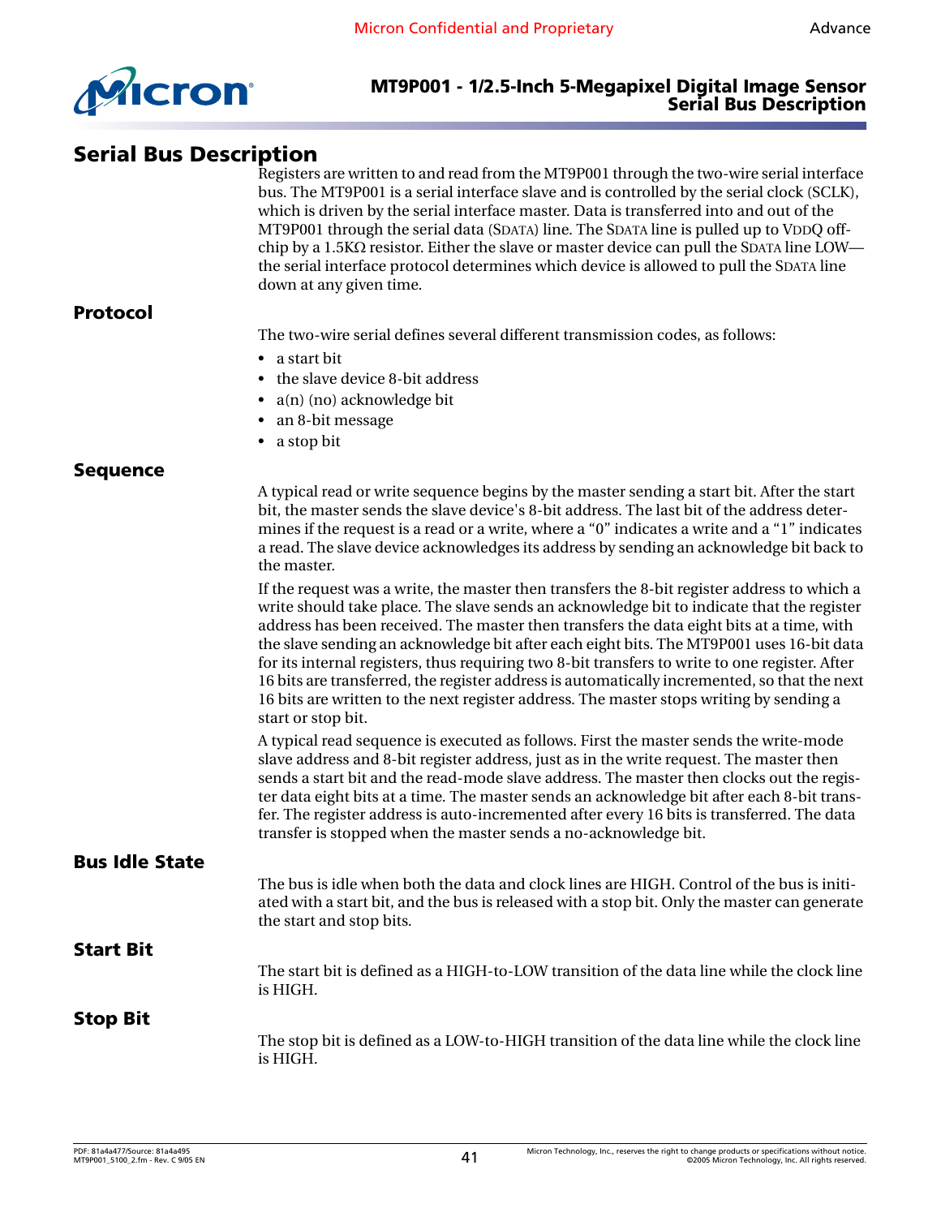# Serial Bus Description

Registers are written to and read from the MT9P001 through the two-wire serial interface bus. The MT9P001 is a serial interface slave and is controlled by the serial clock (SCLK), which is driven by the serial interface master. Data is transferred into and out of the MT9P001 through the serial data (SDATA) line. The SDATA line is pulled up to VDDQ off-chip by a 1.5KΩ resistor. Either the slave or master device can pull the SDATA line LOW—the serial interface protocol determines which device is allowed to pull the SDATA line down at any given time.

## Protocol

The two-wire serial defines several different transmission codes, as follows:

- a start bit
- the slave device 8-bit address
- a(n) (no) acknowledge bit
- an 8-bit message
- a stop bit

## Sequence

A typical read or write sequence begins by the master sending a start bit. After the start bit, the master sends the slave device's 8-bit address. The last bit of the address determines if the request is a read or a write, where a “0” indicates a write and a “1” indicates a read. The slave device acknowledges its address by sending an acknowledge bit back to the master.

If the request was a write, the master then transfers the 8-bit register address to which a write should take place. The slave sends an acknowledge bit to indicate that the register address has been received. The master then transfers the data eight bits at a time, with the slave sending an acknowledge bit after each eight bits. The MT9P001 uses 16-bit data for its internal registers, thus requiring two 8-bit transfers to write to one register. After 16 bits are transferred, the register address is automatically incremented, so that the next 16 bits are written to the next register address. The master stops writing by sending a start or stop bit.

A typical read sequence is executed as follows. First the master sends the write-mode slave address and 8-bit register address, just as in the write request. The master then sends a start bit and the read-mode slave address. The master then clocks out the register data eight bits at a time. The master sends an acknowledge bit after each 8-bit transfer. The register address is auto-incremented after every 16 bits is transferred. The data transfer is stopped when the master sends a no-acknowledge bit.

## Bus Idle State

The bus is idle when both the data and clock lines are HIGH. Control of the bus is initiated with a start bit, and the bus is released with a stop bit. Only the master can generate the start and stop bits.

## Start Bit

The start bit is defined as a HIGH-to-LOW transition of the data line while the clock line is HIGH.

## Stop Bit

The stop bit is defined as a LOW-to-HIGH transition of the data line while the clock line is HIGH.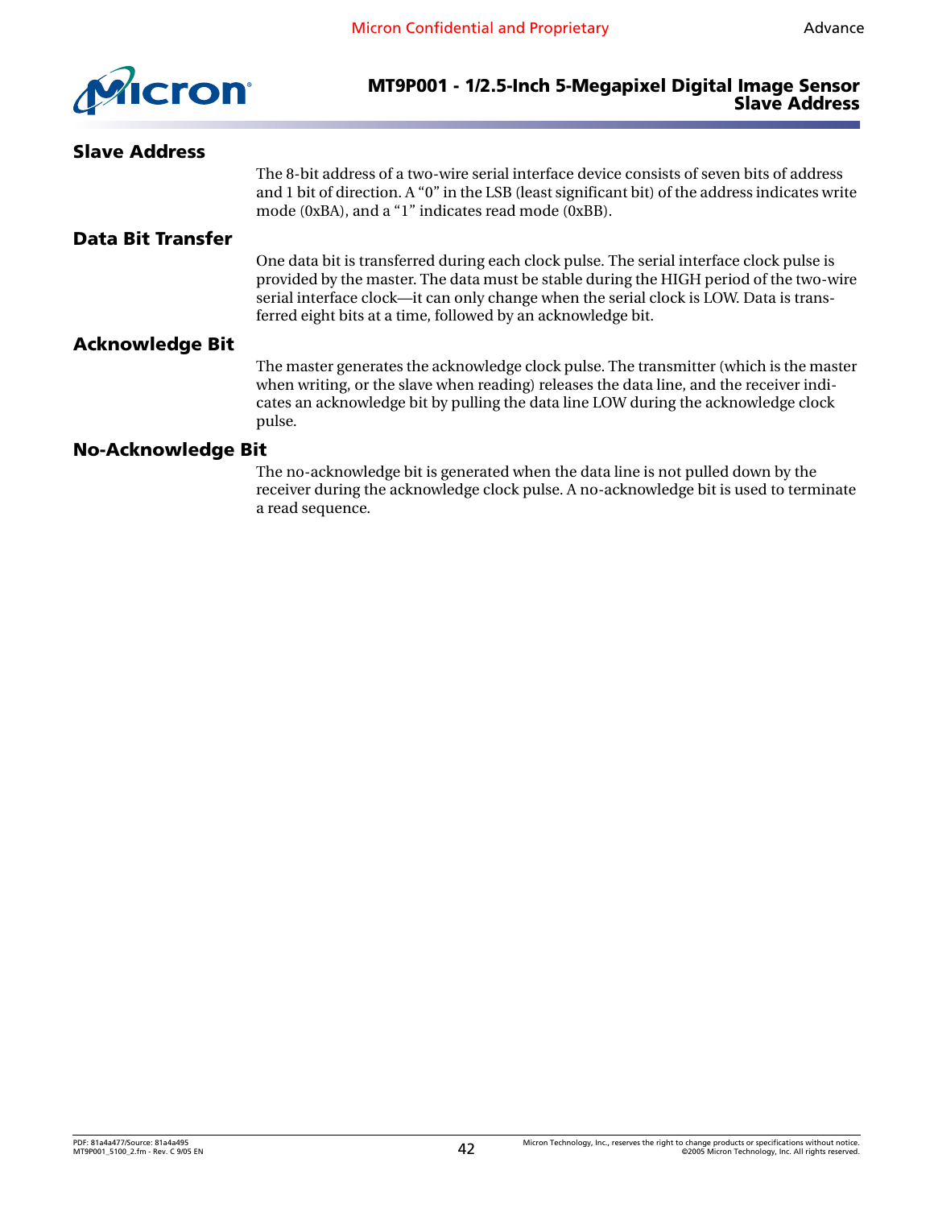## Slave Address

The 8-bit address of a two-wire serial interface device consists of seven bits of address and 1 bit of direction. A "0" in the LSB (least significant bit) of the address indicates write mode (0xBA), and a "1" indicates read mode (0xBB).

## Data Bit Transfer

One data bit is transferred during each clock pulse. The serial interface clock pulse is provided by the master. The data must be stable during the HIGH period of the two-wire serial interface clock—it can only change when the serial clock is LOW. Data is transferred eight bits at a time, followed by an acknowledge bit.

## Acknowledge Bit

The master generates the acknowledge clock pulse. The transmitter (which is the master when writing, or the slave when reading) releases the data line, and the receiver indicates an acknowledge bit by pulling the data line LOW during the acknowledge clock pulse.

## No-Acknowledge Bit

The no-acknowledge bit is generated when the data line is not pulled down by the receiver during the acknowledge clock pulse. A no-acknowledge bit is used to terminate a read sequence.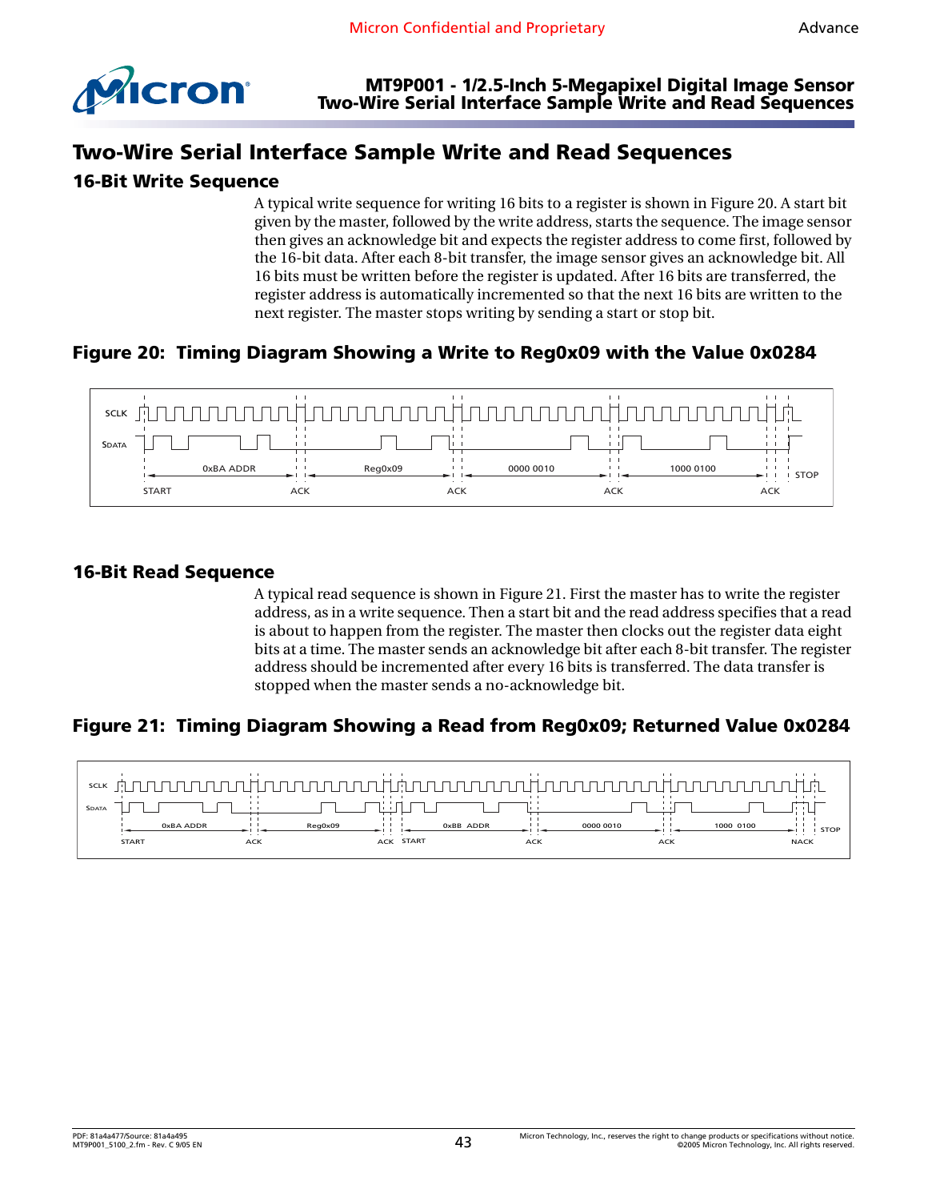## Two-Wire Serial Interface Sample Write and Read Sequences

### 16-Bit Write Sequence

A typical write sequence for writing 16 bits to a register is shown in Figure 20. A start bit given by the master, followed by the write address, starts the sequence. The image sensor then gives an acknowledge bit and expects the register address to come first, followed by the 16-bit data. After each 8-bit transfer, the image sensor gives an acknowledge bit. All 16 bits must be written before the register is updated. After 16 bits are transferred, the register address is automatically incremented so that the next 16 bits are written to the next register. The master stops writing by sending a start or stop bit.

**Figure 20: Timing Diagram Showing a Write to Reg0x09 with the Value 0x0284**

SCLK
SDATA
0xBA ADDR | Reg0x09 | 0000 0010 | 1000 0100
START | ACK | ACK | ACK | ACK | STOP

### 16-Bit Read Sequence

A typical read sequence is shown in Figure 21. First the master has to write the register address, as in a write sequence. Then a start bit and the read address specifies that a read is about to happen from the register. The master then clocks out the register data eight bits at a time. The master sends an acknowledge bit after each 8-bit transfer. The register address should be incremented after every 16 bits is transferred. The data transfer is stopped when the master sends a no-acknowledge bit.

**Figure 21: Timing Diagram Showing a Read from Reg0x09; Returned Value 0x0284**

SCLK
SDATA
0xBA ADDR | Reg0x09 | 0xBB ADDR | 0000 0010 | 1000 0100
START | ACK | ACK | START | ACK | ACK | NACK | STOP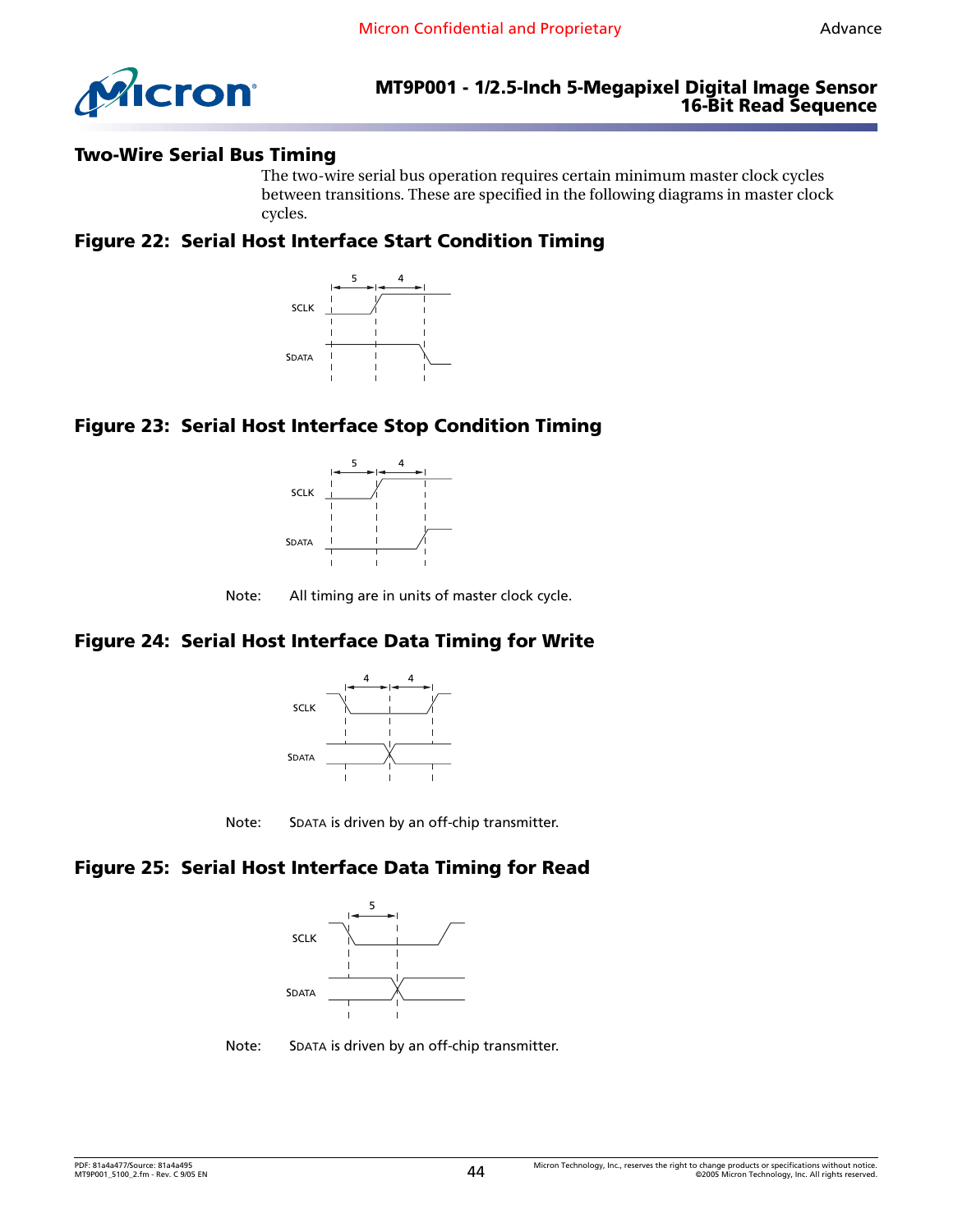## Two-Wire Serial Bus Timing

The two-wire serial bus operation requires certain minimum master clock cycles between transitions. These are specified in the following diagrams in master clock cycles.

### Figure 22: Serial Host Interface Start Condition Timing

### Figure 23: Serial Host Interface Stop Condition Timing

Note: All timing are in units of master clock cycle.

### Figure 24: Serial Host Interface Data Timing for Write

Note: SDATA is driven by an off-chip transmitter.

### Figure 25: Serial Host Interface Data Timing for Read

Note: SDATA is driven by an off-chip transmitter.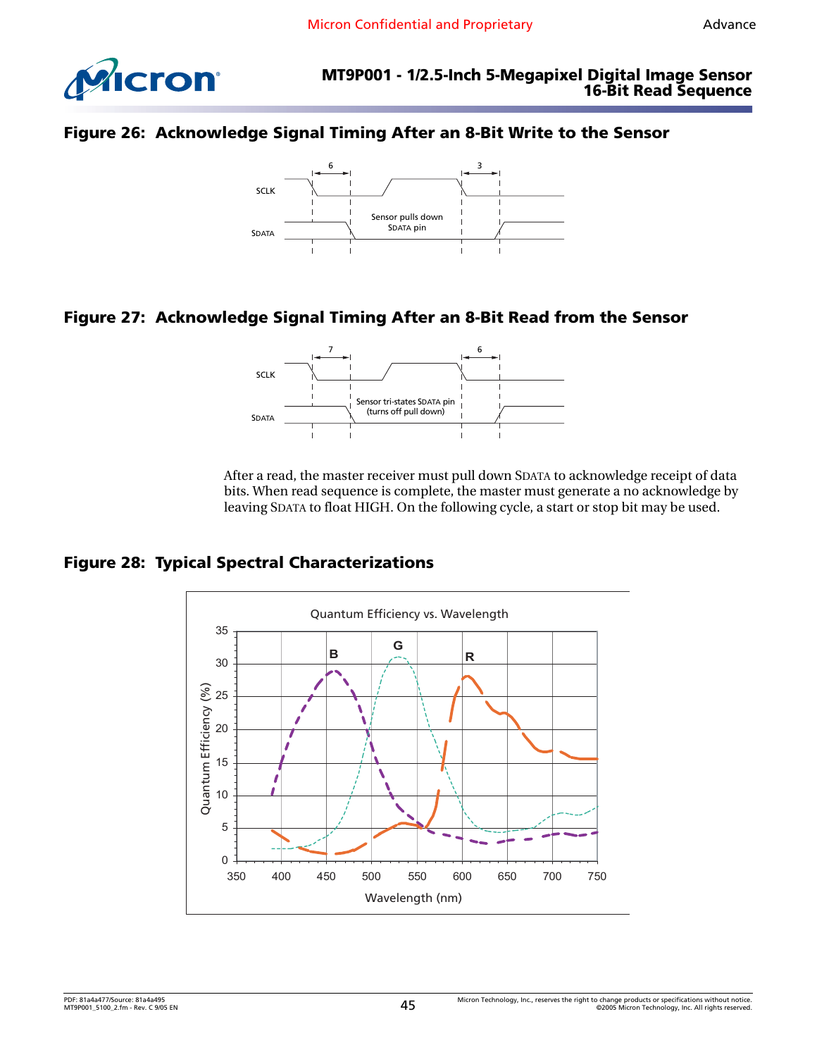### Figure 26: Acknowledge Signal Timing After an 8-Bit Write to the Sensor

SCLK

SDATA

Sensor pulls down SDATA pin

### Figure 27: Acknowledge Signal Timing After an 8-Bit Read from the Sensor

SCLK

SDATA

Sensor tri-states SDATA pin (turns off pull down)

After a read, the master receiver must pull down SDATA to acknowledge receipt of data bits. When read sequence is complete, the master must generate a no acknowledge by leaving SDATA to float HIGH. On the following cycle, a start or stop bit may be used.

### Figure 28: Typical Spectral Characterizations

Quantum Efficiency vs. Wavelength

Quantum Efficiency (%)

Wavelength (nm)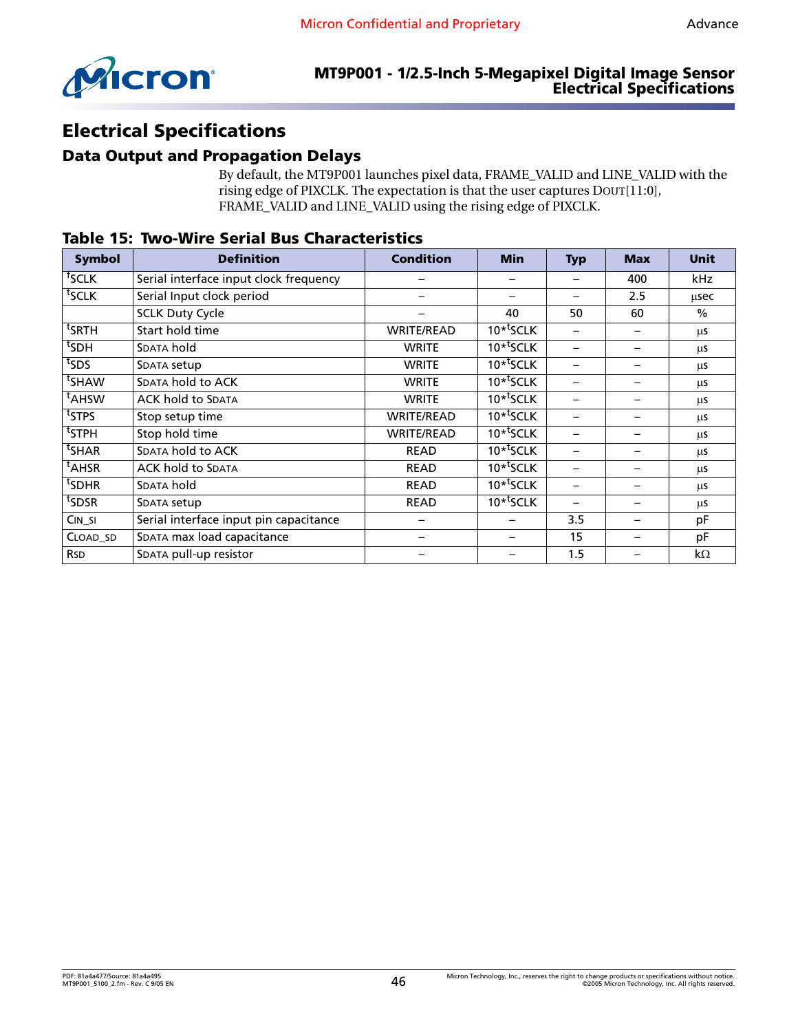# Electrical Specifications

## Data Output and Propagation Delays

By default, the MT9P001 launches pixel data, FRAME_VALID and LINE_VALID with the rising edge of PIXCLK. The expectation is that the user captures DOUT[11:0], FRAME_VALID and LINE_VALID using the rising edge of PIXCLK.

**Table 15: Two-Wire Serial Bus Characteristics**

| Symbol | Definition | Condition | Min | Typ | Max | Unit |
|---|---|---|---|---|---|---|
| $^t$SCLK | Serial interface input clock frequency | – | – | – | 400 | kHz |
| $^t$SCLK | Serial Input clock period | – | – | – | 2.5 | µsec |
| | SCLK Duty Cycle | – | 40 | 50 | 60 | % |
| $^t$SRTH | Start hold time | WRITE/READ | 10*$^t$SCLK | – | – | µs |
| $^t$SDH | SDATA hold | WRITE | 10*$^t$SCLK | – | – | µs |
| $^t$SDS | SDATA setup | WRITE | 10*$^t$SCLK | – | – | µs |
| $^t$SHAW | SDATA hold to ACK | WRITE | 10*$^t$SCLK | – | – | µs |
| $^t$AHSW | ACK hold to SDATA | WRITE | 10*$^t$SCLK | – | – | µs |
| $^t$STPS | Stop setup time | WRITE/READ | 10*$^t$SCLK | – | – | µs |
| $^t$STPH | Stop hold time | WRITE/READ | 10*$^t$SCLK | – | – | µs |
| $^t$SHAR | SDATA hold to ACK | READ | 10*$^t$SCLK | – | – | µs |
| $^t$AHSR | ACK hold to SDATA | READ | 10*$^t$SCLK | – | – | µs |
| $^t$SDHR | SDATA hold | READ | 10*$^t$SCLK | – | – | µs |
| $^t$SDSR | SDATA setup | READ | 10*$^t$SCLK | – | – | µs |
| CIN_SI | Serial interface input pin capacitance | – | – | 3.5 | – | pF |
| CLOAD_SD | SDATA max load capacitance | – | – | 15 | – | pF |
| RSD | SDATA pull-up resistor | – | – | 1.5 | – | kΩ |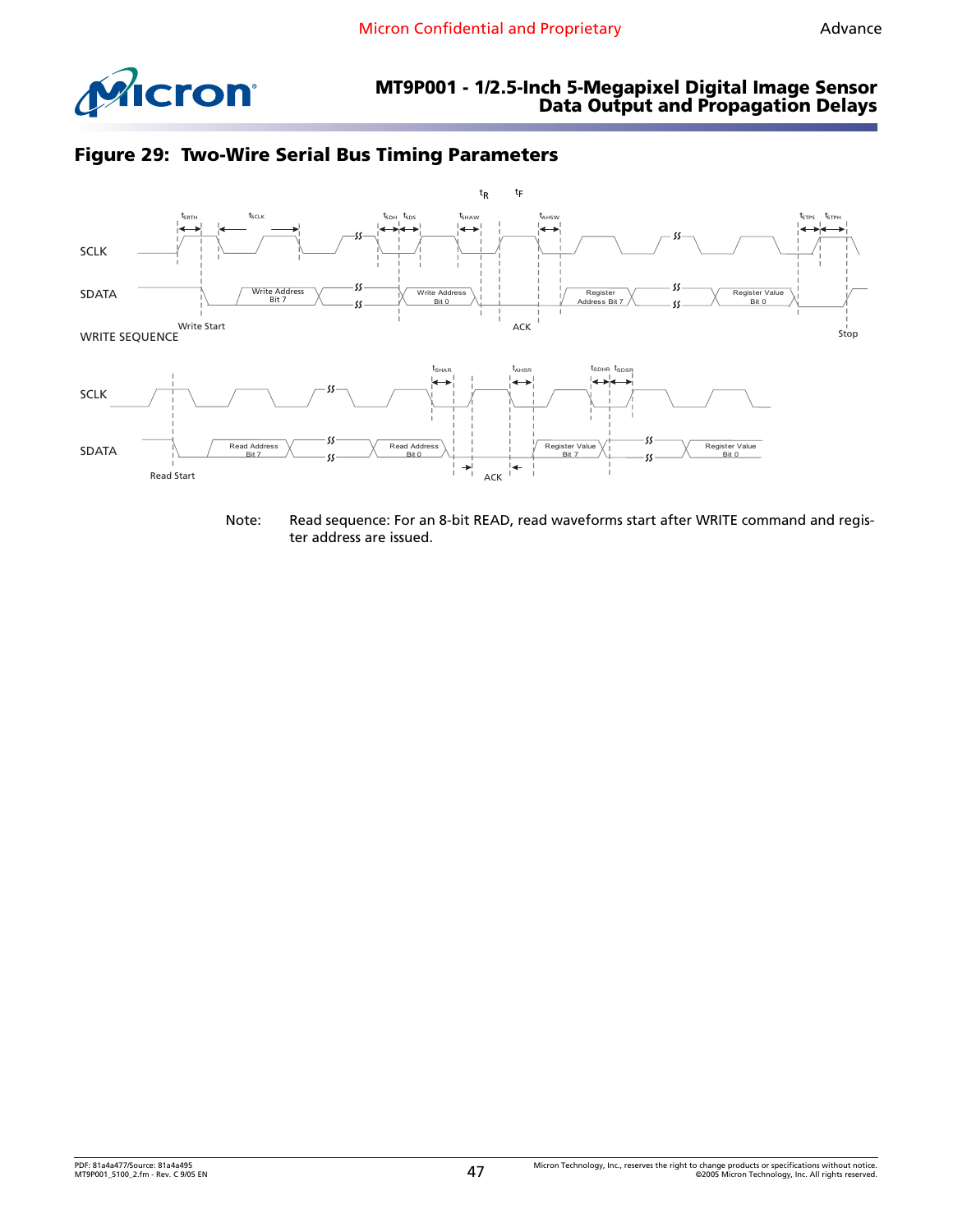## Figure 29: Two-Wire Serial Bus Timing Parameters

Note: Read sequence: For an 8-bit READ, read waveforms start after WRITE command and register address are issued.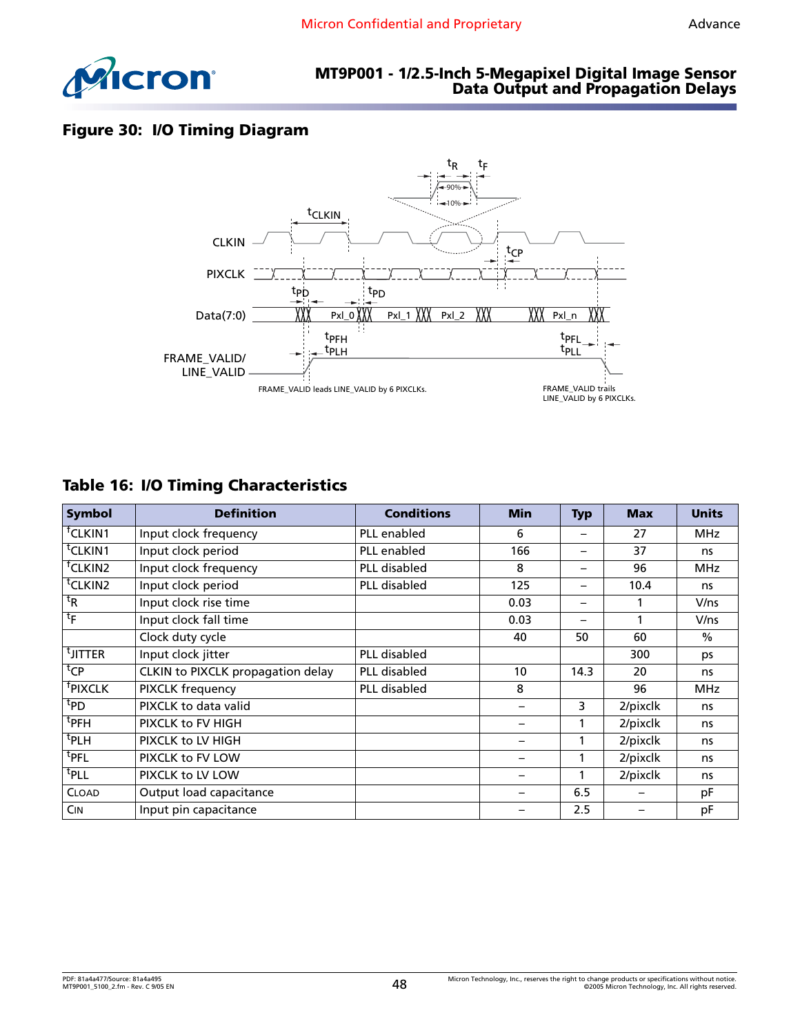## Figure 30: I/O Timing Diagram

CLKIN

PIXCLK

Data(7:0)

FRAME_VALID/ LINE_VALID

$^tCLKIN$ $^tR$ $^tF$ 90% 10% $^tCP$ $^tPD$ $^tPD$ Pxl_0 Pxl_1 Pxl_2 Pxl_n $^tPFH$ $^tPLH$ $^tPFL$ $^tPLL$

FRAME_VALID leads LINE_VALID by 6 PIXCLKs.

FRAME_VALID trails LINE_VALID by 6 PIXCLKs.

## Table 16: I/O Timing Characteristics

| Symbol | Definition | Conditions | Min | Typ | Max | Units |
|---|---|---|---|---|---|---|
| $^t$CLKIN1 | Input clock frequency | PLL enabled | 6 | – | 27 | MHz |
| $^t$CLKIN1 | Input clock period | PLL enabled | 166 | – | 37 | ns |
| $^t$CLKIN2 | Input clock frequency | PLL disabled | 8 | – | 96 | MHz |
| $^t$CLKIN2 | Input clock period | PLL disabled | 125 | – | 10.4 | ns |
| $^t$R | Input clock rise time | | 0.03 | – | 1 | V/ns |
| $^t$F | Input clock fall time | | 0.03 | – | 1 | V/ns |
| | Clock duty cycle | | 40 | 50 | 60 | % |
| $^t$JITTER | Input clock jitter | PLL disabled | | | 300 | ps |
| $^t$CP | CLKIN to PIXCLK propagation delay | PLL disabled | 10 | 14.3 | 20 | ns |
| $^t$PIXCLK | PIXCLK frequency | PLL disabled | 8 | | 96 | MHz |
| $^t$PD | PIXCLK to data valid | | – | 3 | 2/pixclk | ns |
| $^t$PFH | PIXCLK to FV HIGH | | – | 1 | 2/pixclk | ns |
| $^t$PLH | PIXCLK to LV HIGH | | – | 1 | 2/pixclk | ns |
| $^t$PFL | PIXCLK to FV LOW | | – | 1 | 2/pixclk | ns |
| $^t$PLL | PIXCLK to LV LOW | | – | 1 | 2/pixclk | ns |
| CLOAD | Output load capacitance | | – | 6.5 | – | pF |
| CIN | Input pin capacitance | | – | 2.5 | – | pF |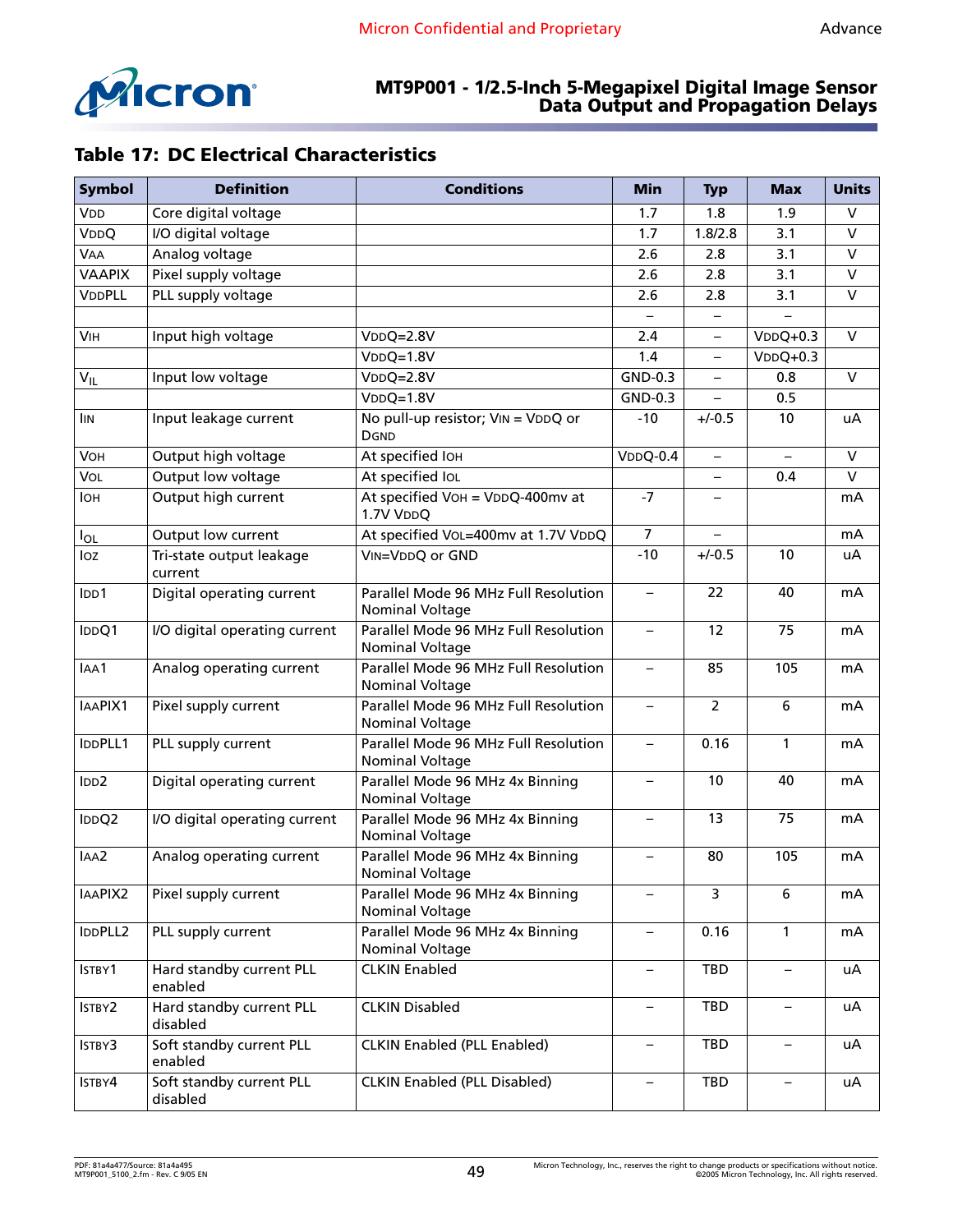## Table 17: DC Electrical Characteristics

| Symbol | Definition | Conditions | Min | Typ | Max | Units |
|---|---|---|---|---|---|---|
| $V_{DD}$ | Core digital voltage | | 1.7 | 1.8 | 1.9 | V |
| $V_{DDQ}$ | I/O digital voltage | | 1.7 | 1.8/2.8 | 3.1 | V |
| $V_{AA}$ | Analog voltage | | 2.6 | 2.8 | 3.1 | V |
| VAAPIX | Pixel supply voltage | | 2.6 | 2.8 | 3.1 | V |
| $V_{DD}$PLL | PLL supply voltage | | 2.6 | 2.8 | 3.1 | V |
| | | | – | – | – | |
| $V_{IH}$ | Input high voltage | $V_{DDQ}$=2.8V | 2.4 | – | $V_{DDQ}$+0.3 | V |
| | | $V_{DDQ}$=1.8V | 1.4 | – | $V_{DDQ}$+0.3 | |
| $V_{IL}$ | Input low voltage | $V_{DDQ}$=2.8V | GND-0.3 | – | 0.8 | V |
| | | $V_{DDQ}$=1.8V | GND-0.3 | – | 0.5 | |
| $I_{IN}$ | Input leakage current | No pull-up resistor; $V_{IN}$ = $V_{DDQ}$ or DGND | -10 | +/-0.5 | 10 | uA |
| $V_{OH}$ | Output high voltage | At specified $I_{OH}$ | $V_{DDQ}$-0.4 | – | – | V |
| $V_{OL}$ | Output low voltage | At specified $I_{OL}$ | | – | 0.4 | V |
| $I_{OH}$ | Output high current | At specified $V_{OH}$ = $V_{DDQ}$-400mv at 1.7V $V_{DDQ}$ | -7 | – | | mA |
| $I_{OL}$ | Output low current | At specified $V_{OL}$=400mv at 1.7V $V_{DDQ}$ | 7 | – | | mA |
| $I_{OZ}$ | Tri-state output leakage current | $V_{IN}$=$V_{DDQ}$ or GND | -10 | +/-0.5 | 10 | uA |
| $I_{DD}$1 | Digital operating current | Parallel Mode 96 MHz Full Resolution Nominal Voltage | – | 22 | 40 | mA |
| $I_{DDQ}$1 | I/O digital operating current | Parallel Mode 96 MHz Full Resolution Nominal Voltage | – | 12 | 75 | mA |
| $I_{AA}$1 | Analog operating current | Parallel Mode 96 MHz Full Resolution Nominal Voltage | – | 85 | 105 | mA |
| $I_{AA}$PIX1 | Pixel supply current | Parallel Mode 96 MHz Full Resolution Nominal Voltage | – | 2 | 6 | mA |
| $I_{DD}$PLL1 | PLL supply current | Parallel Mode 96 MHz Full Resolution Nominal Voltage | – | 0.16 | 1 | mA |
| $I_{DD}$2 | Digital operating current | Parallel Mode 96 MHz 4x Binning Nominal Voltage | – | 10 | 40 | mA |
| $I_{DDQ}$2 | I/O digital operating current | Parallel Mode 96 MHz 4x Binning Nominal Voltage | – | 13 | 75 | mA |
| $I_{AA}$2 | Analog operating current | Parallel Mode 96 MHz 4x Binning Nominal Voltage | – | 80 | 105 | mA |
| $I_{AA}$PIX2 | Pixel supply current | Parallel Mode 96 MHz 4x Binning Nominal Voltage | – | 3 | 6 | mA |
| $I_{DD}$PLL2 | PLL supply current | Parallel Mode 96 MHz 4x Binning Nominal Voltage | – | 0.16 | 1 | mA |
| $I_{STBY}$1 | Hard standby current PLL enabled | CLKIN Enabled | – | TBD | – | uA |
| $I_{STBY}$2 | Hard standby current PLL disabled | CLKIN Disabled | – | TBD | – | uA |
| $I_{STBY}$3 | Soft standby current PLL enabled | CLKIN Enabled (PLL Enabled) | – | TBD | – | uA |
| $I_{STBY}$4 | Soft standby current PLL disabled | CLKIN Enabled (PLL Disabled) | – | TBD | – | uA |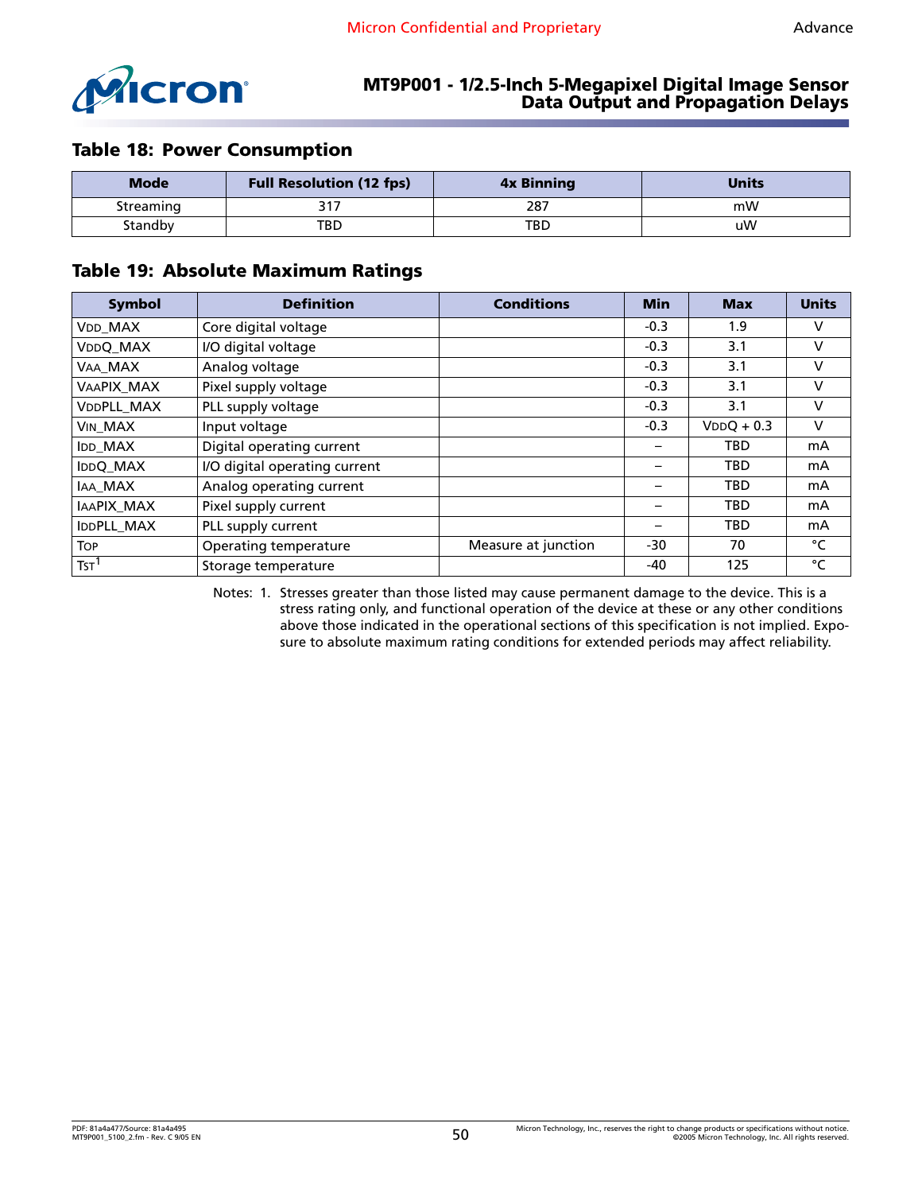## Table 18: Power Consumption

| Mode | Full Resolution (12 fps) | 4x Binning | Units |
|---|---|---|---|
| Streaming | 317 | 287 | mW |
| Standby | TBD | TBD | uW |

## Table 19: Absolute Maximum Ratings

| Symbol | Definition | Conditions | Min | Max | Units |
|---|---|---|---|---|---|
| VDD_MAX | Core digital voltage | | -0.3 | 1.9 | V |
| VDDQ_MAX | I/O digital voltage | | -0.3 | 3.1 | V |
| VAA_MAX | Analog voltage | | -0.3 | 3.1 | V |
| VAAPIX_MAX | Pixel supply voltage | | -0.3 | 3.1 | V |
| VDDPLL_MAX | PLL supply voltage | | -0.3 | 3.1 | V |
| VIN_MAX | Input voltage | | -0.3 | VDDQ + 0.3 | V |
| IDD_MAX | Digital operating current | | – | TBD | mA |
| IDDQ_MAX | I/O digital operating current | | – | TBD | mA |
| IAA_MAX | Analog operating current | | – | TBD | mA |
| IAAPIX_MAX | Pixel supply current | | – | TBD | mA |
| IDDPLL_MAX | PLL supply current | | – | TBD | mA |
| TOP | Operating temperature | Measure at junction | -30 | 70 | °C |
| TST[1] | Storage temperature | | -40 | 125 | °C |

Notes: 1. Stresses greater than those listed may cause permanent damage to the device. This is a stress rating only, and functional operation of the device at these or any other conditions above those indicated in the operational sections of this specification is not implied. Exposure to absolute maximum rating conditions for extended periods may affect reliability.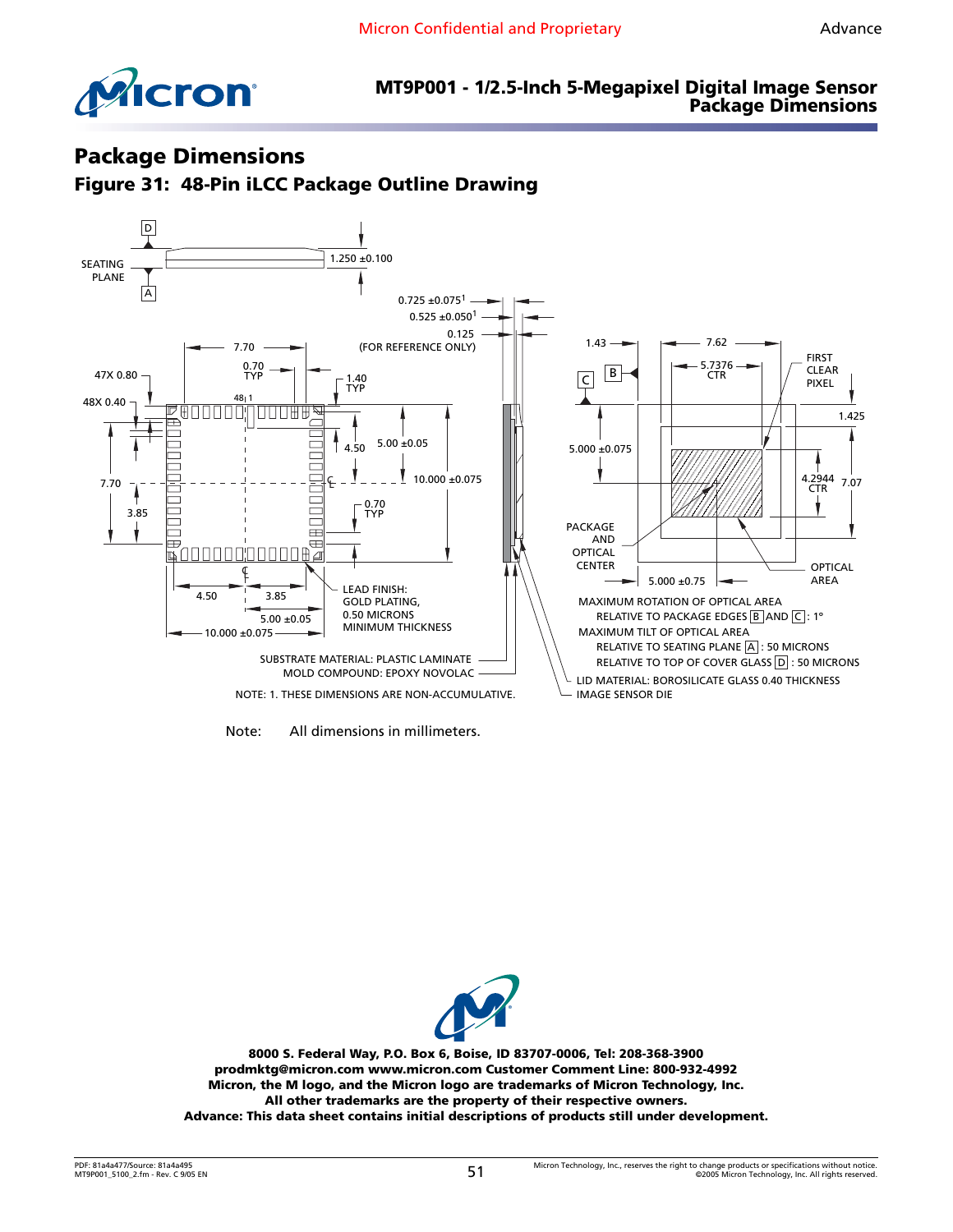# Package Dimensions

## Figure 31: 48-Pin iLCC Package Outline Drawing

SEATING PLANE

1.250 ±0.100

0.725 ±0.075[1]

0.525 ±0.050[1]

0.125 (FOR REFERENCE ONLY)

7.70

0.70 TYP

47X 0.80

48X 0.40

1.40 TYP

4.50

5.00 ±0.05

10.000 ±0.075

7.70

3.85

0.70 TYP

4.50

3.85

5.00 ±0.05

10.000 ±0.075

LEAD FINISH: GOLD PLATING, 0.50 MICRONS MINIMUM THICKNESS

SUBSTRATE MATERIAL: PLASTIC LAMINATE

MOLD COMPOUND: EPOXY NOVOLAC

NOTE: 1. THESE DIMENSIONS ARE NON-ACCUMULATIVE.

1.43

7.62

5.7376 CTR

FIRST CLEAR PIXEL

1.425

5.000 ±0.075

4.2944 CTR

7.07

PACKAGE AND OPTICAL CENTER

5.000 ±0.75

OPTICAL AREA

MAXIMUM ROTATION OF OPTICAL AREA RELATIVE TO PACKAGE EDGES B AND C: 1°

MAXIMUM TILT OF OPTICAL AREA RELATIVE TO SEATING PLANE A: 50 MICRONS RELATIVE TO TOP OF COVER GLASS D: 50 MICRONS

LID MATERIAL: BOROSILICATE GLASS 0.40 THICKNESS

IMAGE SENSOR DIE

Note: All dimensions in millimeters.

**8000 S. Federal Way, P.O. Box 6, Boise, ID 83707-0006, Tel: 208-368-3900**
**prodmktg@micron.com www.micron.com Customer Comment Line: 800-932-4992**
**Micron, the M logo, and the Micron logo are trademarks of Micron Technology, Inc.**
**All other trademarks are the property of their respective owners.**
**Advance: This data sheet contains initial descriptions of products still under development.**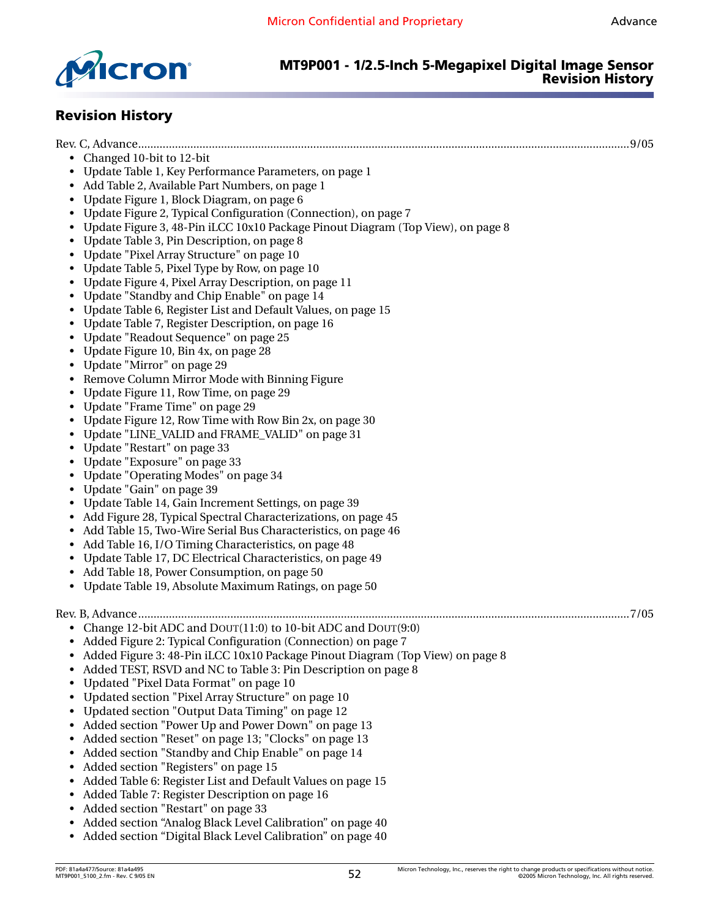## Revision History

Rev. C, Advance ............................................................................................................................................................9/05

- Changed 10-bit to 12-bit
- Update Table 1, Key Performance Parameters, on page 1
- Add Table 2, Available Part Numbers, on page 1
- Update Figure 1, Block Diagram, on page 6
- Update Figure 2, Typical Configuration (Connection), on page 7
- Update Figure 3, 48-Pin iLCC 10x10 Package Pinout Diagram (Top View), on page 8
- Update Table 3, Pin Description, on page 8
- Update "Pixel Array Structure" on page 10
- Update Table 5, Pixel Type by Row, on page 10
- Update Figure 4, Pixel Array Description, on page 11
- Update "Standby and Chip Enable" on page 14
- Update Table 6, Register List and Default Values, on page 15
- Update Table 7, Register Description, on page 16
- Update "Readout Sequence" on page 25
- Update Figure 10, Bin 4x, on page 28
- Update "Mirror" on page 29
- Remove Column Mirror Mode with Binning Figure
- Update Figure 11, Row Time, on page 29
- Update "Frame Time" on page 29
- Update Figure 12, Row Time with Row Bin 2x, on page 30
- Update "LINE_VALID and FRAME_VALID" on page 31
- Update "Restart" on page 33
- Update "Exposure" on page 33
- Update "Operating Modes" on page 34
- Update "Gain" on page 39
- Update Table 14, Gain Increment Settings, on page 39
- Add Figure 28, Typical Spectral Characterizations, on page 45
- Add Table 15, Two-Wire Serial Bus Characteristics, on page 46
- Add Table 16, I/O Timing Characteristics, on page 48
- Update Table 17, DC Electrical Characteristics, on page 49
- Add Table 18, Power Consumption, on page 50
- Update Table 19, Absolute Maximum Ratings, on page 50

Rev. B, Advance ............................................................................................................................................................7/05

- Change 12-bit ADC and DOUT(11:0) to 10-bit ADC and DOUT(9:0)
- Added Figure 2: Typical Configuration (Connection) on page 7
- Added Figure 3: 48-Pin iLCC 10x10 Package Pinout Diagram (Top View) on page 8
- Added TEST, RSVD and NC to Table 3: Pin Description on page 8
- Updated "Pixel Data Format" on page 10
- Updated section "Pixel Array Structure" on page 10
- Updated section "Output Data Timing" on page 12
- Added section "Power Up and Power Down" on page 13
- Added section "Reset" on page 13; "Clocks" on page 13
- Added section "Standby and Chip Enable" on page 14
- Added section "Registers" on page 15
- Added Table 6: Register List and Default Values on page 15
- Added Table 7: Register Description on page 16
- Added section "Restart" on page 33
- Added section “Analog Black Level Calibration” on page 40
- Added section “Digital Black Level Calibration” on page 40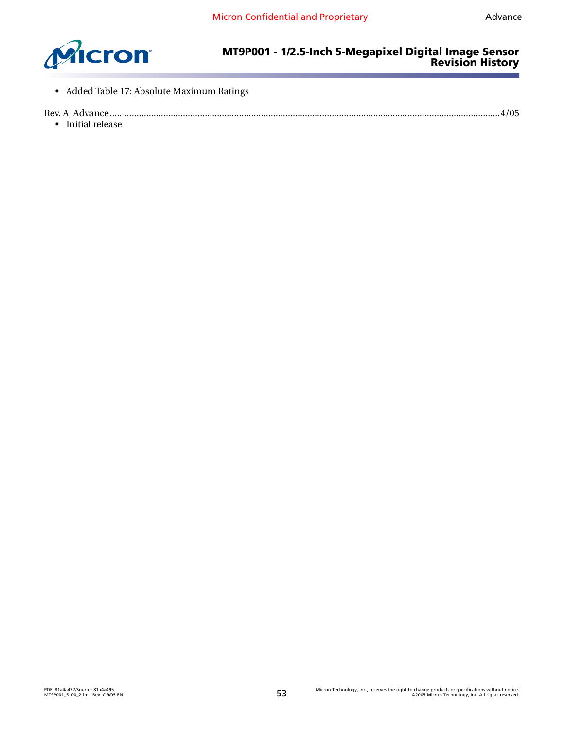- Added Table 17: Absolute Maximum Ratings

Rev. A, Advance ........................................................................................................ 4/05

- Initial release